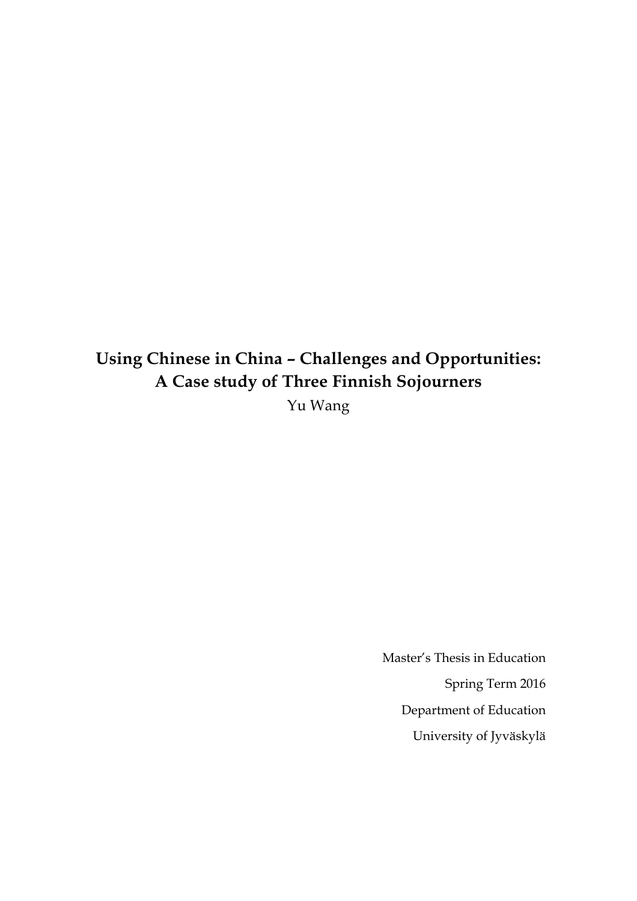# Using Chinese in China – Challenges and Opportunities: A Case study of Three Finnish Sojourners

Yu Wang

Master's Thesis in Education

Spring Term 2016

Department of Education

University of Jyväskylä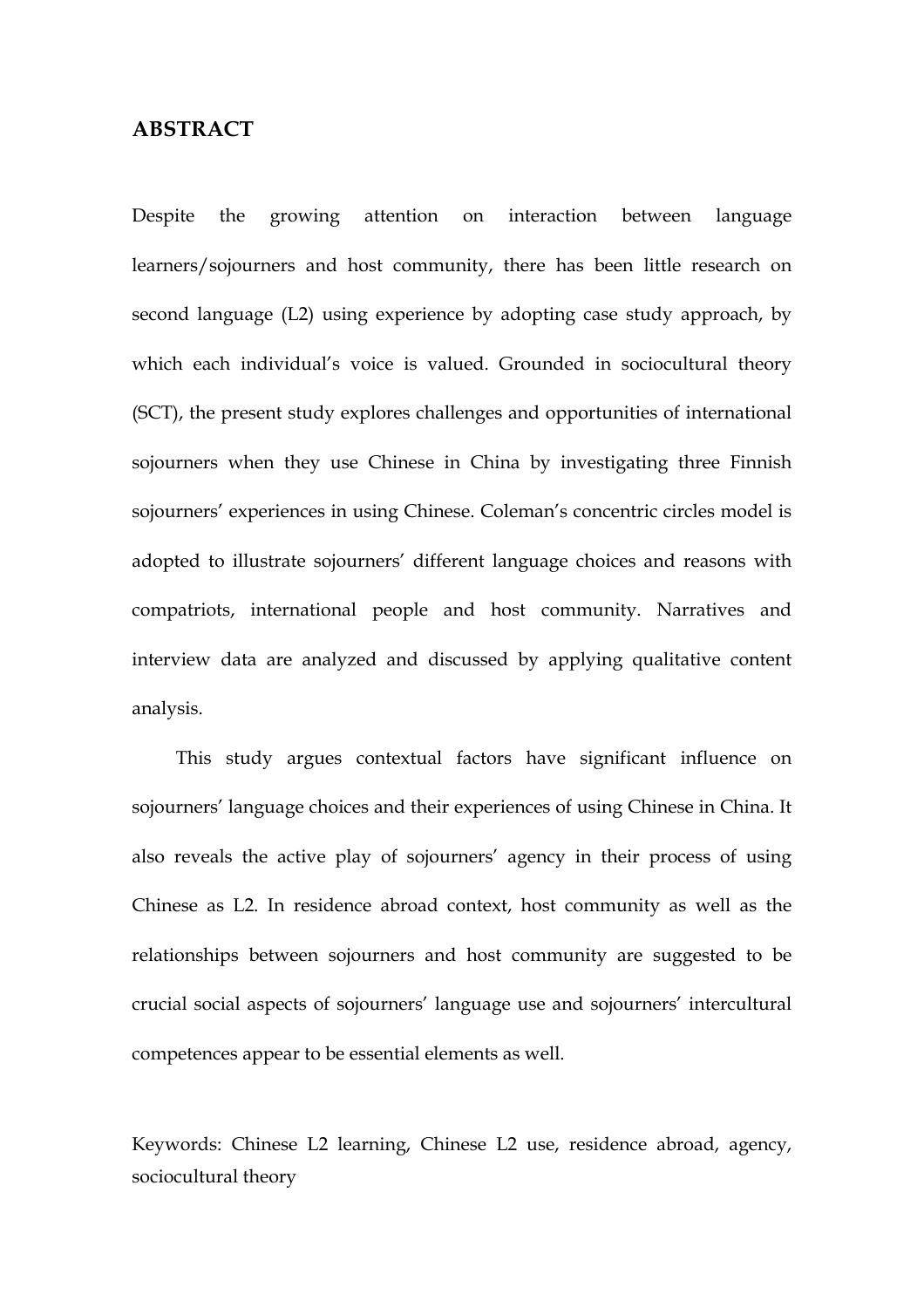# ABSTRACT

Despite the growing attention on interaction between language learners/sojourners and host community, there has been little research on second language (L2) using experience by adopting case study approach, by which each individual's voice is valued. Grounded in sociocultural theory (SCT), the present study explores challenges and opportunities of international sojourners when they use Chinese in China by investigating three Finnish sojourners' experiences in using Chinese. Coleman's concentric circles model is adopted to illustrate sojourners' different language choices and reasons with compatriots, international people and host community. Narratives and interview data are analyzed and discussed by applying qualitative content analysis.

This study argues contextual factors have significant influence on sojourners' language choices and their experiences of using Chinese in China. It also reveals the active play of sojourners' agency in their process of using Chinese as L2. In residence abroad context, host community as well as the relationships between sojourners and host community are suggested to be crucial social aspects of sojourners' language use and sojourners' intercultural competences appear to be essential elements as well.

Keywords: Chinese L2 learning, Chinese L2 use, residence abroad, agency, sociocultural theory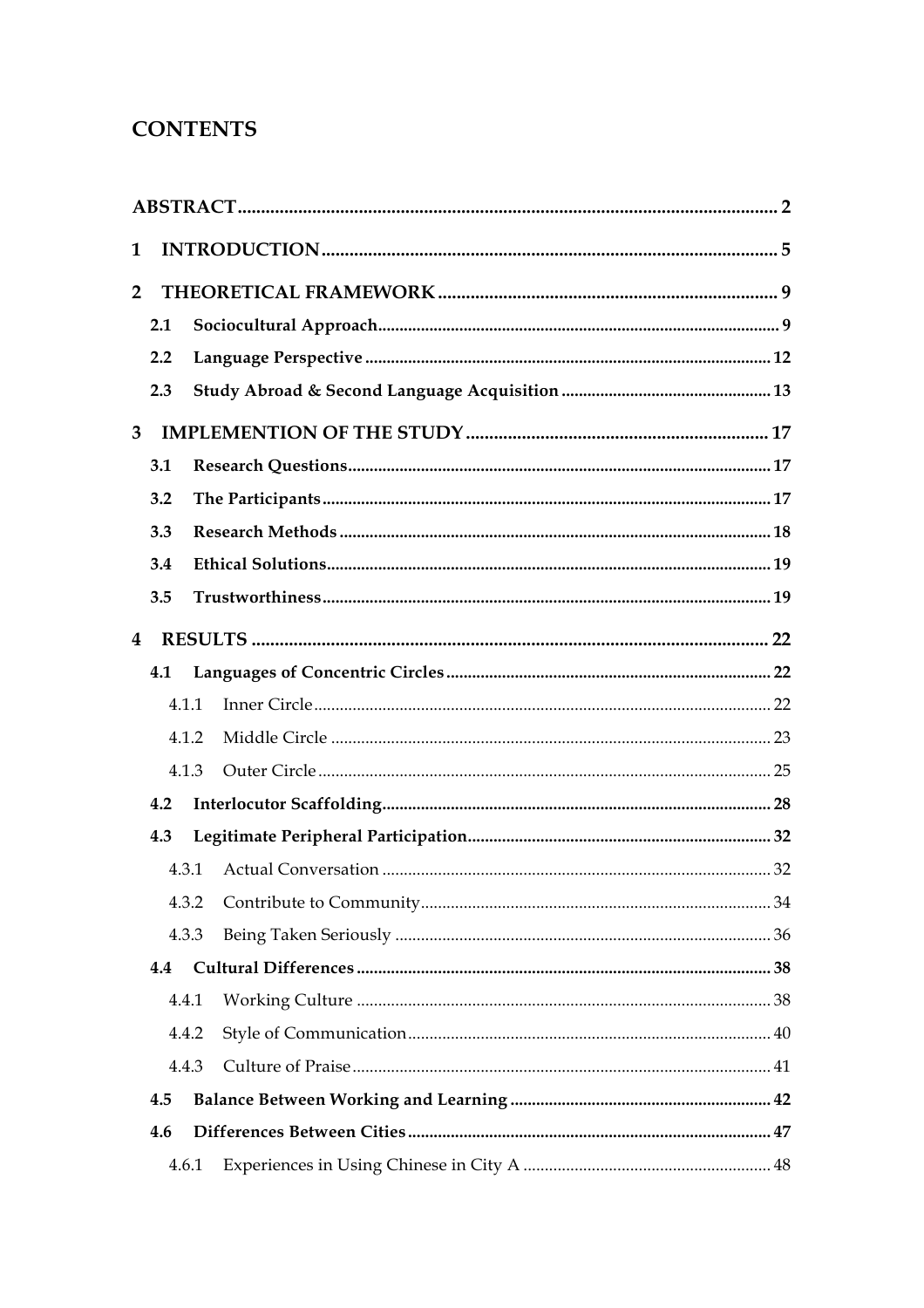# CONTENTS

**ABSTRACT** .......... 2

**1 INTRODUCTION** .......... 5

**2 THEORETICAL FRAMEWORK** .......... 9

- **2.1 Sociocultural Approach** .......... 9
- **2.2 Language Perspective** .......... 12
- **2.3 Study Abroad & Second Language Acquisition** .......... 13

**3 IMPLEMENTION OF THE STUDY** .......... 17

- **3.1 Research Questions** .......... 17
- **3.2 The Participants** .......... 17
- **3.3 Research Methods** .......... 18
- **3.4 Ethical Solutions** .......... 19
- **3.5 Trustworthiness** .......... 19

**4 RESULTS** .......... 22

- **4.1 Languages of Concentric Circles** .......... 22
  - 4.1.1 Inner Circle .......... 22
  - 4.1.2 Middle Circle .......... 23
  - 4.1.3 Outer Circle .......... 25
- **4.2 Interlocutor Scaffolding** .......... 28
- **4.3 Legitimate Peripheral Participation** .......... 32
  - 4.3.1 Actual Conversation .......... 32
  - 4.3.2 Contribute to Community .......... 34
  - 4.3.3 Being Taken Seriously .......... 36
- **4.4 Cultural Differences** .......... 38
  - 4.4.1 Working Culture .......... 38
  - 4.4.2 Style of Communication .......... 40
  - 4.4.3 Culture of Praise .......... 41
- **4.5 Balance Between Working and Learning** .......... 42
- **4.6 Differences Between Cities** .......... 47
  - 4.6.1 Experiences in Using Chinese in City A .......... 48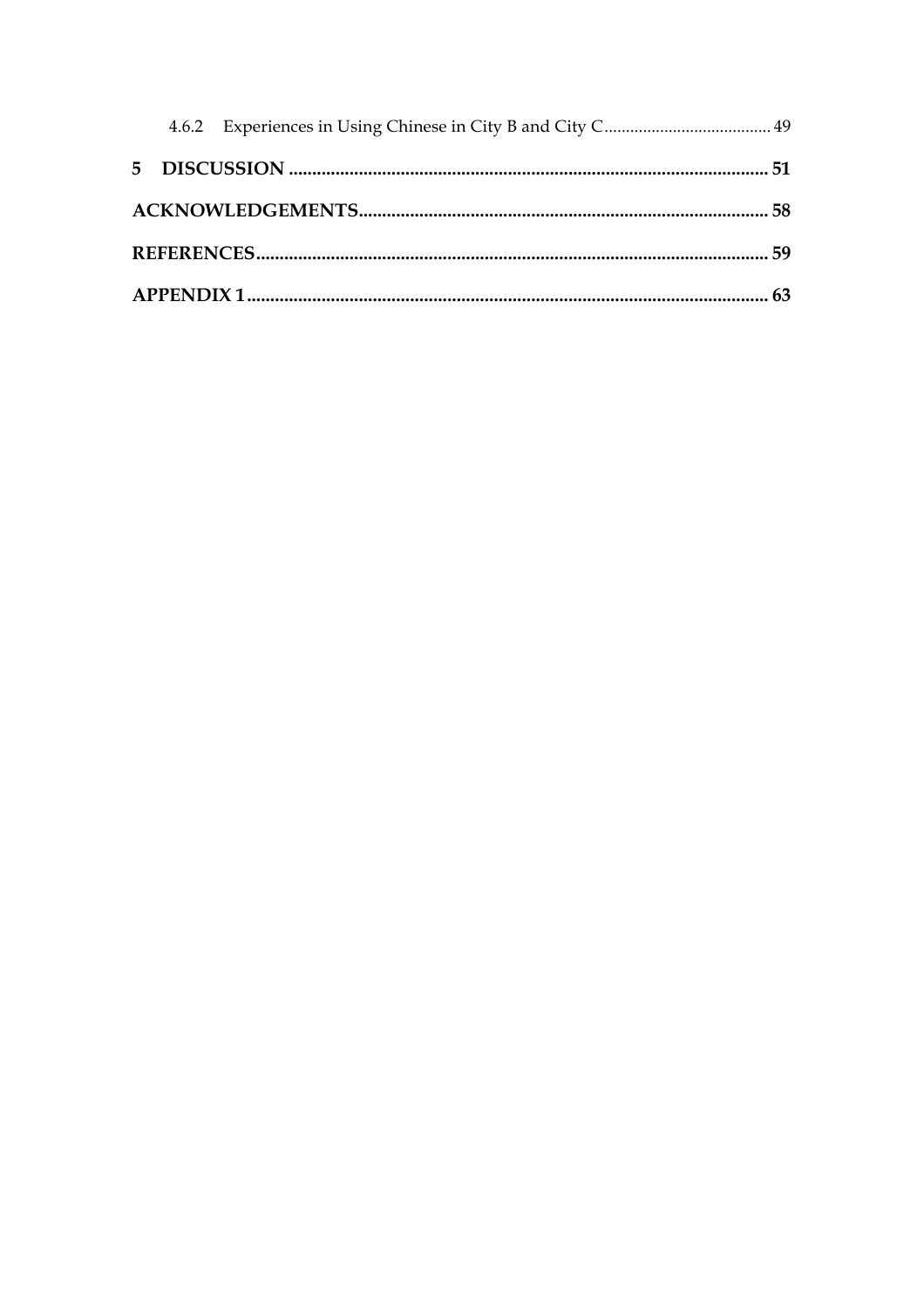4.6.2 Experiences in Using Chinese in City B and City C....................................... 49

**5 DISCUSSION ..................................................................................................... 51**

**ACKNOWLEDGEMENTS...................................................................................... 58**

**REFERENCES............................................................................................................ 59**

**APPENDIX 1.............................................................................................................. 63**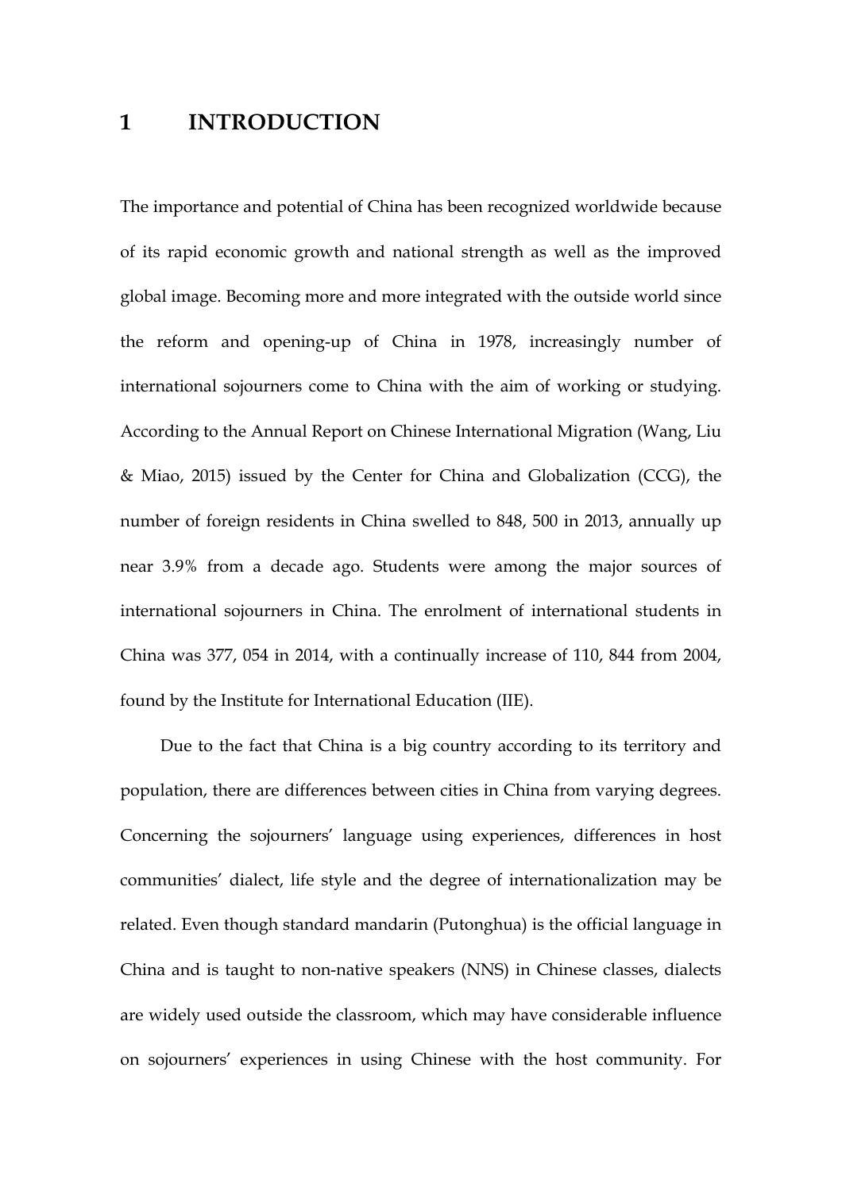# 1 INTRODUCTION

The importance and potential of China has been recognized worldwide because of its rapid economic growth and national strength as well as the improved global image. Becoming more and more integrated with the outside world since the reform and opening-up of China in 1978, increasingly number of international sojourners come to China with the aim of working or studying. According to the Annual Report on Chinese International Migration (Wang, Liu & Miao, 2015) issued by the Center for China and Globalization (CCG), the number of foreign residents in China swelled to 848, 500 in 2013, annually up near 3.9% from a decade ago. Students were among the major sources of international sojourners in China. The enrolment of international students in China was 377, 054 in 2014, with a continually increase of 110, 844 from 2004, found by the Institute for International Education (IIE).

Due to the fact that China is a big country according to its territory and population, there are differences between cities in China from varying degrees. Concerning the sojourners' language using experiences, differences in host communities' dialect, life style and the degree of internationalization may be related. Even though standard mandarin (Putonghua) is the official language in China and is taught to non-native speakers (NNS) in Chinese classes, dialects are widely used outside the classroom, which may have considerable influence on sojourners' experiences in using Chinese with the host community. For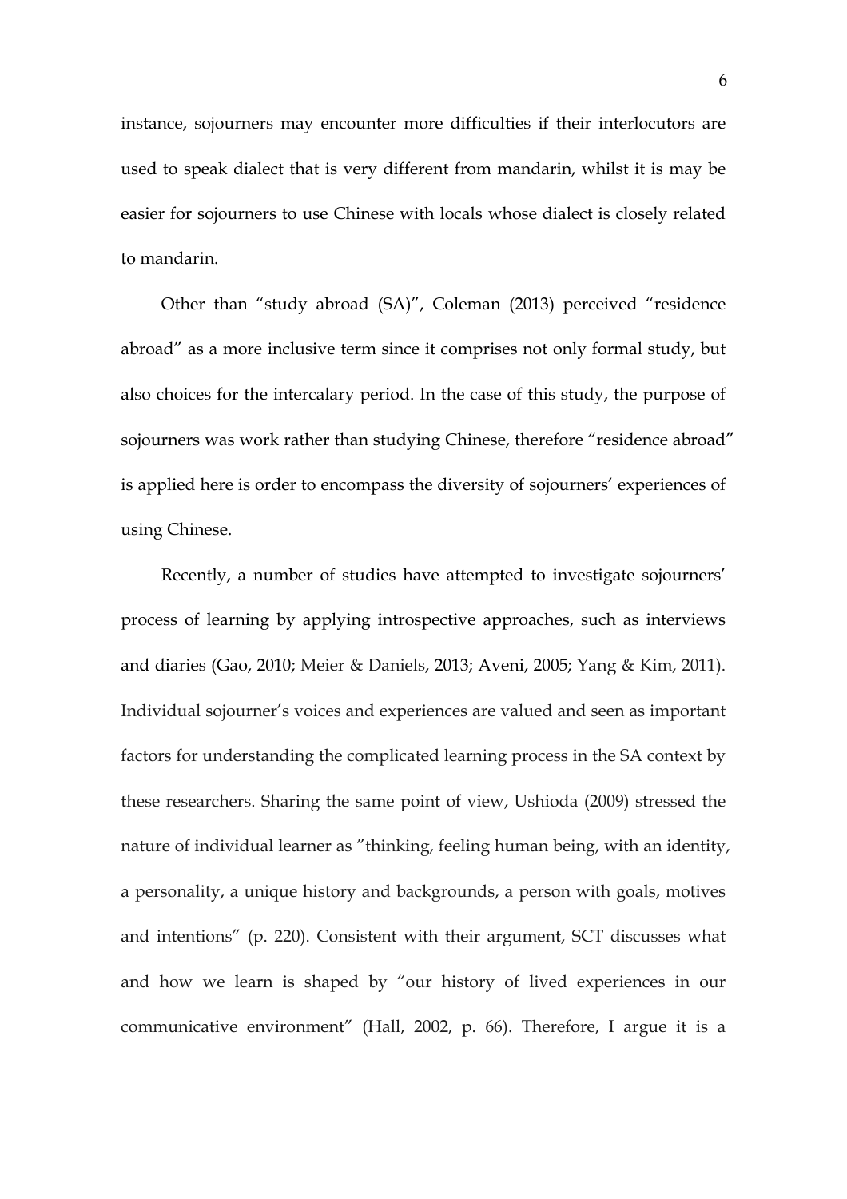instance, sojourners may encounter more difficulties if their interlocutors are used to speak dialect that is very different from mandarin, whilst it is may be easier for sojourners to use Chinese with locals whose dialect is closely related to mandarin.

Other than "study abroad (SA)", Coleman (2013) perceived "residence abroad" as a more inclusive term since it comprises not only formal study, but also choices for the intercalary period. In the case of this study, the purpose of sojourners was work rather than studying Chinese, therefore "residence abroad" is applied here is order to encompass the diversity of sojourners' experiences of using Chinese.

Recently, a number of studies have attempted to investigate sojourners' process of learning by applying introspective approaches, such as interviews and diaries (Gao, 2010; Meier & Daniels, 2013; Aveni, 2005; Yang & Kim, 2011). Individual sojourner's voices and experiences are valued and seen as important factors for understanding the complicated learning process in the SA context by these researchers. Sharing the same point of view, Ushioda (2009) stressed the nature of individual learner as "thinking, feeling human being, with an identity, a personality, a unique history and backgrounds, a person with goals, motives and intentions" (p. 220). Consistent with their argument, SCT discusses what and how we learn is shaped by "our history of lived experiences in our communicative environment" (Hall, 2002, p. 66). Therefore, I argue it is a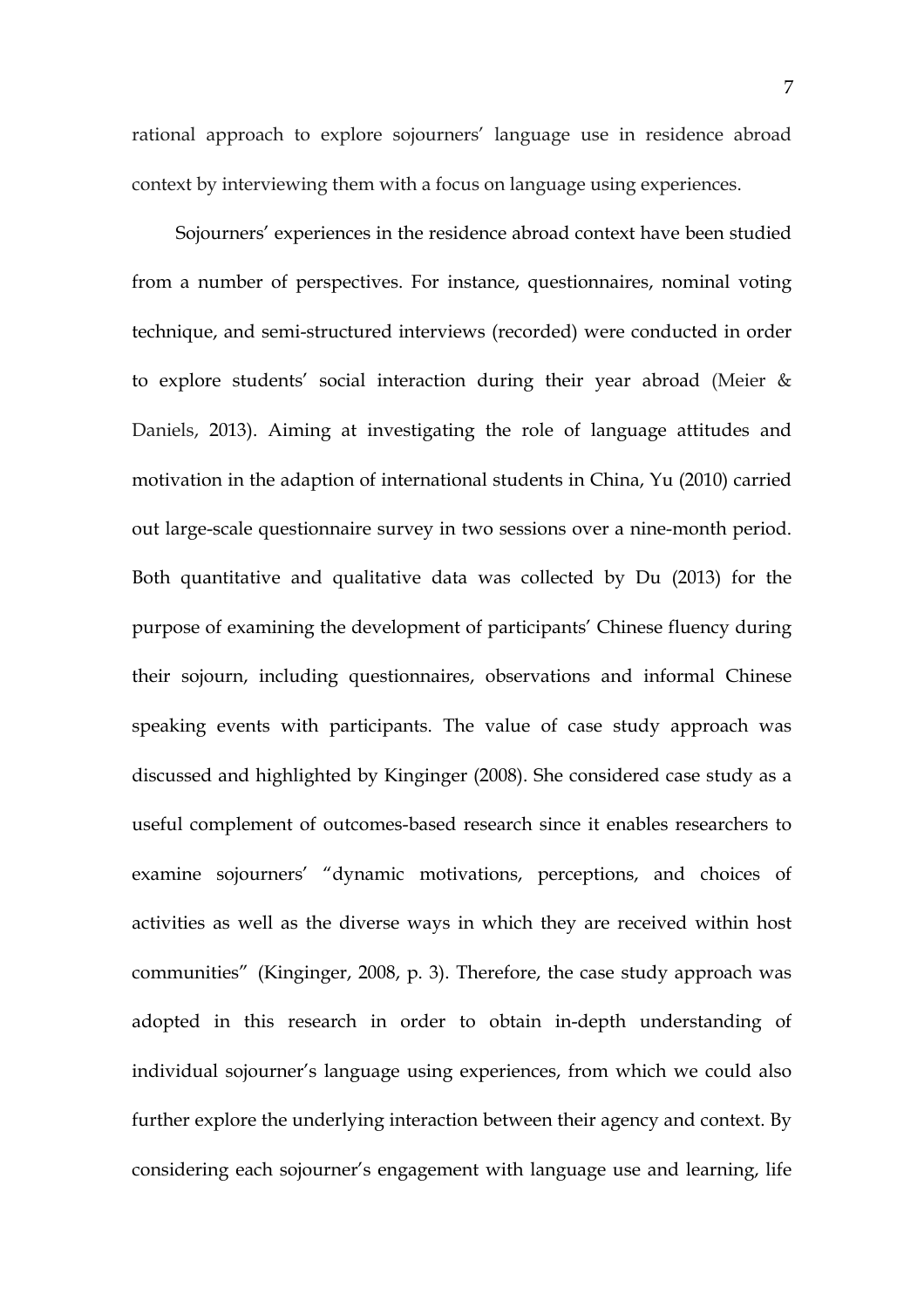rational approach to explore sojourners' language use in residence abroad context by interviewing them with a focus on language using experiences.

Sojourners' experiences in the residence abroad context have been studied from a number of perspectives. For instance, questionnaires, nominal voting technique, and semi-structured interviews (recorded) were conducted in order to explore students' social interaction during their year abroad (Meier & Daniels, 2013). Aiming at investigating the role of language attitudes and motivation in the adaption of international students in China, Yu (2010) carried out large-scale questionnaire survey in two sessions over a nine-month period. Both quantitative and qualitative data was collected by Du (2013) for the purpose of examining the development of participants' Chinese fluency during their sojourn, including questionnaires, observations and informal Chinese speaking events with participants. The value of case study approach was discussed and highlighted by Kinginger (2008). She considered case study as a useful complement of outcomes-based research since it enables researchers to examine sojourners' "dynamic motivations, perceptions, and choices of activities as well as the diverse ways in which they are received within host communities" (Kinginger, 2008, p. 3). Therefore, the case study approach was adopted in this research in order to obtain in-depth understanding of individual sojourner's language using experiences, from which we could also further explore the underlying interaction between their agency and context. By considering each sojourner's engagement with language use and learning, life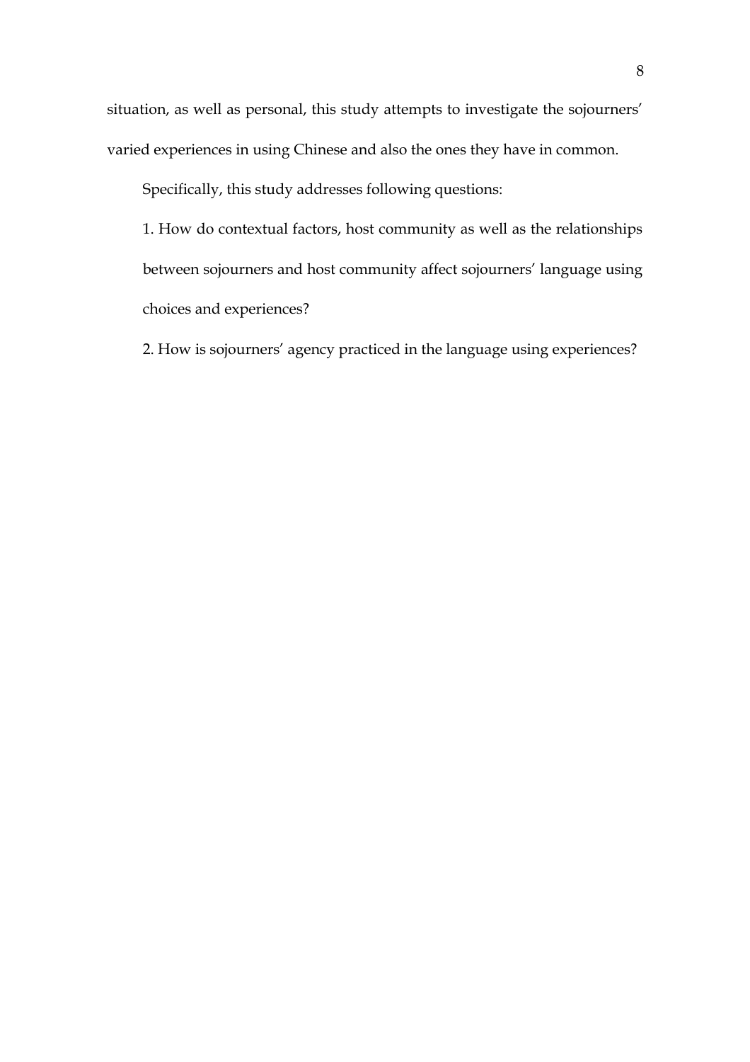situation, as well as personal, this study attempts to investigate the sojourners' varied experiences in using Chinese and also the ones they have in common.

Specifically, this study addresses following questions:

1. How do contextual factors, host community as well as the relationships between sojourners and host community affect sojourners' language using choices and experiences?

2. How is sojourners' agency practiced in the language using experiences?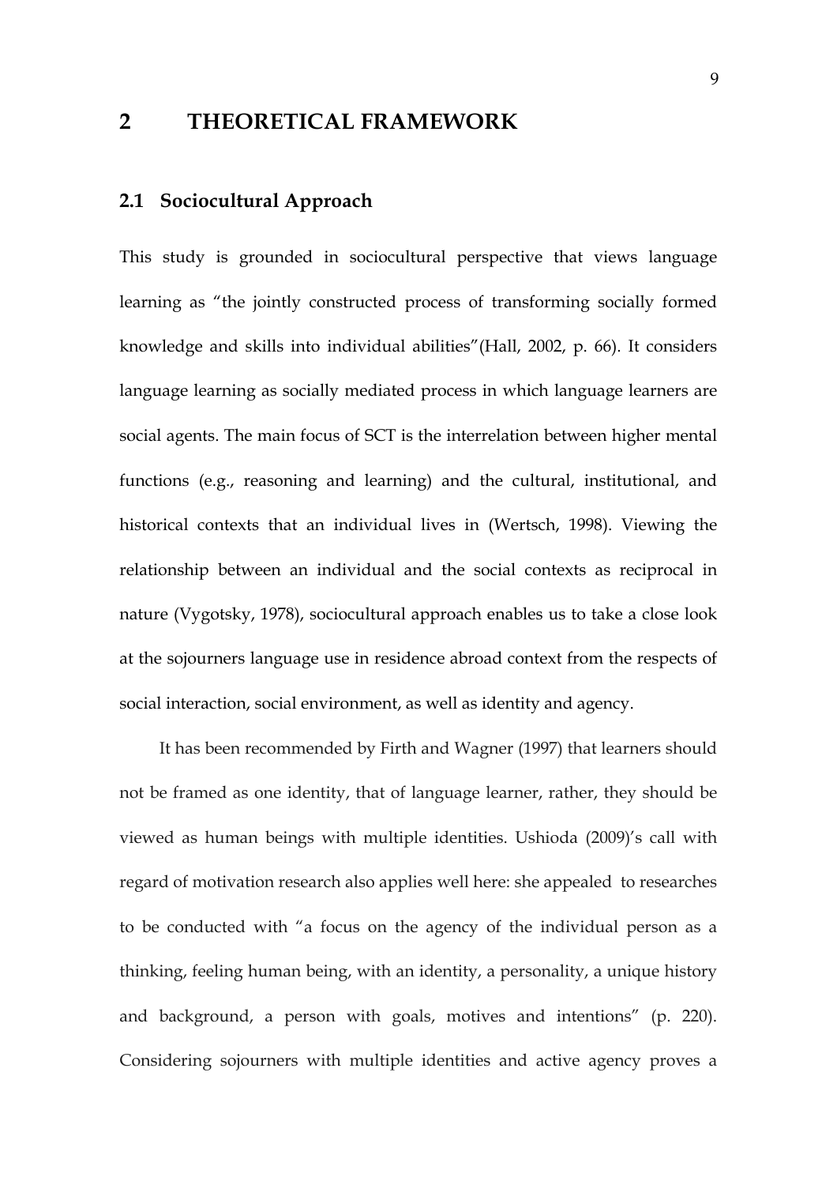# 2 THEORETICAL FRAMEWORK

## 2.1 Sociocultural Approach

This study is grounded in sociocultural perspective that views language learning as "the jointly constructed process of transforming socially formed knowledge and skills into individual abilities"(Hall, 2002, p. 66). It considers language learning as socially mediated process in which language learners are social agents. The main focus of SCT is the interrelation between higher mental functions (e.g., reasoning and learning) and the cultural, institutional, and historical contexts that an individual lives in (Wertsch, 1998). Viewing the relationship between an individual and the social contexts as reciprocal in nature (Vygotsky, 1978), sociocultural approach enables us to take a close look at the sojourners language use in residence abroad context from the respects of social interaction, social environment, as well as identity and agency.

It has been recommended by Firth and Wagner (1997) that learners should not be framed as one identity, that of language learner, rather, they should be viewed as human beings with multiple identities. Ushioda (2009)'s call with regard of motivation research also applies well here: she appealed to researches to be conducted with "a focus on the agency of the individual person as a thinking, feeling human being, with an identity, a personality, a unique history and background, a person with goals, motives and intentions" (p. 220). Considering sojourners with multiple identities and active agency proves a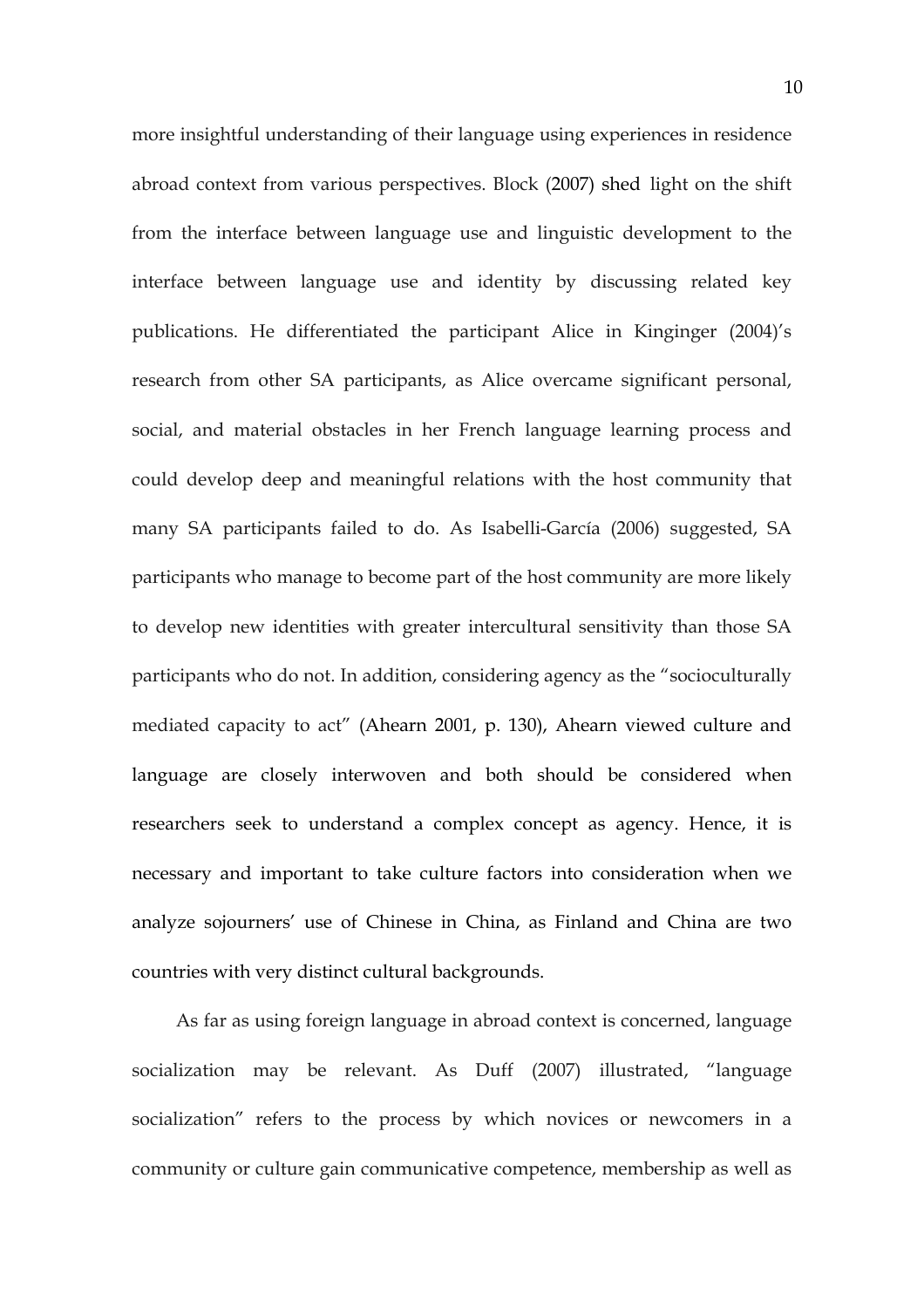more insightful understanding of their language using experiences in residence abroad context from various perspectives. Block (2007) shed light on the shift from the interface between language use and linguistic development to the interface between language use and identity by discussing related key publications. He differentiated the participant Alice in Kinginger (2004)'s research from other SA participants, as Alice overcame significant personal, social, and material obstacles in her French language learning process and could develop deep and meaningful relations with the host community that many SA participants failed to do. As Isabelli-García (2006) suggested, SA participants who manage to become part of the host community are more likely to develop new identities with greater intercultural sensitivity than those SA participants who do not. In addition, considering agency as the "socioculturally mediated capacity to act" (Ahearn 2001, p. 130), Ahearn viewed culture and language are closely interwoven and both should be considered when researchers seek to understand a complex concept as agency. Hence, it is necessary and important to take culture factors into consideration when we analyze sojourners' use of Chinese in China, as Finland and China are two countries with very distinct cultural backgrounds.

As far as using foreign language in abroad context is concerned, language socialization may be relevant. As Duff (2007) illustrated, "language socialization" refers to the process by which novices or newcomers in a community or culture gain communicative competence, membership as well as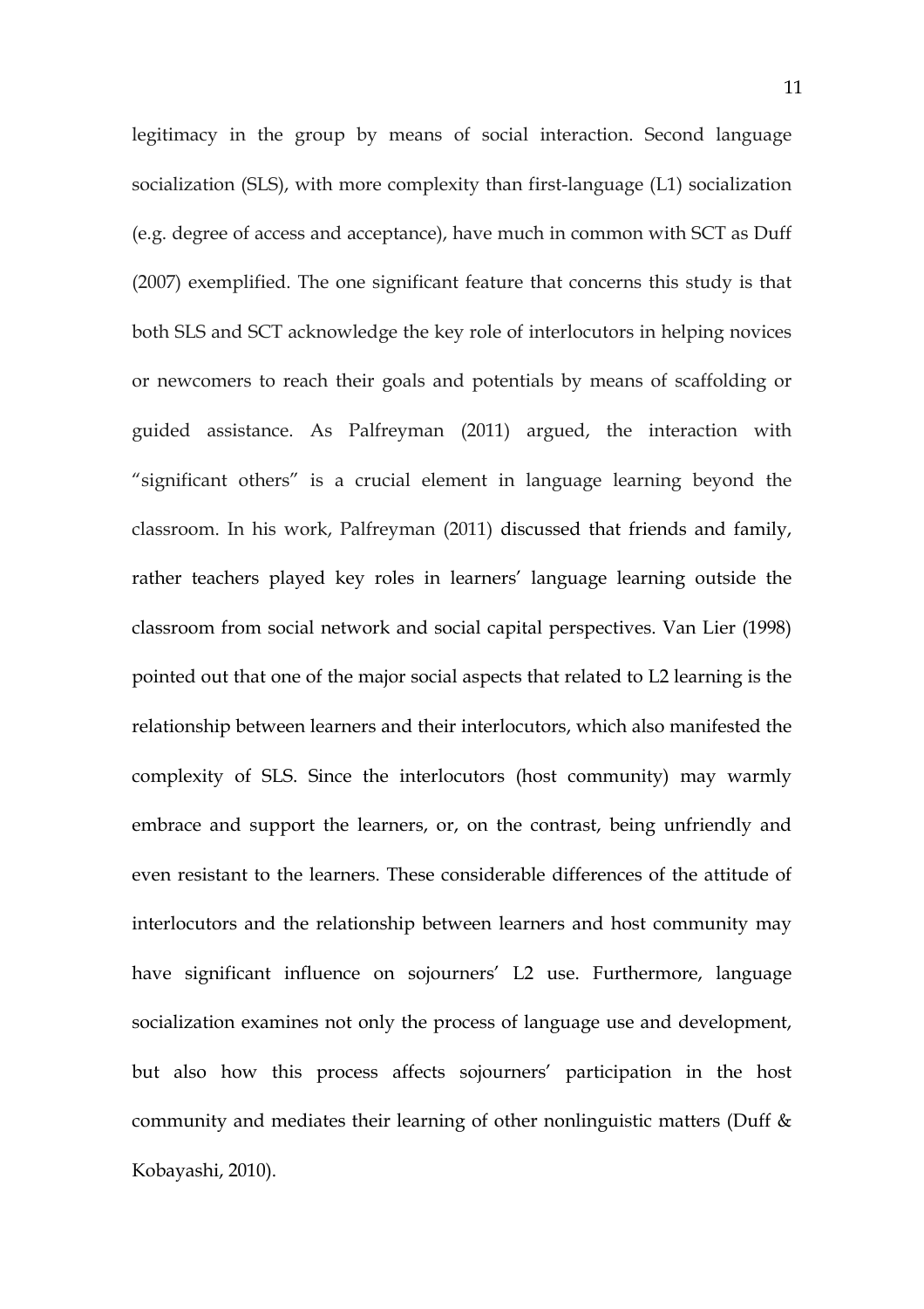legitimacy in the group by means of social interaction. Second language socialization (SLS), with more complexity than first-language (L1) socialization (e.g. degree of access and acceptance), have much in common with SCT as Duff (2007) exemplified. The one significant feature that concerns this study is that both SLS and SCT acknowledge the key role of interlocutors in helping novices or newcomers to reach their goals and potentials by means of scaffolding or guided assistance. As Palfreyman (2011) argued, the interaction with "significant others" is a crucial element in language learning beyond the classroom. In his work, Palfreyman (2011) discussed that friends and family, rather teachers played key roles in learners' language learning outside the classroom from social network and social capital perspectives. Van Lier (1998) pointed out that one of the major social aspects that related to L2 learning is the relationship between learners and their interlocutors, which also manifested the complexity of SLS. Since the interlocutors (host community) may warmly embrace and support the learners, or, on the contrast, being unfriendly and even resistant to the learners. These considerable differences of the attitude of interlocutors and the relationship between learners and host community may have significant influence on sojourners' L2 use. Furthermore, language socialization examines not only the process of language use and development, but also how this process affects sojourners' participation in the host community and mediates their learning of other nonlinguistic matters (Duff & Kobayashi, 2010).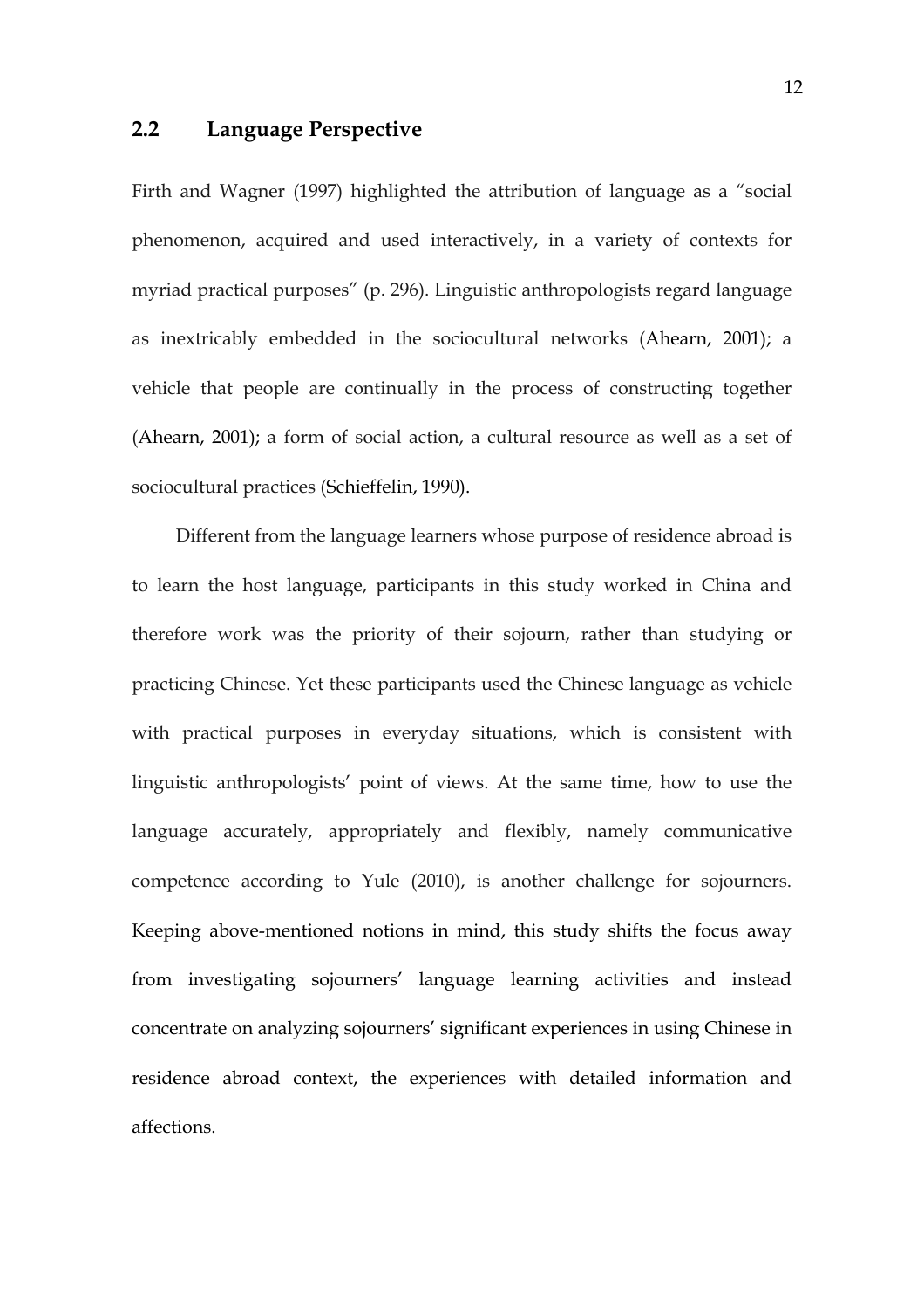## 2.2 Language Perspective

Firth and Wagner (1997) highlighted the attribution of language as a "social phenomenon, acquired and used interactively, in a variety of contexts for myriad practical purposes" (p. 296). Linguistic anthropologists regard language as inextricably embedded in the sociocultural networks (Ahearn, 2001); a vehicle that people are continually in the process of constructing together (Ahearn, 2001); a form of social action, a cultural resource as well as a set of sociocultural practices (Schieffelin, 1990).

Different from the language learners whose purpose of residence abroad is to learn the host language, participants in this study worked in China and therefore work was the priority of their sojourn, rather than studying or practicing Chinese. Yet these participants used the Chinese language as vehicle with practical purposes in everyday situations, which is consistent with linguistic anthropologists' point of views. At the same time, how to use the language accurately, appropriately and flexibly, namely communicative competence according to Yule (2010), is another challenge for sojourners. Keeping above-mentioned notions in mind, this study shifts the focus away from investigating sojourners' language learning activities and instead concentrate on analyzing sojourners' significant experiences in using Chinese in residence abroad context, the experiences with detailed information and affections.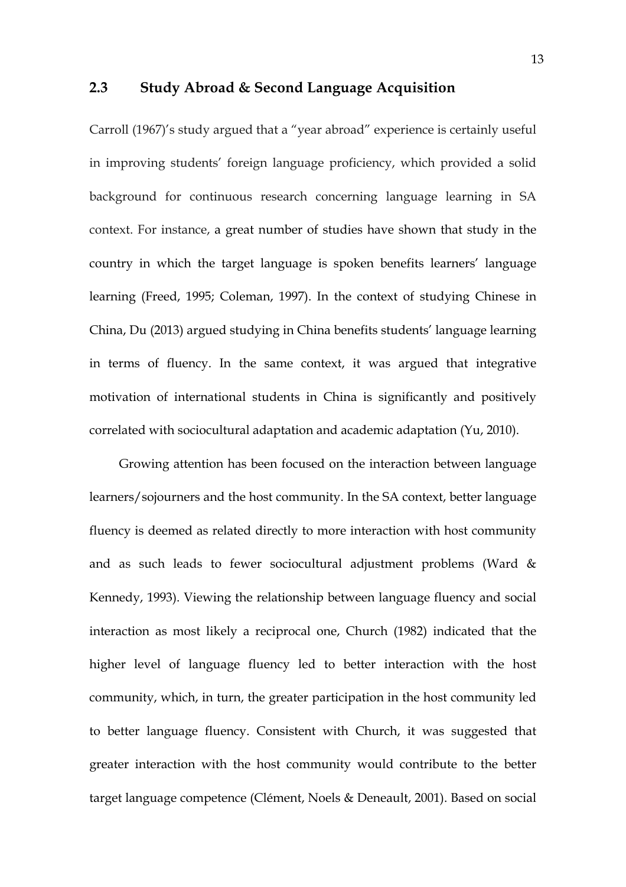## 2.3 Study Abroad & Second Language Acquisition

Carroll (1967)'s study argued that a "year abroad" experience is certainly useful in improving students' foreign language proficiency, which provided a solid background for continuous research concerning language learning in SA context. For instance, a great number of studies have shown that study in the country in which the target language is spoken benefits learners' language learning (Freed, 1995; Coleman, 1997). In the context of studying Chinese in China, Du (2013) argued studying in China benefits students' language learning in terms of fluency. In the same context, it was argued that integrative motivation of international students in China is significantly and positively correlated with sociocultural adaptation and academic adaptation (Yu, 2010).

Growing attention has been focused on the interaction between language learners/sojourners and the host community. In the SA context, better language fluency is deemed as related directly to more interaction with host community and as such leads to fewer sociocultural adjustment problems (Ward & Kennedy, 1993). Viewing the relationship between language fluency and social interaction as most likely a reciprocal one, Church (1982) indicated that the higher level of language fluency led to better interaction with the host community, which, in turn, the greater participation in the host community led to better language fluency. Consistent with Church, it was suggested that greater interaction with the host community would contribute to the better target language competence (Clément, Noels & Deneault, 2001). Based on social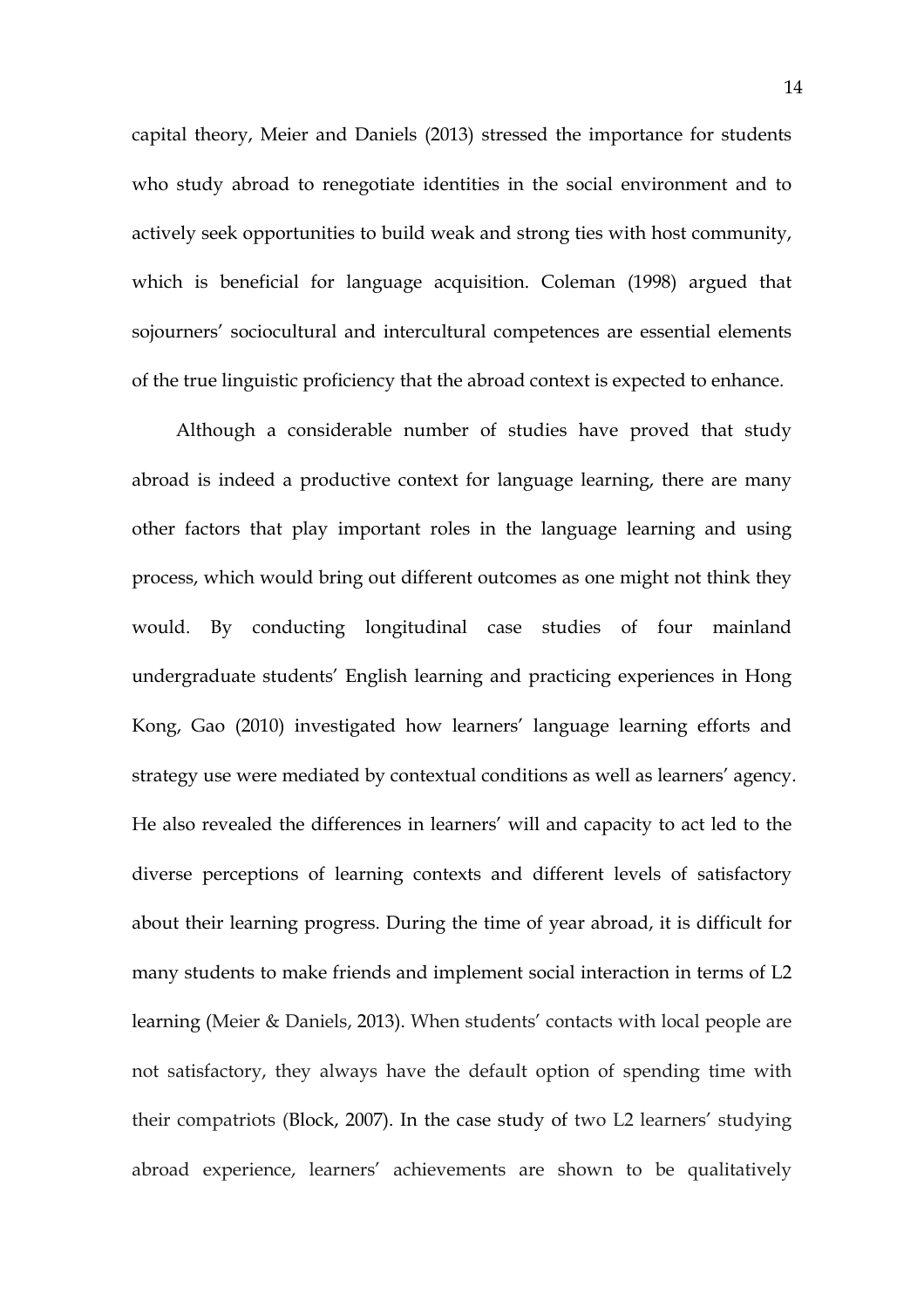capital theory, Meier and Daniels (2013) stressed the importance for students who study abroad to renegotiate identities in the social environment and to actively seek opportunities to build weak and strong ties with host community, which is beneficial for language acquisition. Coleman (1998) argued that sojourners' sociocultural and intercultural competences are essential elements of the true linguistic proficiency that the abroad context is expected to enhance.

Although a considerable number of studies have proved that study abroad is indeed a productive context for language learning, there are many other factors that play important roles in the language learning and using process, which would bring out different outcomes as one might not think they would. By conducting longitudinal case studies of four mainland undergraduate students' English learning and practicing experiences in Hong Kong, Gao (2010) investigated how learners' language learning efforts and strategy use were mediated by contextual conditions as well as learners' agency. He also revealed the differences in learners' will and capacity to act led to the diverse perceptions of learning contexts and different levels of satisfactory about their learning progress. During the time of year abroad, it is difficult for many students to make friends and implement social interaction in terms of L2 learning (Meier & Daniels, 2013). When students' contacts with local people are not satisfactory, they always have the default option of spending time with their compatriots (Block, 2007). In the case study of two L2 learners' studying abroad experience, learners' achievements are shown to be qualitatively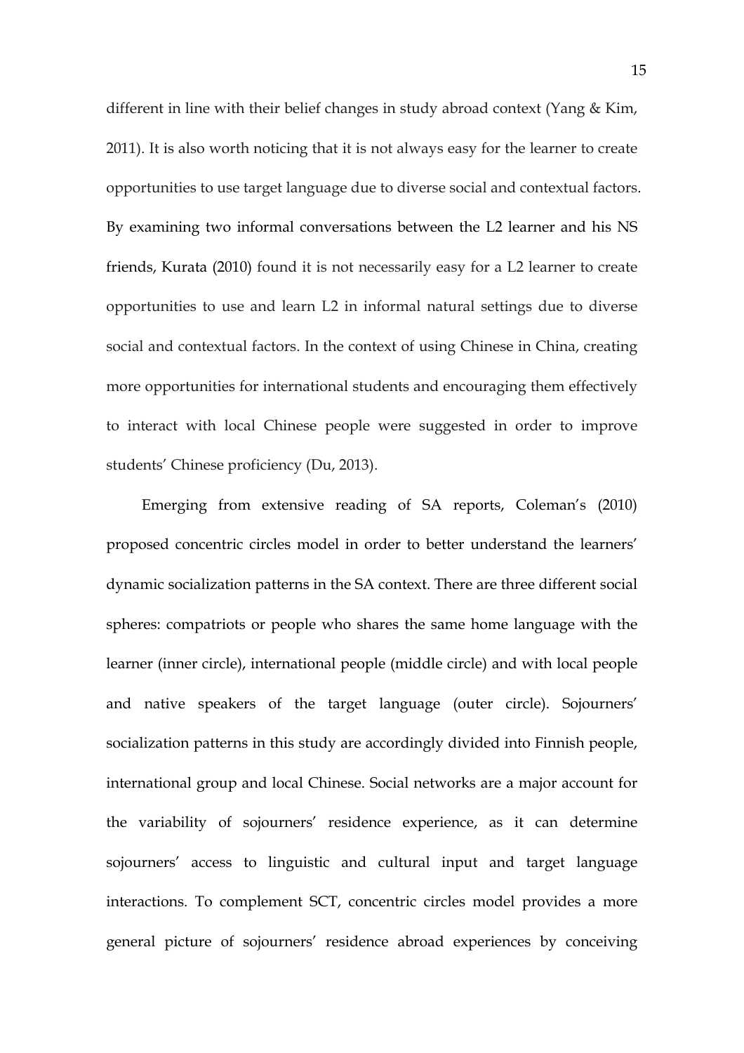different in line with their belief changes in study abroad context (Yang & Kim, 2011). It is also worth noticing that it is not always easy for the learner to create opportunities to use target language due to diverse social and contextual factors. By examining two informal conversations between the L2 learner and his NS friends, Kurata (2010) found it is not necessarily easy for a L2 learner to create opportunities to use and learn L2 in informal natural settings due to diverse social and contextual factors. In the context of using Chinese in China, creating more opportunities for international students and encouraging them effectively to interact with local Chinese people were suggested in order to improve students' Chinese proficiency (Du, 2013).

Emerging from extensive reading of SA reports, Coleman's (2010) proposed concentric circles model in order to better understand the learners' dynamic socialization patterns in the SA context. There are three different social spheres: compatriots or people who shares the same home language with the learner (inner circle), international people (middle circle) and with local people and native speakers of the target language (outer circle). Sojourners' socialization patterns in this study are accordingly divided into Finnish people, international group and local Chinese. Social networks are a major account for the variability of sojourners' residence experience, as it can determine sojourners' access to linguistic and cultural input and target language interactions. To complement SCT, concentric circles model provides a more general picture of sojourners' residence abroad experiences by conceiving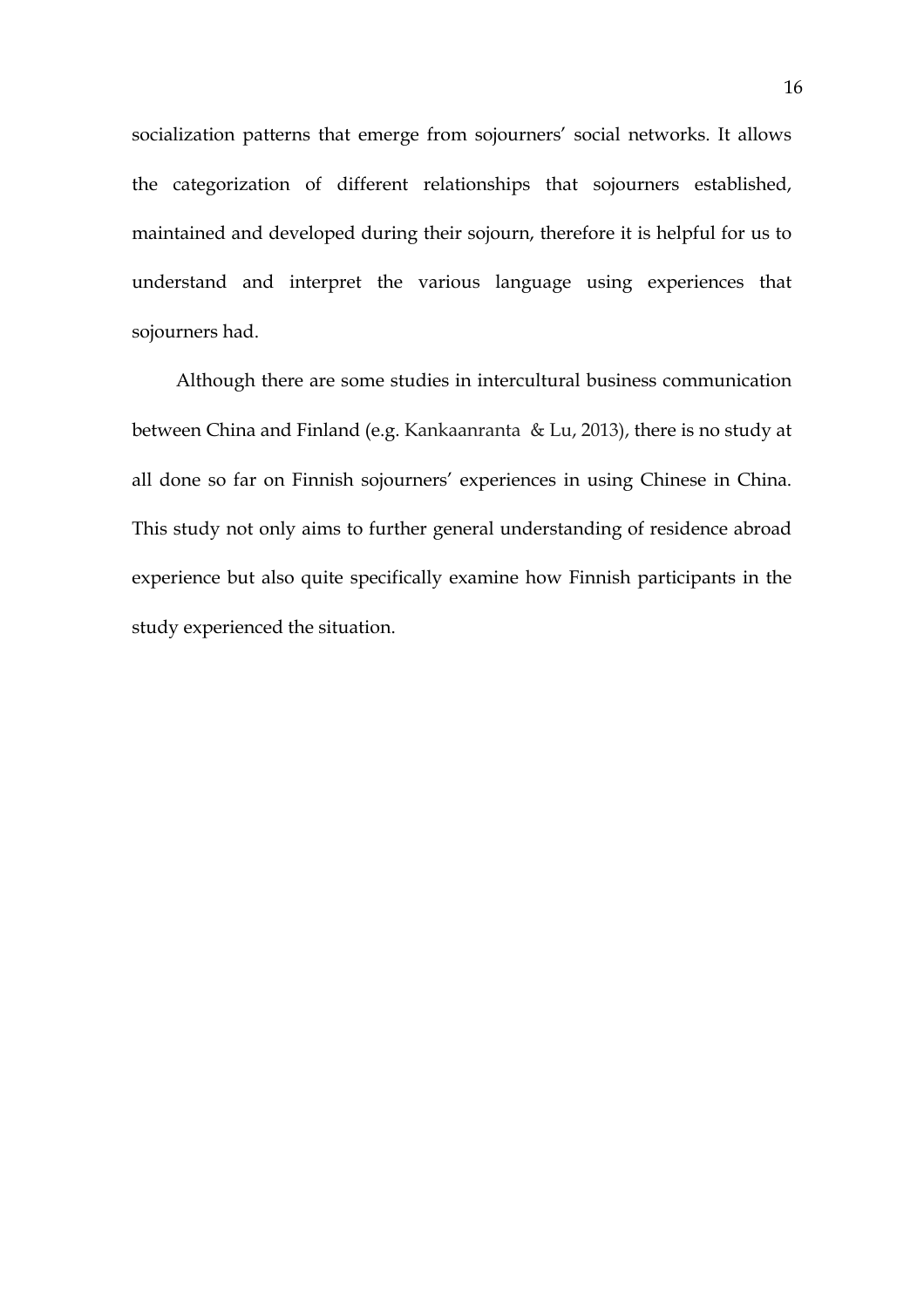socialization patterns that emerge from sojourners' social networks. It allows the categorization of different relationships that sojourners established, maintained and developed during their sojourn, therefore it is helpful for us to understand and interpret the various language using experiences that sojourners had.

Although there are some studies in intercultural business communication between China and Finland (e.g. Kankaanranta & Lu, 2013), there is no study at all done so far on Finnish sojourners' experiences in using Chinese in China. This study not only aims to further general understanding of residence abroad experience but also quite specifically examine how Finnish participants in the study experienced the situation.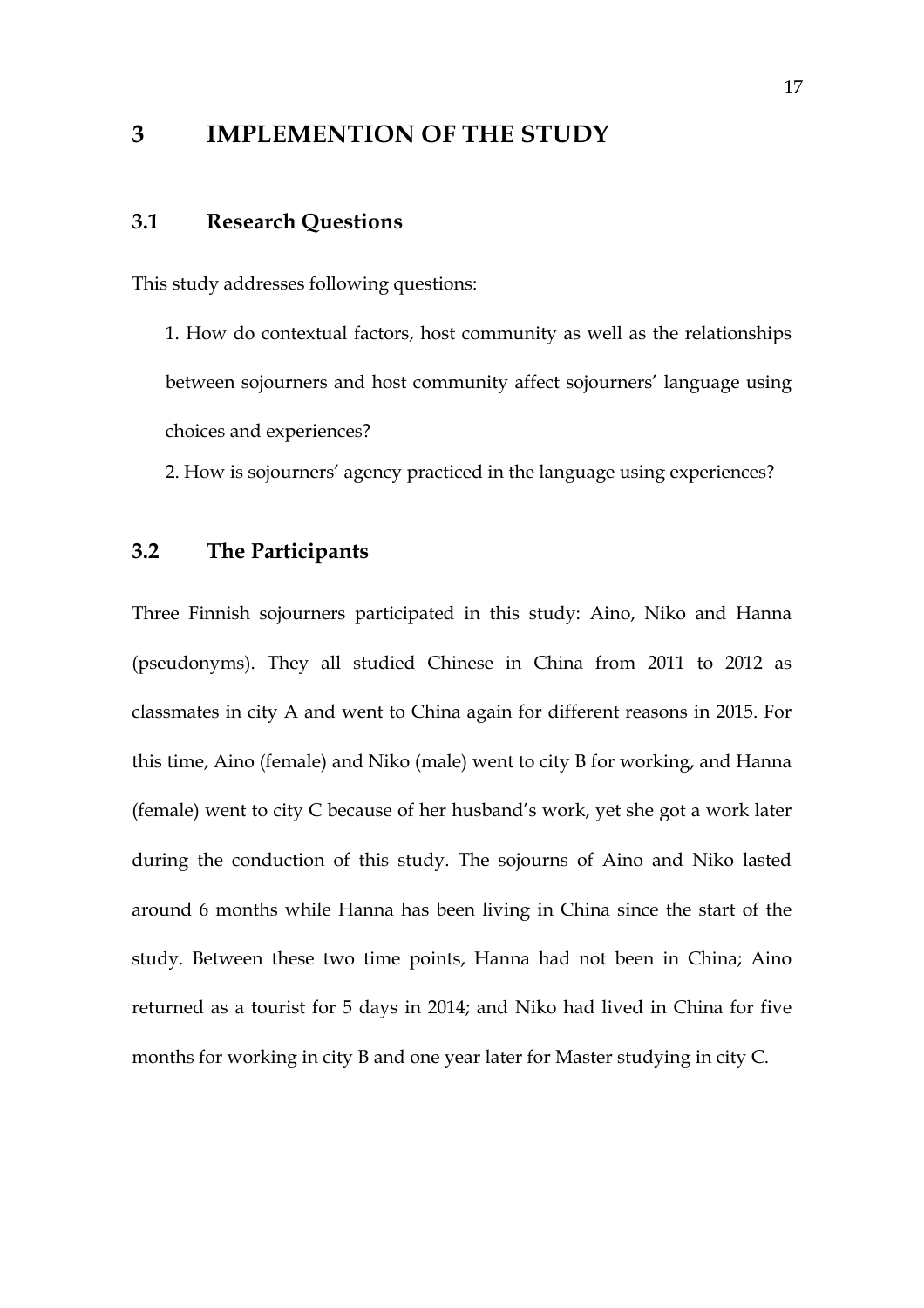# 3 IMPLEMENTION OF THE STUDY

## 3.1 Research Questions

This study addresses following questions:

1. How do contextual factors, host community as well as the relationships between sojourners and host community affect sojourners' language using choices and experiences?
2. How is sojourners' agency practiced in the language using experiences?

## 3.2 The Participants

Three Finnish sojourners participated in this study: Aino, Niko and Hanna (pseudonyms). They all studied Chinese in China from 2011 to 2012 as classmates in city A and went to China again for different reasons in 2015. For this time, Aino (female) and Niko (male) went to city B for working, and Hanna (female) went to city C because of her husband's work, yet she got a work later during the conduction of this study. The sojourns of Aino and Niko lasted around 6 months while Hanna has been living in China since the start of the study. Between these two time points, Hanna had not been in China; Aino returned as a tourist for 5 days in 2014; and Niko had lived in China for five months for working in city B and one year later for Master studying in city C.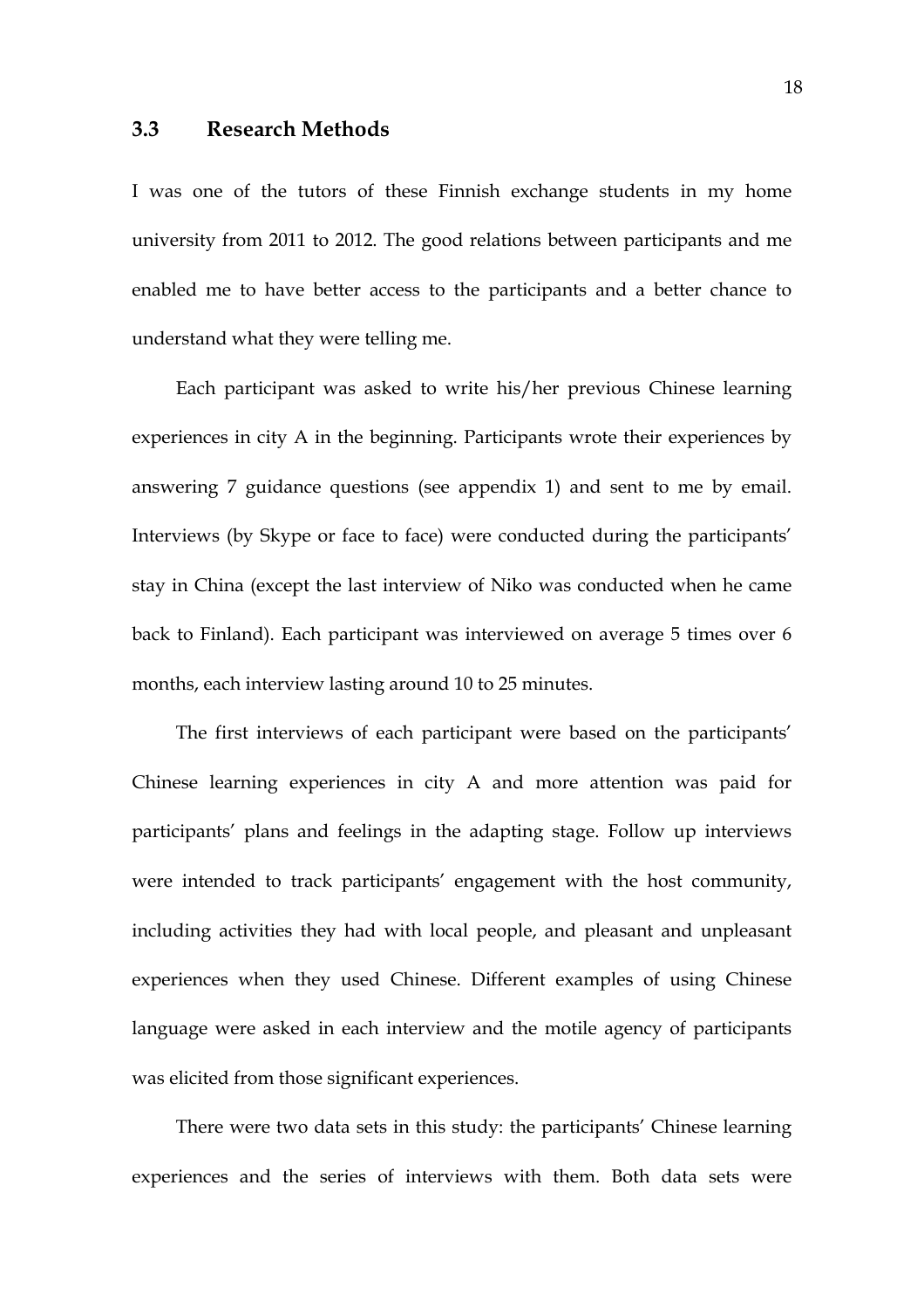### 3.3 Research Methods

I was one of the tutors of these Finnish exchange students in my home university from 2011 to 2012. The good relations between participants and me enabled me to have better access to the participants and a better chance to understand what they were telling me.

Each participant was asked to write his/her previous Chinese learning experiences in city A in the beginning. Participants wrote their experiences by answering 7 guidance questions (see appendix 1) and sent to me by email. Interviews (by Skype or face to face) were conducted during the participants' stay in China (except the last interview of Niko was conducted when he came back to Finland). Each participant was interviewed on average 5 times over 6 months, each interview lasting around 10 to 25 minutes.

The first interviews of each participant were based on the participants' Chinese learning experiences in city A and more attention was paid for participants' plans and feelings in the adapting stage. Follow up interviews were intended to track participants' engagement with the host community, including activities they had with local people, and pleasant and unpleasant experiences when they used Chinese. Different examples of using Chinese language were asked in each interview and the motile agency of participants was elicited from those significant experiences.

There were two data sets in this study: the participants' Chinese learning experiences and the series of interviews with them. Both data sets were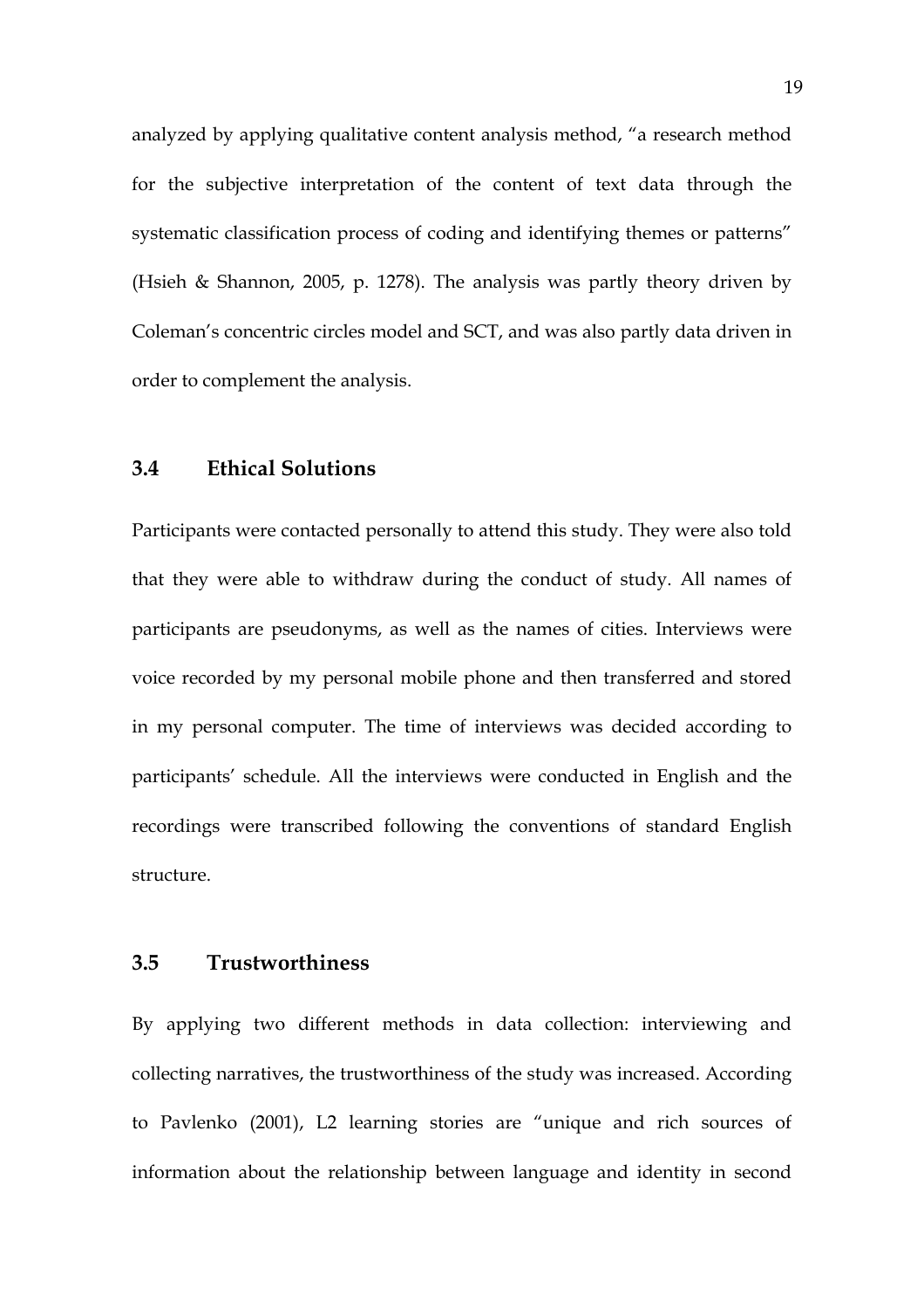analyzed by applying qualitative content analysis method, "a research method for the subjective interpretation of the content of text data through the systematic classification process of coding and identifying themes or patterns" (Hsieh & Shannon, 2005, p. 1278). The analysis was partly theory driven by Coleman's concentric circles model and SCT, and was also partly data driven in order to complement the analysis.

### 3.4 Ethical Solutions

Participants were contacted personally to attend this study. They were also told that they were able to withdraw during the conduct of study. All names of participants are pseudonyms, as well as the names of cities. Interviews were voice recorded by my personal mobile phone and then transferred and stored in my personal computer. The time of interviews was decided according to participants' schedule. All the interviews were conducted in English and the recordings were transcribed following the conventions of standard English structure.

### 3.5 Trustworthiness

By applying two different methods in data collection: interviewing and collecting narratives, the trustworthiness of the study was increased. According to Pavlenko (2001), L2 learning stories are "unique and rich sources of information about the relationship between language and identity in second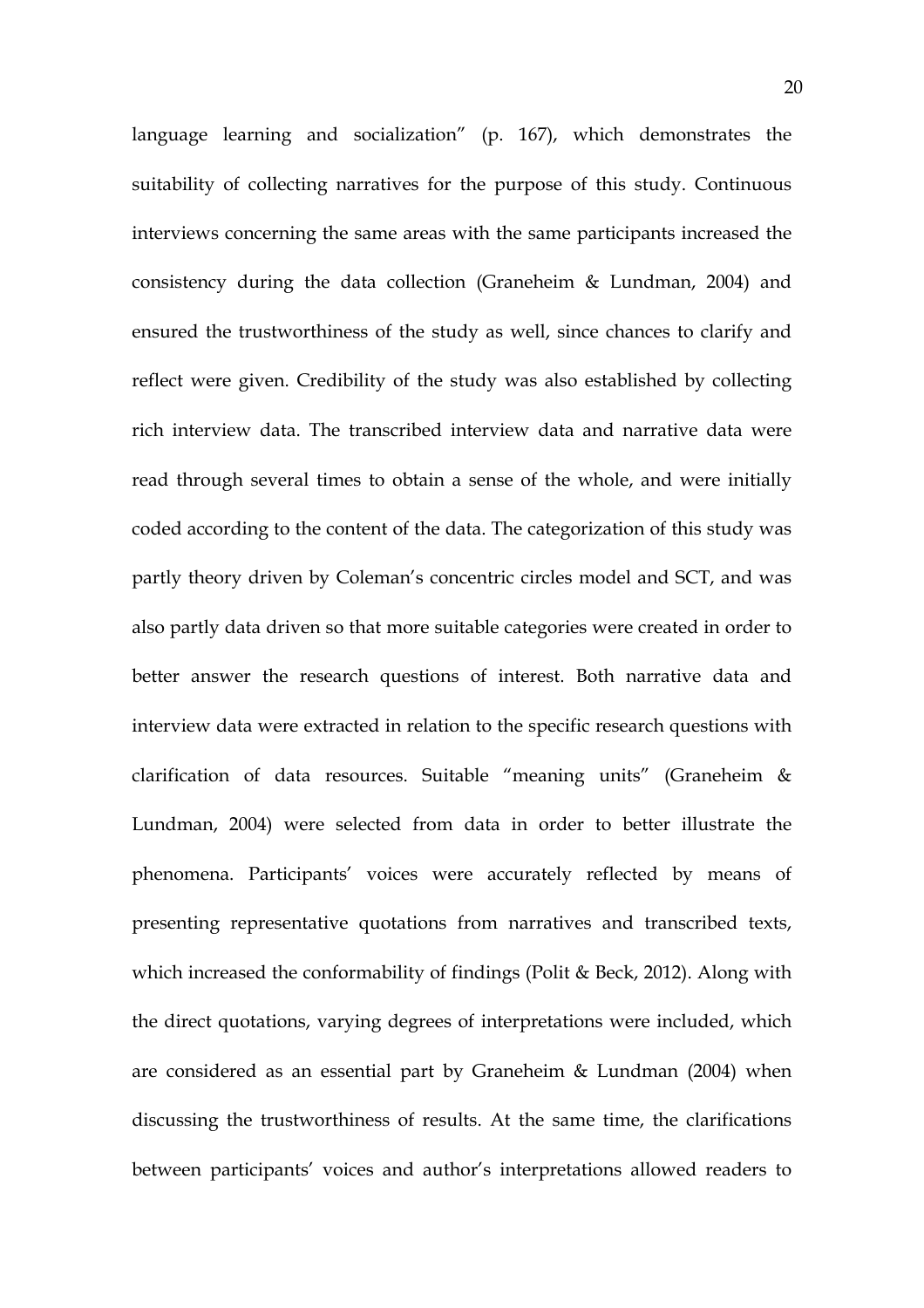language learning and socialization" (p. 167), which demonstrates the suitability of collecting narratives for the purpose of this study. Continuous interviews concerning the same areas with the same participants increased the consistency during the data collection (Graneheim & Lundman, 2004) and ensured the trustworthiness of the study as well, since chances to clarify and reflect were given. Credibility of the study was also established by collecting rich interview data. The transcribed interview data and narrative data were read through several times to obtain a sense of the whole, and were initially coded according to the content of the data. The categorization of this study was partly theory driven by Coleman's concentric circles model and SCT, and was also partly data driven so that more suitable categories were created in order to better answer the research questions of interest. Both narrative data and interview data were extracted in relation to the specific research questions with clarification of data resources. Suitable "meaning units" (Graneheim & Lundman, 2004) were selected from data in order to better illustrate the phenomena. Participants' voices were accurately reflected by means of presenting representative quotations from narratives and transcribed texts, which increased the conformability of findings (Polit & Beck, 2012). Along with the direct quotations, varying degrees of interpretations were included, which are considered as an essential part by Graneheim & Lundman (2004) when discussing the trustworthiness of results. At the same time, the clarifications between participants' voices and author's interpretations allowed readers to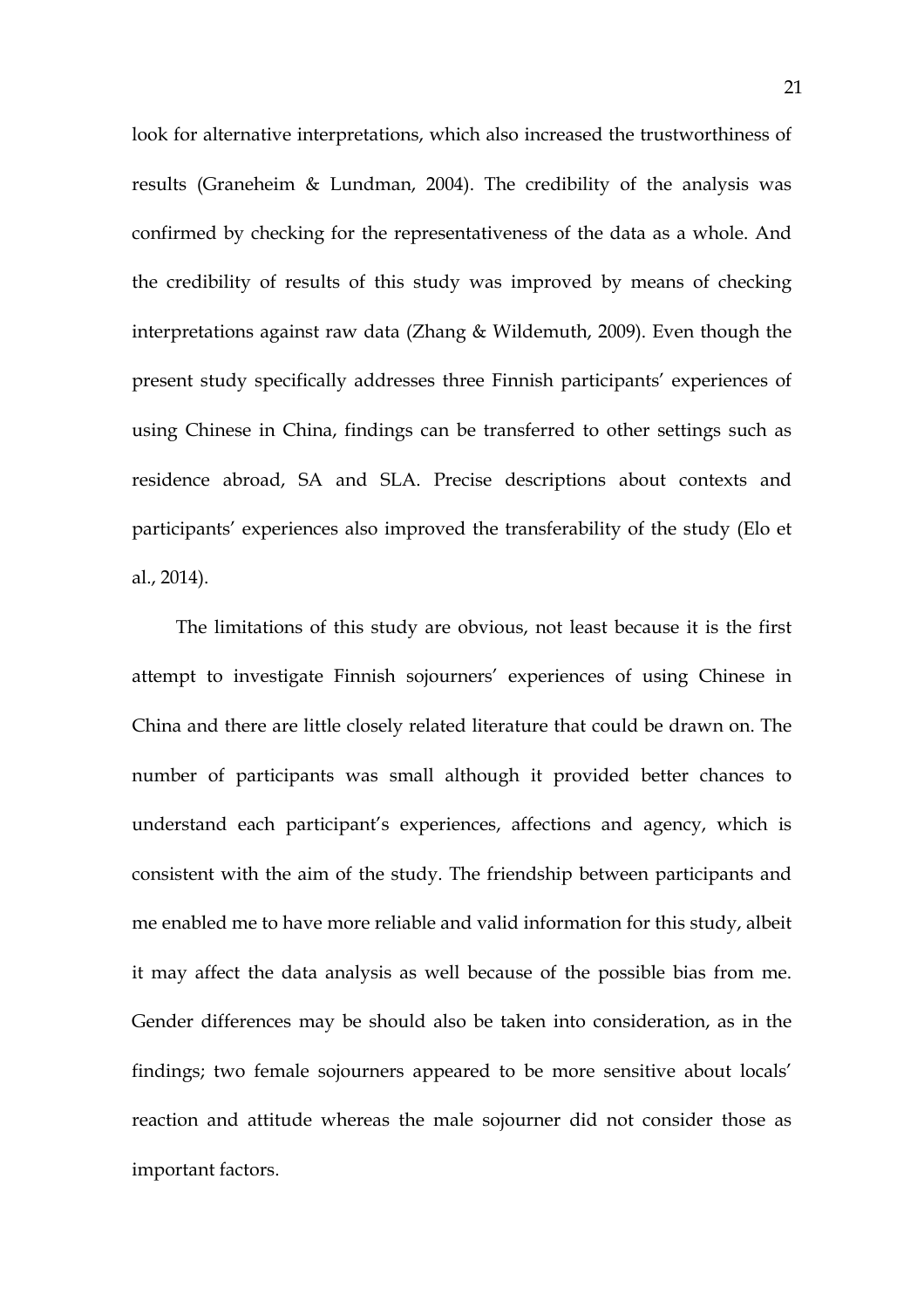look for alternative interpretations, which also increased the trustworthiness of results (Graneheim & Lundman, 2004). The credibility of the analysis was confirmed by checking for the representativeness of the data as a whole. And the credibility of results of this study was improved by means of checking interpretations against raw data (Zhang & Wildemuth, 2009). Even though the present study specifically addresses three Finnish participants' experiences of using Chinese in China, findings can be transferred to other settings such as residence abroad, SA and SLA. Precise descriptions about contexts and participants' experiences also improved the transferability of the study (Elo et al., 2014).

The limitations of this study are obvious, not least because it is the first attempt to investigate Finnish sojourners' experiences of using Chinese in China and there are little closely related literature that could be drawn on. The number of participants was small although it provided better chances to understand each participant's experiences, affections and agency, which is consistent with the aim of the study. The friendship between participants and me enabled me to have more reliable and valid information for this study, albeit it may affect the data analysis as well because of the possible bias from me. Gender differences may be should also be taken into consideration, as in the findings; two female sojourners appeared to be more sensitive about locals' reaction and attitude whereas the male sojourner did not consider those as important factors.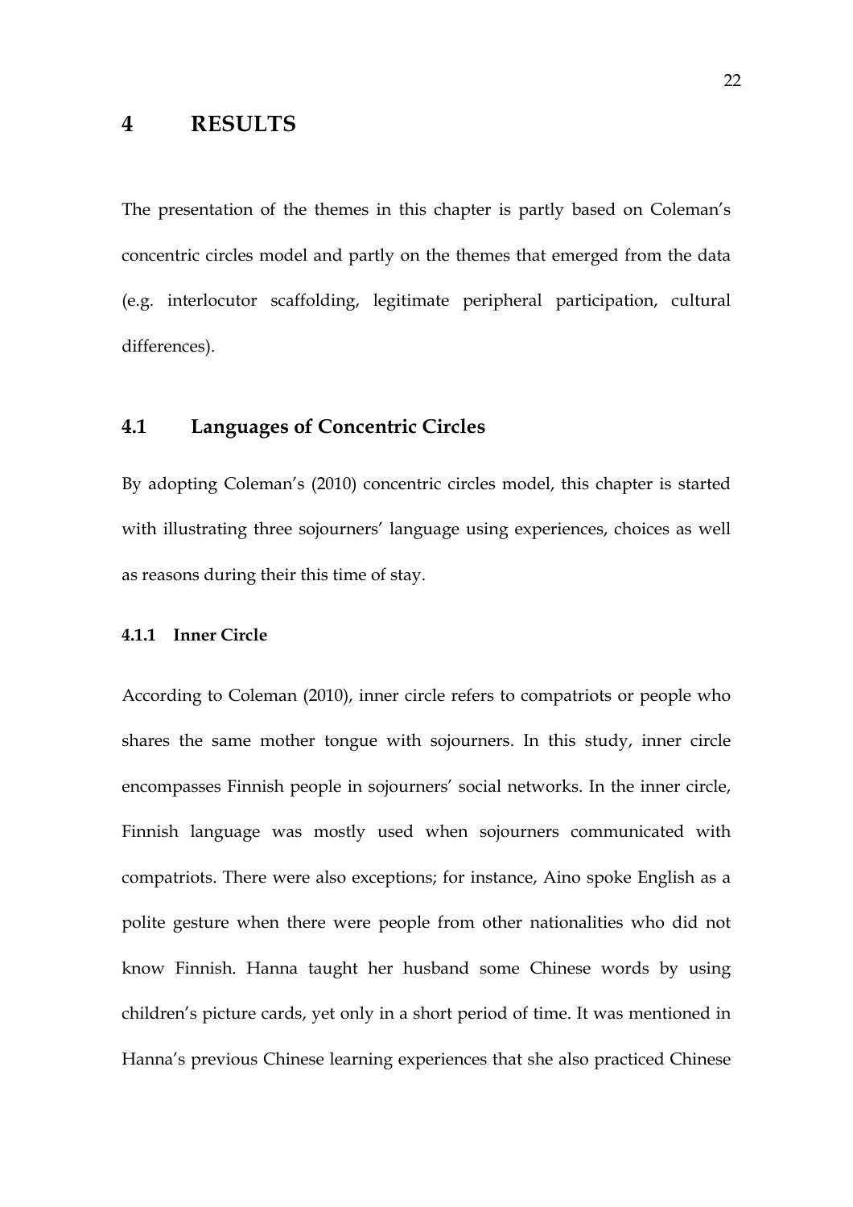# 4 RESULTS

The presentation of the themes in this chapter is partly based on Coleman's concentric circles model and partly on the themes that emerged from the data (e.g. interlocutor scaffolding, legitimate peripheral participation, cultural differences).

## 4.1 Languages of Concentric Circles

By adopting Coleman's (2010) concentric circles model, this chapter is started with illustrating three sojourners' language using experiences, choices as well as reasons during their this time of stay.

### 4.1.1 Inner Circle

According to Coleman (2010), inner circle refers to compatriots or people who shares the same mother tongue with sojourners. In this study, inner circle encompasses Finnish people in sojourners' social networks. In the inner circle, Finnish language was mostly used when sojourners communicated with compatriots. There were also exceptions; for instance, Aino spoke English as a polite gesture when there were people from other nationalities who did not know Finnish. Hanna taught her husband some Chinese words by using children's picture cards, yet only in a short period of time. It was mentioned in Hanna's previous Chinese learning experiences that she also practiced Chinese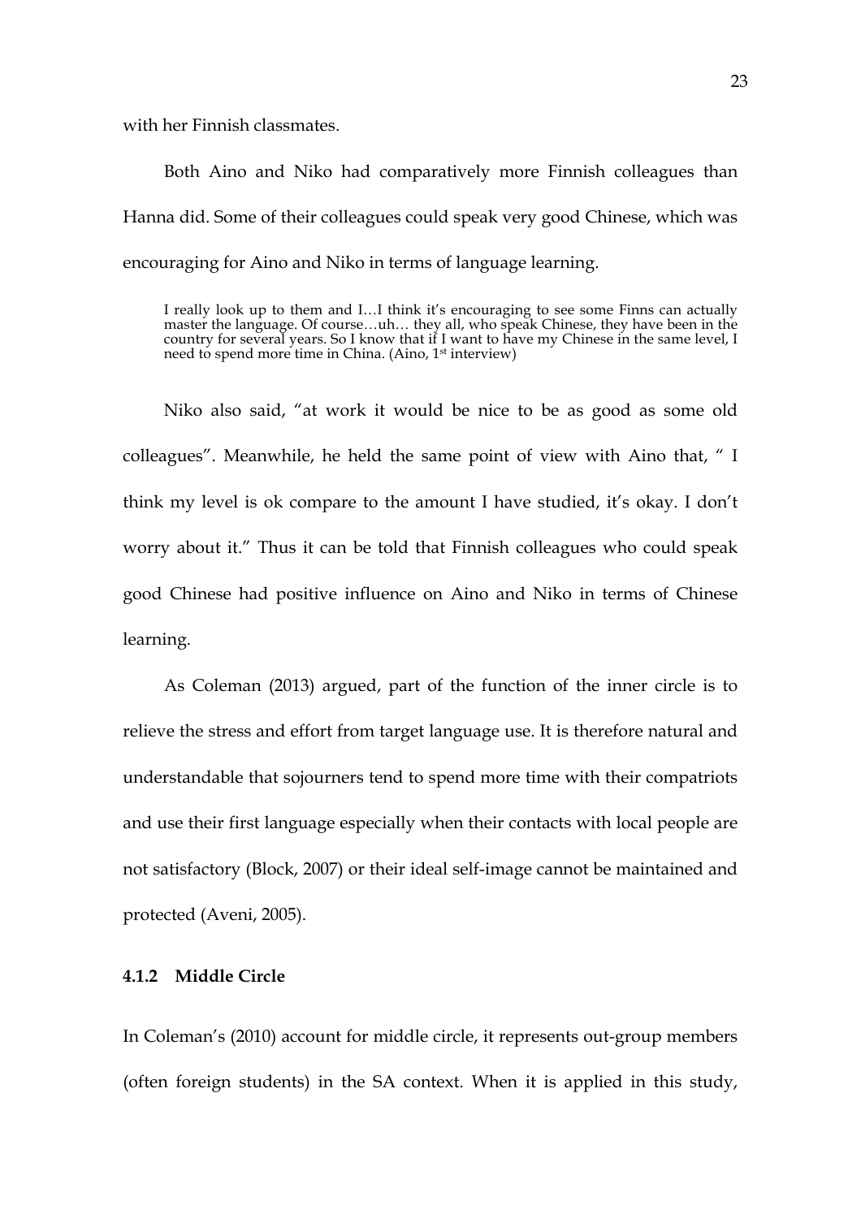with her Finnish classmates.

Both Aino and Niko had comparatively more Finnish colleagues than Hanna did. Some of their colleagues could speak very good Chinese, which was encouraging for Aino and Niko in terms of language learning.

> I really look up to them and I…I think it's encouraging to see some Finns can actually master the language. Of course…uh… they all, who speak Chinese, they have been in the country for several years. So I know that if I want to have my Chinese in the same level, I need to spend more time in China. (Aino, 1st interview)

Niko also said, "at work it would be nice to be as good as some old colleagues". Meanwhile, he held the same point of view with Aino that, " I think my level is ok compare to the amount I have studied, it's okay. I don't worry about it." Thus it can be told that Finnish colleagues who could speak good Chinese had positive influence on Aino and Niko in terms of Chinese learning.

As Coleman (2013) argued, part of the function of the inner circle is to relieve the stress and effort from target language use. It is therefore natural and understandable that sojourners tend to spend more time with their compatriots and use their first language especially when their contacts with local people are not satisfactory (Block, 2007) or their ideal self-image cannot be maintained and protected (Aveni, 2005).

### 4.1.2 Middle Circle

In Coleman's (2010) account for middle circle, it represents out-group members (often foreign students) in the SA context. When it is applied in this study,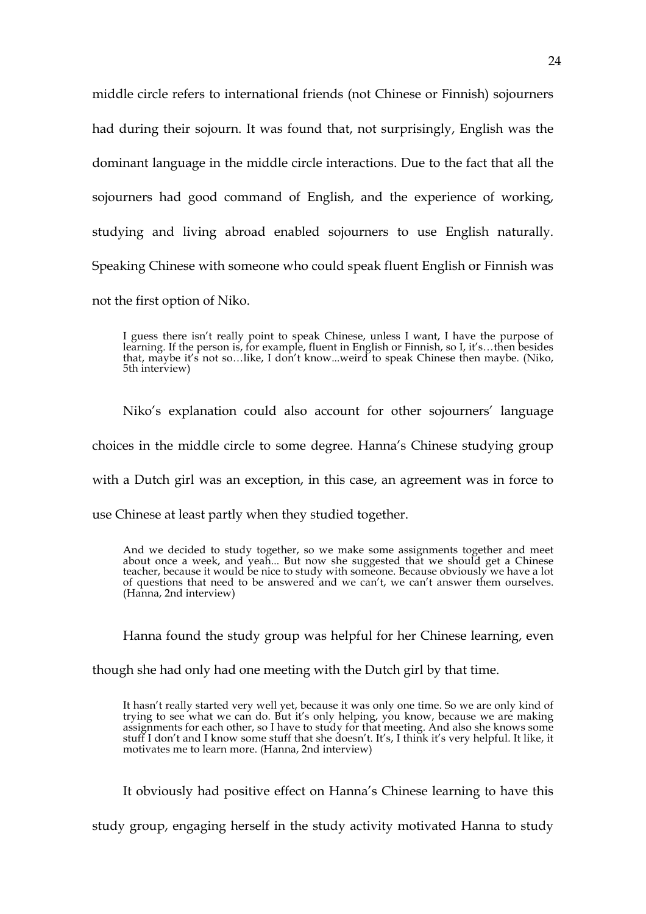middle circle refers to international friends (not Chinese or Finnish) sojourners had during their sojourn. It was found that, not surprisingly, English was the dominant language in the middle circle interactions. Due to the fact that all the sojourners had good command of English, and the experience of working, studying and living abroad enabled sojourners to use English naturally. Speaking Chinese with someone who could speak fluent English or Finnish was not the first option of Niko.

> I guess there isn't really point to speak Chinese, unless I want, I have the purpose of learning. If the person is, for example, fluent in English or Finnish, so I, it's…then besides that, maybe it's not so…like, I don't know...weird to speak Chinese then maybe. (Niko, 5th interview)

Niko's explanation could also account for other sojourners' language choices in the middle circle to some degree. Hanna's Chinese studying group with a Dutch girl was an exception, in this case, an agreement was in force to use Chinese at least partly when they studied together.

> And we decided to study together, so we make some assignments together and meet about once a week, and yeah... But now she suggested that we should get a Chinese teacher, because it would be nice to study with someone. Because obviously we have a lot of questions that need to be answered and we can't, we can't answer them ourselves. (Hanna, 2nd interview)

Hanna found the study group was helpful for her Chinese learning, even though she had only had one meeting with the Dutch girl by that time.

> It hasn't really started very well yet, because it was only one time. So we are only kind of trying to see what we can do. But it's only helping, you know, because we are making assignments for each other, so I have to study for that meeting. And also she knows some stuff I don't and I know some stuff that she doesn't. It's, I think it's very helpful. It like, it motivates me to learn more. (Hanna, 2nd interview)

It obviously had positive effect on Hanna's Chinese learning to have this study group, engaging herself in the study activity motivated Hanna to study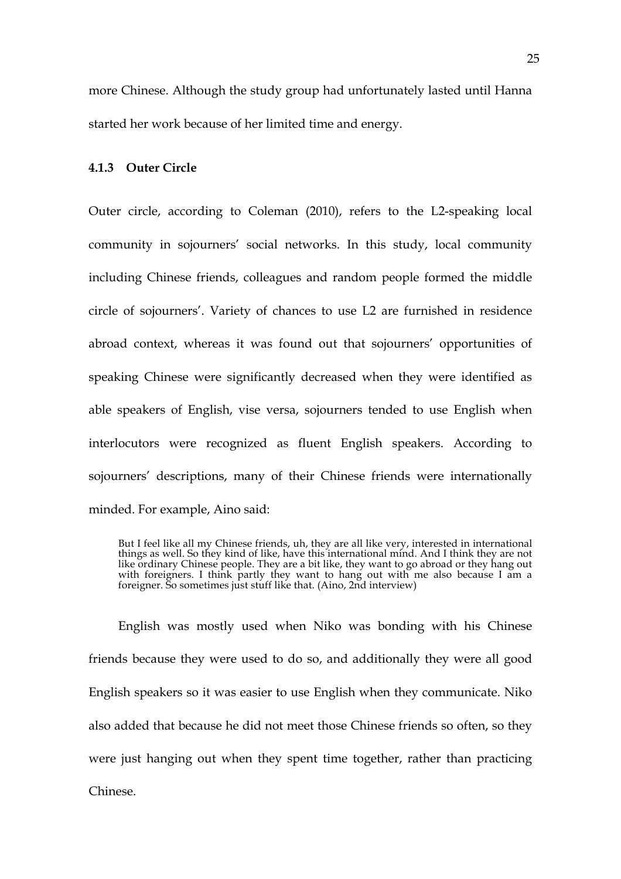more Chinese. Although the study group had unfortunately lasted until Hanna started her work because of her limited time and energy.

### 4.1.3 Outer Circle

Outer circle, according to Coleman (2010), refers to the L2-speaking local community in sojourners' social networks. In this study, local community including Chinese friends, colleagues and random people formed the middle circle of sojourners'. Variety of chances to use L2 are furnished in residence abroad context, whereas it was found out that sojourners' opportunities of speaking Chinese were significantly decreased when they were identified as able speakers of English, vise versa, sojourners tended to use English when interlocutors were recognized as fluent English speakers. According to sojourners' descriptions, many of their Chinese friends were internationally minded. For example, Aino said:

> But I feel like all my Chinese friends, uh, they are all like very, interested in international things as well. So they kind of like, have this international mind. And I think they are not like ordinary Chinese people. They are a bit like, they want to go abroad or they hang out with foreigners. I think partly they want to hang out with me also because I am a foreigner. So sometimes just stuff like that. (Aino, 2nd interview)

English was mostly used when Niko was bonding with his Chinese friends because they were used to do so, and additionally they were all good English speakers so it was easier to use English when they communicate. Niko also added that because he did not meet those Chinese friends so often, so they were just hanging out when they spent time together, rather than practicing Chinese.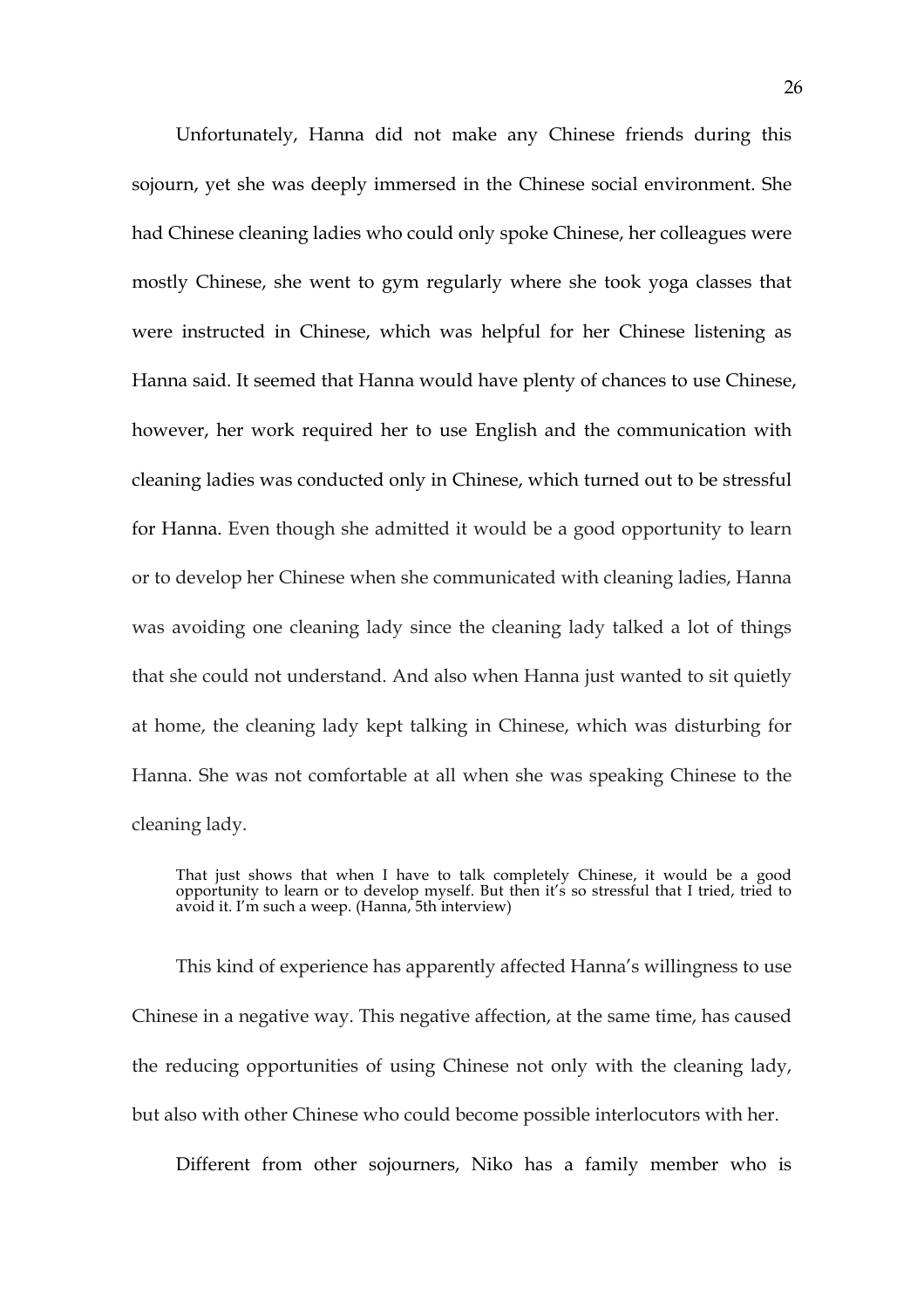Unfortunately, Hanna did not make any Chinese friends during this sojourn, yet she was deeply immersed in the Chinese social environment. She had Chinese cleaning ladies who could only spoke Chinese, her colleagues were mostly Chinese, she went to gym regularly where she took yoga classes that were instructed in Chinese, which was helpful for her Chinese listening as Hanna said. It seemed that Hanna would have plenty of chances to use Chinese, however, her work required her to use English and the communication with cleaning ladies was conducted only in Chinese, which turned out to be stressful for Hanna. Even though she admitted it would be a good opportunity to learn or to develop her Chinese when she communicated with cleaning ladies, Hanna was avoiding one cleaning lady since the cleaning lady talked a lot of things that she could not understand. And also when Hanna just wanted to sit quietly at home, the cleaning lady kept talking in Chinese, which was disturbing for Hanna. She was not comfortable at all when she was speaking Chinese to the cleaning lady.

> That just shows that when I have to talk completely Chinese, it would be a good opportunity to learn or to develop myself. But then it's so stressful that I tried, tried to avoid it. I'm such a weep. (Hanna, 5th interview)

This kind of experience has apparently affected Hanna's willingness to use Chinese in a negative way. This negative affection, at the same time, has caused the reducing opportunities of using Chinese not only with the cleaning lady, but also with other Chinese who could become possible interlocutors with her.

Different from other sojourners, Niko has a family member who is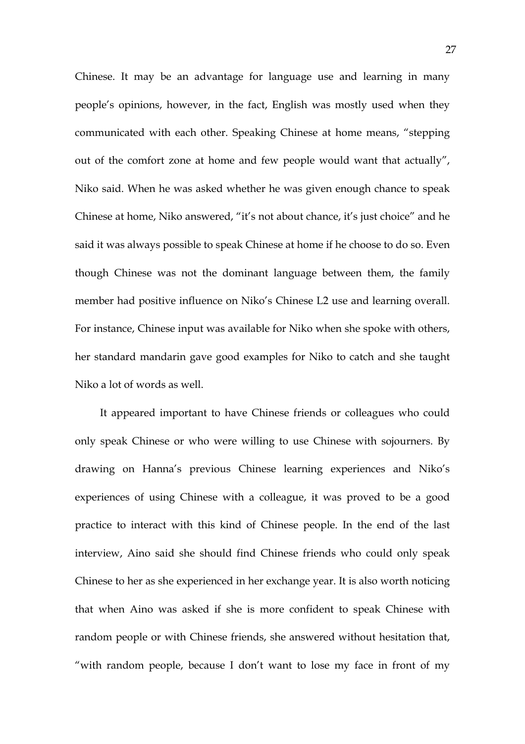Chinese. It may be an advantage for language use and learning in many people's opinions, however, in the fact, English was mostly used when they communicated with each other. Speaking Chinese at home means, "stepping out of the comfort zone at home and few people would want that actually", Niko said. When he was asked whether he was given enough chance to speak Chinese at home, Niko answered, "it's not about chance, it's just choice" and he said it was always possible to speak Chinese at home if he choose to do so. Even though Chinese was not the dominant language between them, the family member had positive influence on Niko's Chinese L2 use and learning overall. For instance, Chinese input was available for Niko when she spoke with others, her standard mandarin gave good examples for Niko to catch and she taught Niko a lot of words as well.

It appeared important to have Chinese friends or colleagues who could only speak Chinese or who were willing to use Chinese with sojourners. By drawing on Hanna's previous Chinese learning experiences and Niko's experiences of using Chinese with a colleague, it was proved to be a good practice to interact with this kind of Chinese people. In the end of the last interview, Aino said she should find Chinese friends who could only speak Chinese to her as she experienced in her exchange year. It is also worth noticing that when Aino was asked if she is more confident to speak Chinese with random people or with Chinese friends, she answered without hesitation that, "with random people, because I don't want to lose my face in front of my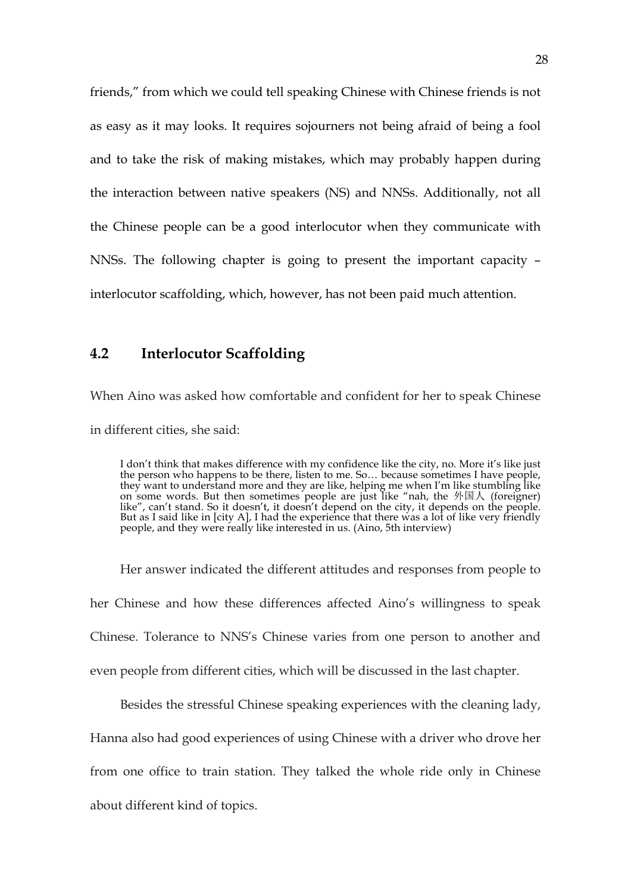friends," from which we could tell speaking Chinese with Chinese friends is not as easy as it may looks. It requires sojourners not being afraid of being a fool and to take the risk of making mistakes, which may probably happen during the interaction between native speakers (NS) and NNSs. Additionally, not all the Chinese people can be a good interlocutor when they communicate with NNSs. The following chapter is going to present the important capacity – interlocutor scaffolding, which, however, has not been paid much attention.

## 4.2 Interlocutor Scaffolding

When Aino was asked how comfortable and confident for her to speak Chinese in different cities, she said:

> I don't think that makes difference with my confidence like the city, no. More it's like just the person who happens to be there, listen to me. So… because sometimes I have people, they want to understand more and they are like, helping me when I'm like stumbling like on some words. But then sometimes people are just like "nah, the 外国人 (foreigner) like", can't stand. So it doesn't, it doesn't depend on the city, it depends on the people. But as I said like in [city A], I had the experience that there was a lot of like very friendly people, and they were really like interested in us. (Aino, 5th interview)

Her answer indicated the different attitudes and responses from people to her Chinese and how these differences affected Aino's willingness to speak Chinese. Tolerance to NNS's Chinese varies from one person to another and even people from different cities, which will be discussed in the last chapter.

Besides the stressful Chinese speaking experiences with the cleaning lady, Hanna also had good experiences of using Chinese with a driver who drove her from one office to train station. They talked the whole ride only in Chinese about different kind of topics.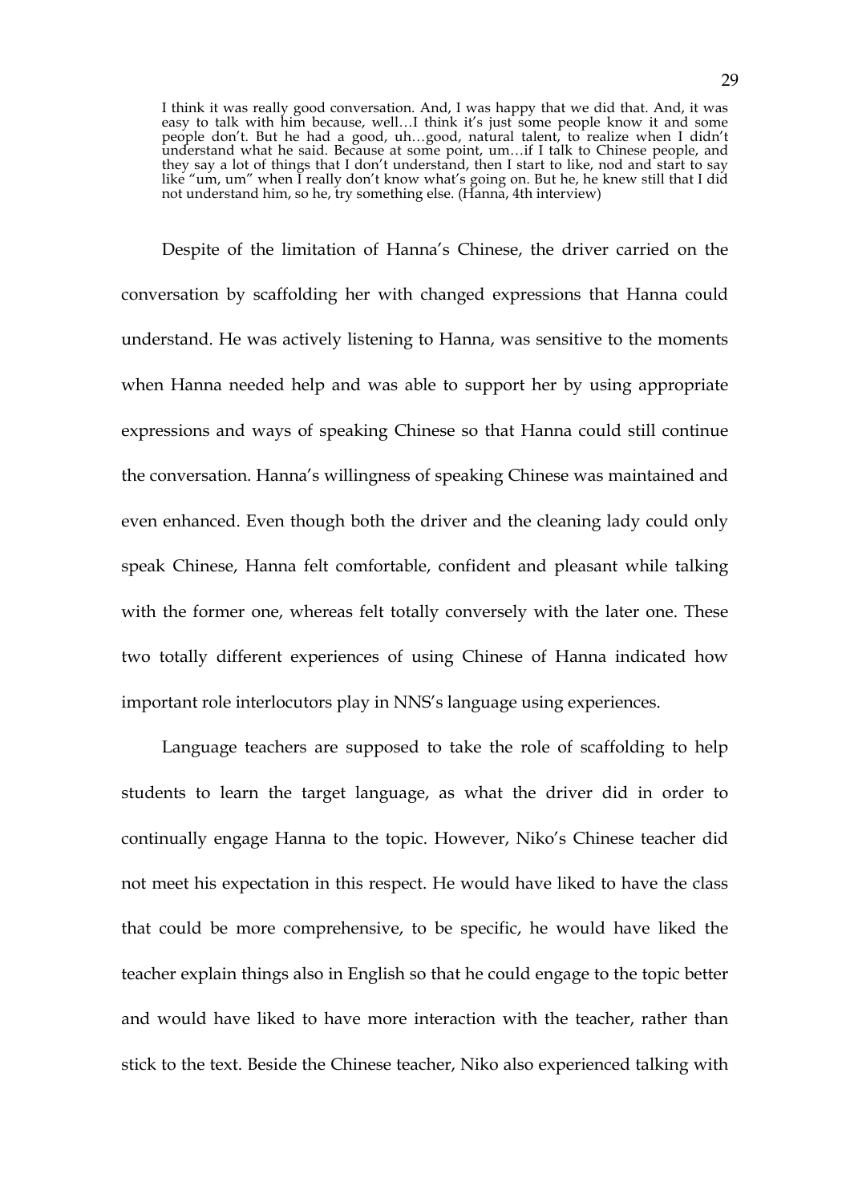> I think it was really good conversation. And, I was happy that we did that. And, it was easy to talk with him because, well…I think it's just some people know it and some people don't. But he had a good, uh…good, natural talent, to realize when I didn't understand what he said. Because at some point, um…if I talk to Chinese people, and they say a lot of things that I don't understand, then I start to like, nod and start to say like "um, um" when I really don't know what's going on. But he, he knew still that I did not understand him, so he, try something else. (Hanna, 4th interview)

Despite of the limitation of Hanna's Chinese, the driver carried on the conversation by scaffolding her with changed expressions that Hanna could understand. He was actively listening to Hanna, was sensitive to the moments when Hanna needed help and was able to support her by using appropriate expressions and ways of speaking Chinese so that Hanna could still continue the conversation. Hanna's willingness of speaking Chinese was maintained and even enhanced. Even though both the driver and the cleaning lady could only speak Chinese, Hanna felt comfortable, confident and pleasant while talking with the former one, whereas felt totally conversely with the later one. These two totally different experiences of using Chinese of Hanna indicated how important role interlocutors play in NNS's language using experiences.

Language teachers are supposed to take the role of scaffolding to help students to learn the target language, as what the driver did in order to continually engage Hanna to the topic. However, Niko's Chinese teacher did not meet his expectation in this respect. He would have liked to have the class that could be more comprehensive, to be specific, he would have liked the teacher explain things also in English so that he could engage to the topic better and would have liked to have more interaction with the teacher, rather than stick to the text. Beside the Chinese teacher, Niko also experienced talking with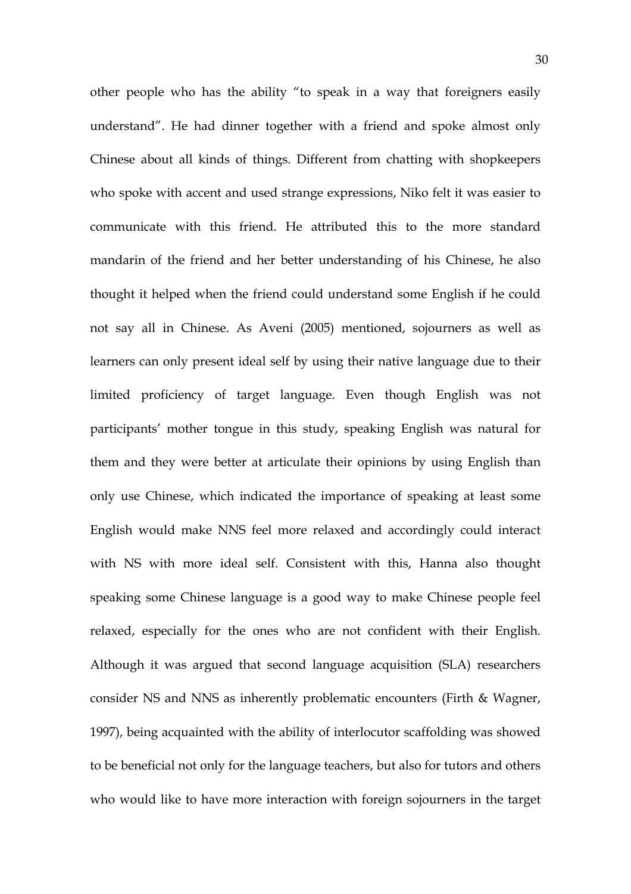other people who has the ability "to speak in a way that foreigners easily understand". He had dinner together with a friend and spoke almost only Chinese about all kinds of things. Different from chatting with shopkeepers who spoke with accent and used strange expressions, Niko felt it was easier to communicate with this friend. He attributed this to the more standard mandarin of the friend and her better understanding of his Chinese, he also thought it helped when the friend could understand some English if he could not say all in Chinese. As Aveni (2005) mentioned, sojourners as well as learners can only present ideal self by using their native language due to their limited proficiency of target language. Even though English was not participants' mother tongue in this study, speaking English was natural for them and they were better at articulate their opinions by using English than only use Chinese, which indicated the importance of speaking at least some English would make NNS feel more relaxed and accordingly could interact with NS with more ideal self. Consistent with this, Hanna also thought speaking some Chinese language is a good way to make Chinese people feel relaxed, especially for the ones who are not confident with their English. Although it was argued that second language acquisition (SLA) researchers consider NS and NNS as inherently problematic encounters (Firth & Wagner, 1997), being acquainted with the ability of interlocutor scaffolding was showed to be beneficial not only for the language teachers, but also for tutors and others who would like to have more interaction with foreign sojourners in the target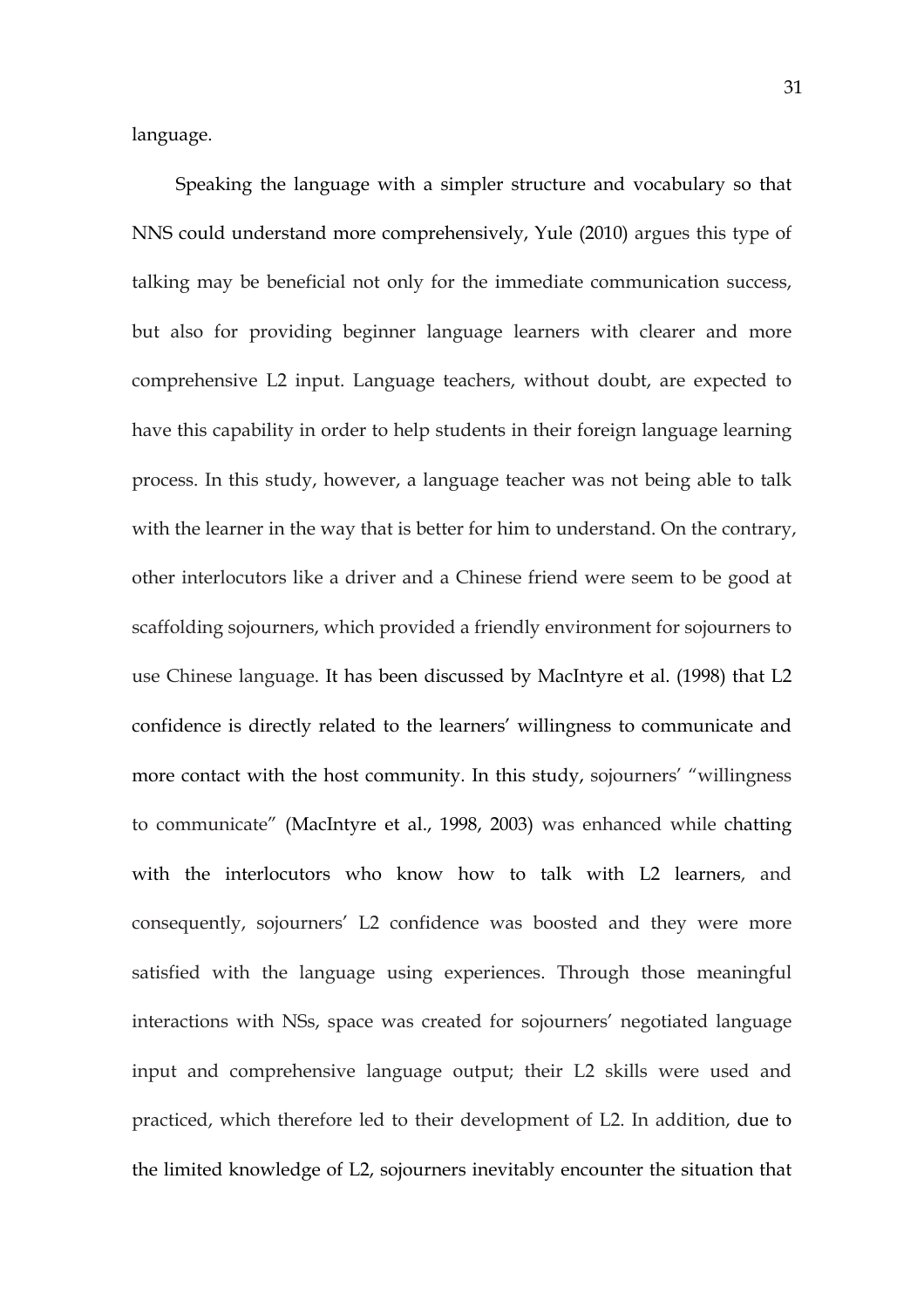language.

Speaking the language with a simpler structure and vocabulary so that NNS could understand more comprehensively, Yule (2010) argues this type of talking may be beneficial not only for the immediate communication success, but also for providing beginner language learners with clearer and more comprehensive L2 input. Language teachers, without doubt, are expected to have this capability in order to help students in their foreign language learning process. In this study, however, a language teacher was not being able to talk with the learner in the way that is better for him to understand. On the contrary, other interlocutors like a driver and a Chinese friend were seem to be good at scaffolding sojourners, which provided a friendly environment for sojourners to use Chinese language. It has been discussed by MacIntyre et al. (1998) that L2 confidence is directly related to the learners' willingness to communicate and more contact with the host community. In this study, sojourners' "willingness to communicate" (MacIntyre et al., 1998, 2003) was enhanced while chatting with the interlocutors who know how to talk with L2 learners, and consequently, sojourners' L2 confidence was boosted and they were more satisfied with the language using experiences. Through those meaningful interactions with NSs, space was created for sojourners' negotiated language input and comprehensive language output; their L2 skills were used and practiced, which therefore led to their development of L2. In addition, due to the limited knowledge of L2, sojourners inevitably encounter the situation that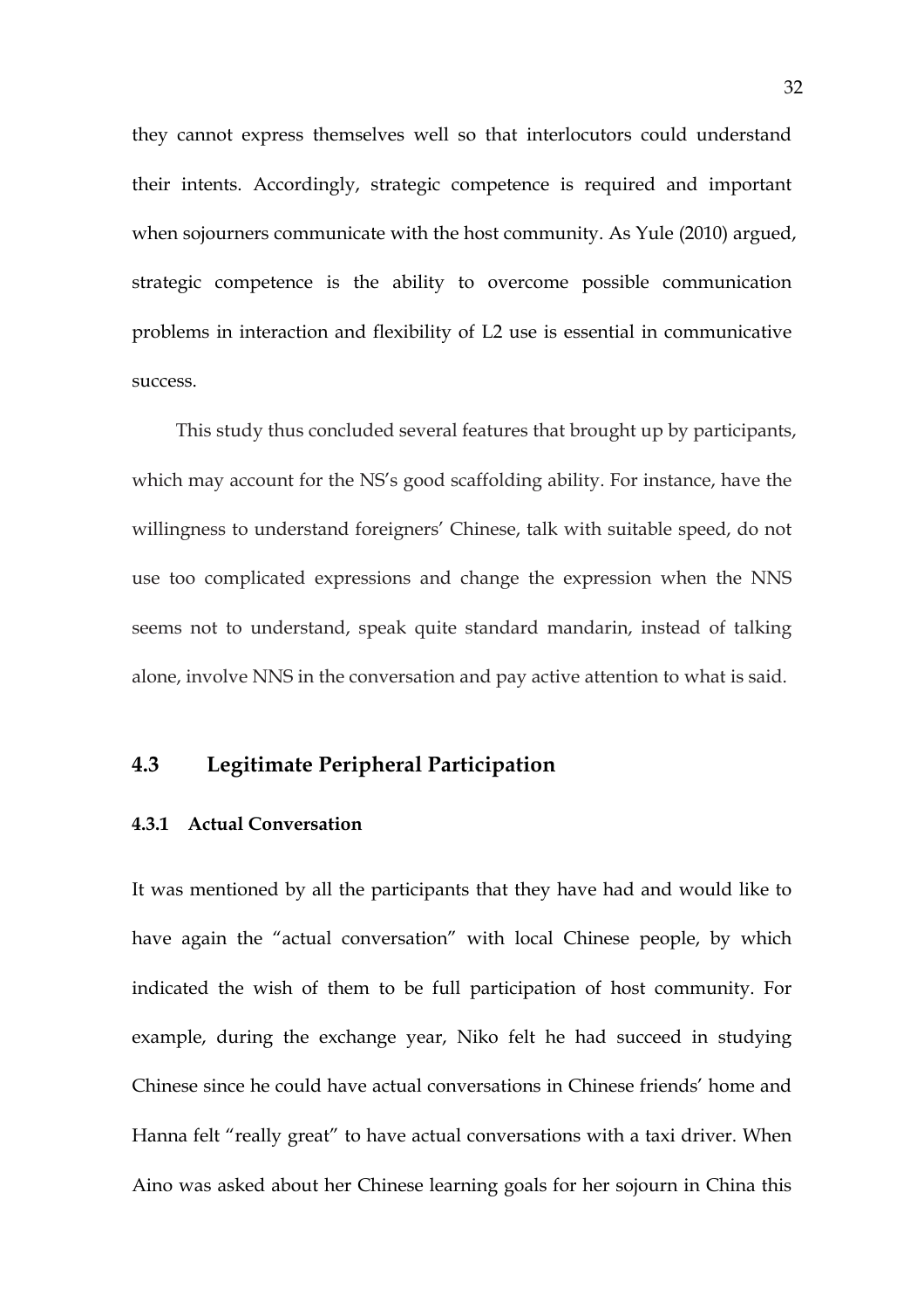they cannot express themselves well so that interlocutors could understand their intents. Accordingly, strategic competence is required and important when sojourners communicate with the host community. As Yule (2010) argued, strategic competence is the ability to overcome possible communication problems in interaction and flexibility of L2 use is essential in communicative success.

This study thus concluded several features that brought up by participants, which may account for the NS's good scaffolding ability. For instance, have the willingness to understand foreigners' Chinese, talk with suitable speed, do not use too complicated expressions and change the expression when the NNS seems not to understand, speak quite standard mandarin, instead of talking alone, involve NNS in the conversation and pay active attention to what is said.

## 4.3 Legitimate Peripheral Participation

### 4.3.1 Actual Conversation

It was mentioned by all the participants that they have had and would like to have again the "actual conversation" with local Chinese people, by which indicated the wish of them to be full participation of host community. For example, during the exchange year, Niko felt he had succeed in studying Chinese since he could have actual conversations in Chinese friends' home and Hanna felt "really great" to have actual conversations with a taxi driver. When Aino was asked about her Chinese learning goals for her sojourn in China this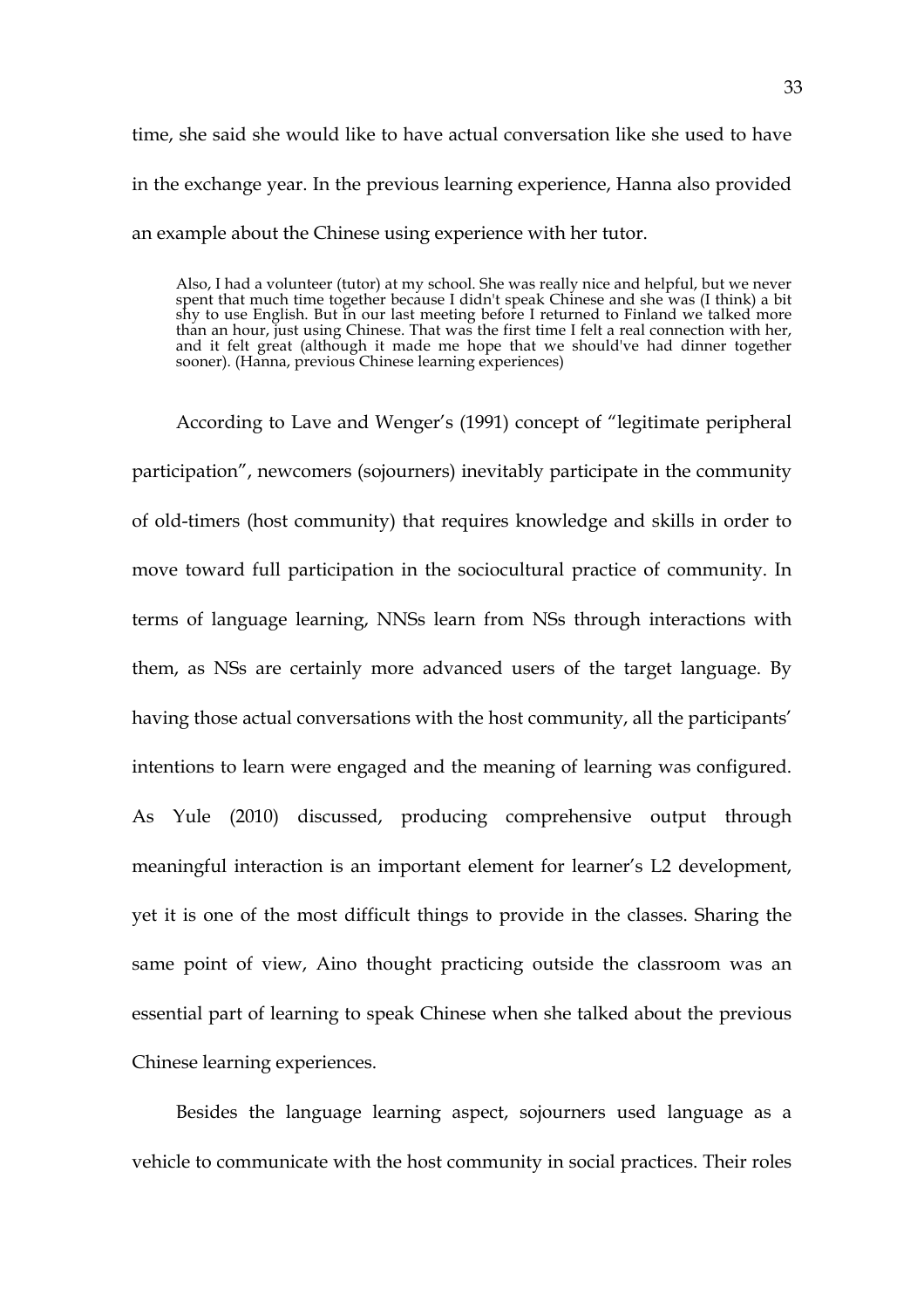time, she said she would like to have actual conversation like she used to have in the exchange year. In the previous learning experience, Hanna also provided an example about the Chinese using experience with her tutor.

> Also, I had a volunteer (tutor) at my school. She was really nice and helpful, but we never spent that much time together because I didn't speak Chinese and she was (I think) a bit shy to use English. But in our last meeting before I returned to Finland we talked more than an hour, just using Chinese. That was the first time I felt a real connection with her, and it felt great (although it made me hope that we should've had dinner together sooner). (Hanna, previous Chinese learning experiences)

According to Lave and Wenger's (1991) concept of "legitimate peripheral participation", newcomers (sojourners) inevitably participate in the community of old-timers (host community) that requires knowledge and skills in order to move toward full participation in the sociocultural practice of community. In terms of language learning, NNSs learn from NSs through interactions with them, as NSs are certainly more advanced users of the target language. By having those actual conversations with the host community, all the participants' intentions to learn were engaged and the meaning of learning was configured. As Yule (2010) discussed, producing comprehensive output through meaningful interaction is an important element for learner's L2 development, yet it is one of the most difficult things to provide in the classes. Sharing the same point of view, Aino thought practicing outside the classroom was an essential part of learning to speak Chinese when she talked about the previous Chinese learning experiences.

Besides the language learning aspect, sojourners used language as a vehicle to communicate with the host community in social practices. Their roles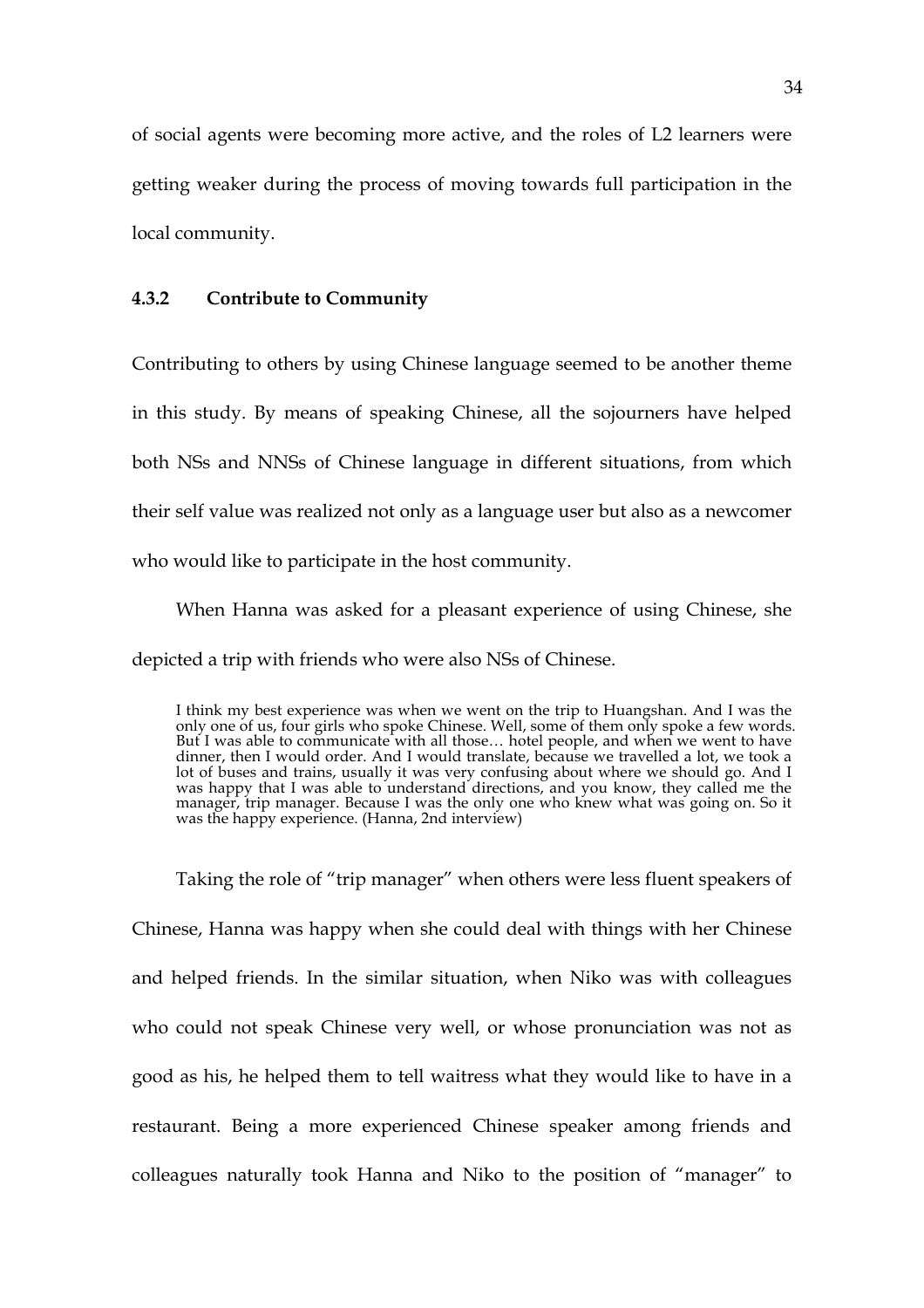of social agents were becoming more active, and the roles of L2 learners were getting weaker during the process of moving towards full participation in the local community.

### 4.3.2 Contribute to Community

Contributing to others by using Chinese language seemed to be another theme in this study. By means of speaking Chinese, all the sojourners have helped both NSs and NNSs of Chinese language in different situations, from which their self value was realized not only as a language user but also as a newcomer who would like to participate in the host community.

When Hanna was asked for a pleasant experience of using Chinese, she depicted a trip with friends who were also NSs of Chinese.

> I think my best experience was when we went on the trip to Huangshan. And I was the only one of us, four girls who spoke Chinese. Well, some of them only spoke a few words. But I was able to communicate with all those… hotel people, and when we went to have dinner, then I would order. And I would translate, because we travelled a lot, we took a lot of buses and trains, usually it was very confusing about where we should go. And I was happy that I was able to understand directions, and you know, they called me the manager, trip manager. Because I was the only one who knew what was going on. So it was the happy experience. (Hanna, 2nd interview)

Taking the role of "trip manager" when others were less fluent speakers of Chinese, Hanna was happy when she could deal with things with her Chinese and helped friends. In the similar situation, when Niko was with colleagues who could not speak Chinese very well, or whose pronunciation was not as good as his, he helped them to tell waitress what they would like to have in a restaurant. Being a more experienced Chinese speaker among friends and colleagues naturally took Hanna and Niko to the position of "manager" to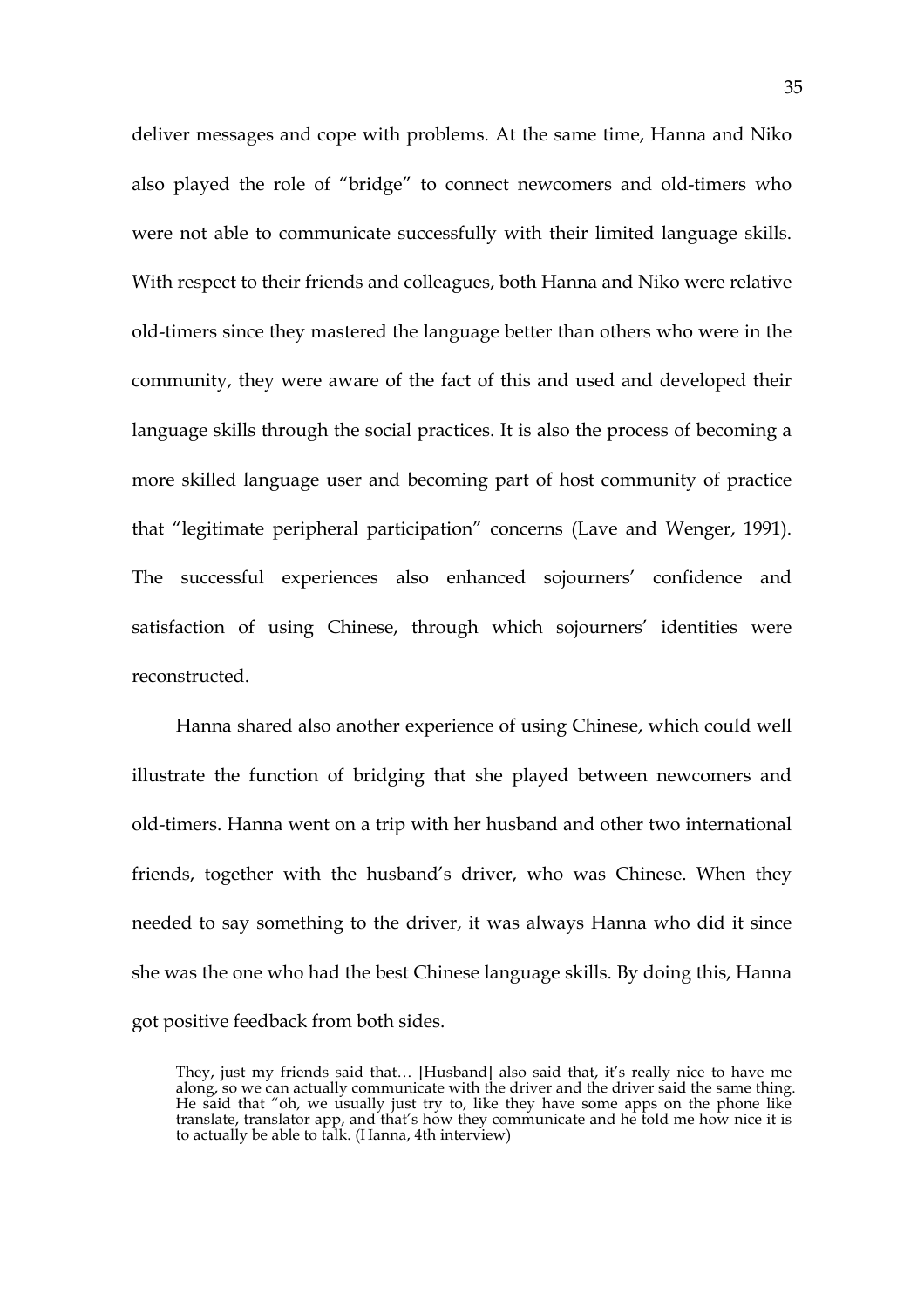deliver messages and cope with problems. At the same time, Hanna and Niko also played the role of "bridge" to connect newcomers and old-timers who were not able to communicate successfully with their limited language skills. With respect to their friends and colleagues, both Hanna and Niko were relative old-timers since they mastered the language better than others who were in the community, they were aware of the fact of this and used and developed their language skills through the social practices. It is also the process of becoming a more skilled language user and becoming part of host community of practice that "legitimate peripheral participation" concerns (Lave and Wenger, 1991). The successful experiences also enhanced sojourners' confidence and satisfaction of using Chinese, through which sojourners' identities were reconstructed.

Hanna shared also another experience of using Chinese, which could well illustrate the function of bridging that she played between newcomers and old-timers. Hanna went on a trip with her husband and other two international friends, together with the husband's driver, who was Chinese. When they needed to say something to the driver, it was always Hanna who did it since she was the one who had the best Chinese language skills. By doing this, Hanna got positive feedback from both sides.

> They, just my friends said that… [Husband] also said that, it's really nice to have me along, so we can actually communicate with the driver and the driver said the same thing. He said that "oh, we usually just try to, like they have some apps on the phone like translate, translator app, and that's how they communicate and he told me how nice it is to actually be able to talk. (Hanna, 4th interview)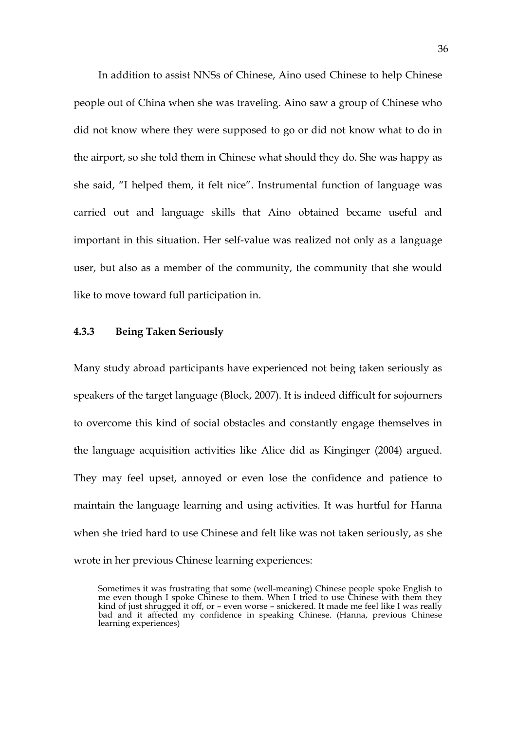In addition to assist NNSs of Chinese, Aino used Chinese to help Chinese people out of China when she was traveling. Aino saw a group of Chinese who did not know where they were supposed to go or did not know what to do in the airport, so she told them in Chinese what should they do. She was happy as she said, "I helped them, it felt nice". Instrumental function of language was carried out and language skills that Aino obtained became useful and important in this situation. Her self-value was realized not only as a language user, but also as a member of the community, the community that she would like to move toward full participation in.

### 4.3.3 Being Taken Seriously

Many study abroad participants have experienced not being taken seriously as speakers of the target language (Block, 2007). It is indeed difficult for sojourners to overcome this kind of social obstacles and constantly engage themselves in the language acquisition activities like Alice did as Kinginger (2004) argued. They may feel upset, annoyed or even lose the confidence and patience to maintain the language learning and using activities. It was hurtful for Hanna when she tried hard to use Chinese and felt like was not taken seriously, as she wrote in her previous Chinese learning experiences:

> Sometimes it was frustrating that some (well-meaning) Chinese people spoke English to me even though I spoke Chinese to them. When I tried to use Chinese with them they kind of just shrugged it off, or – even worse – snickered. It made me feel like I was really bad and it affected my confidence in speaking Chinese. (Hanna, previous Chinese learning experiences)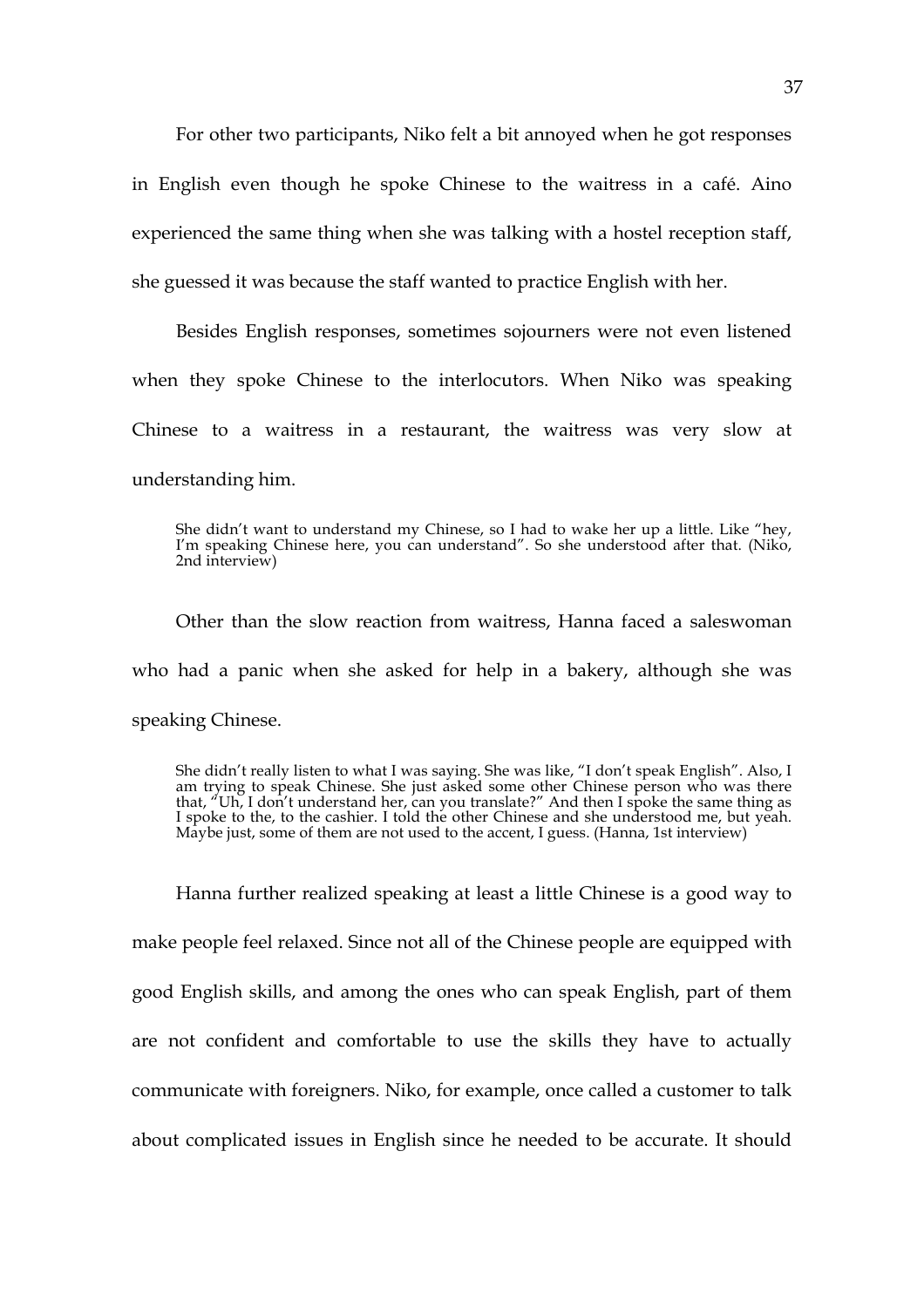For other two participants, Niko felt a bit annoyed when he got responses in English even though he spoke Chinese to the waitress in a café. Aino experienced the same thing when she was talking with a hostel reception staff, she guessed it was because the staff wanted to practice English with her.

Besides English responses, sometimes sojourners were not even listened when they spoke Chinese to the interlocutors. When Niko was speaking Chinese to a waitress in a restaurant, the waitress was very slow at understanding him.

> She didn't want to understand my Chinese, so I had to wake her up a little. Like "hey, I'm speaking Chinese here, you can understand". So she understood after that. (Niko, 2nd interview)

Other than the slow reaction from waitress, Hanna faced a saleswoman who had a panic when she asked for help in a bakery, although she was speaking Chinese.

> She didn't really listen to what I was saying. She was like, "I don't speak English". Also, I am trying to speak Chinese. She just asked some other Chinese person who was there that, "Uh, I don't understand her, can you translate?" And then I spoke the same thing as I spoke to the, to the cashier. I told the other Chinese and she understood me, but yeah. Maybe just, some of them are not used to the accent, I guess. (Hanna, 1st interview)

Hanna further realized speaking at least a little Chinese is a good way to make people feel relaxed. Since not all of the Chinese people are equipped with good English skills, and among the ones who can speak English, part of them are not confident and comfortable to use the skills they have to actually communicate with foreigners. Niko, for example, once called a customer to talk about complicated issues in English since he needed to be accurate. It should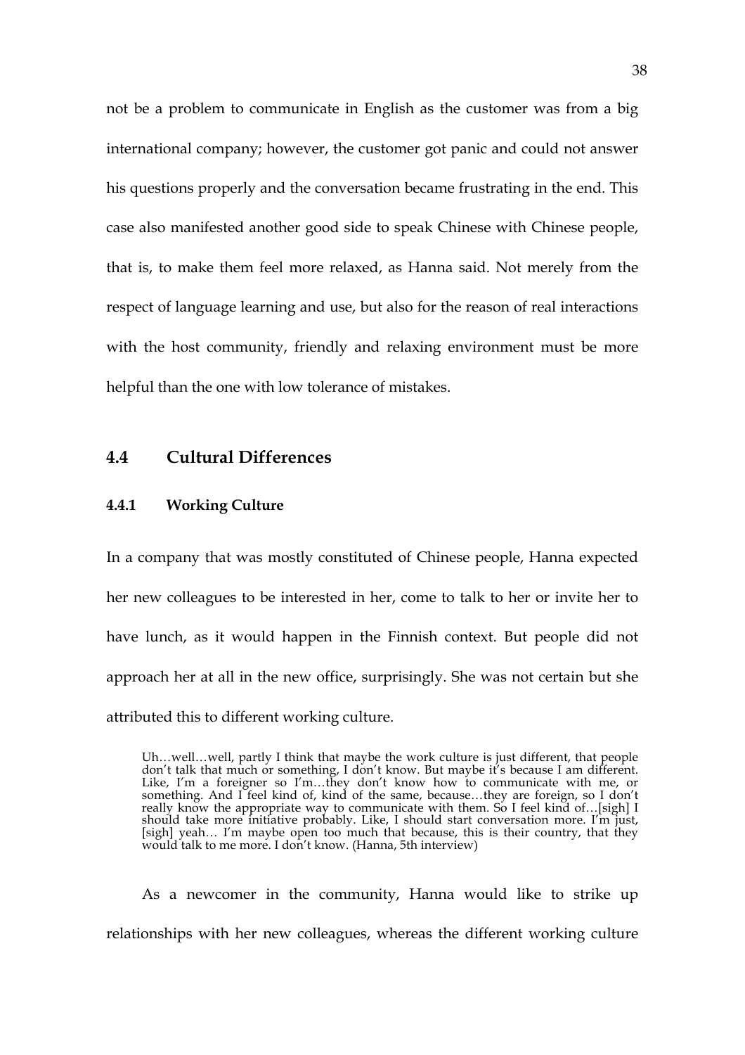not be a problem to communicate in English as the customer was from a big international company; however, the customer got panic and could not answer his questions properly and the conversation became frustrating in the end. This case also manifested another good side to speak Chinese with Chinese people, that is, to make them feel more relaxed, as Hanna said. Not merely from the respect of language learning and use, but also for the reason of real interactions with the host community, friendly and relaxing environment must be more helpful than the one with low tolerance of mistakes.

## 4.4 Cultural Differences

### 4.4.1 Working Culture

In a company that was mostly constituted of Chinese people, Hanna expected her new colleagues to be interested in her, come to talk to her or invite her to have lunch, as it would happen in the Finnish context. But people did not approach her at all in the new office, surprisingly. She was not certain but she attributed this to different working culture.

> Uh…well…well, partly I think that maybe the work culture is just different, that people don't talk that much or something, I don't know. But maybe it's because I am different. Like, I'm a foreigner so I'm…they don't know how to communicate with me, or something. And I feel kind of, kind of the same, because…they are foreign, so I don't really know the appropriate way to communicate with them. So I feel kind of…[sigh] I should take more initiative probably. Like, I should start conversation more. I'm just, [sigh] yeah… I'm maybe open too much that because, this is their country, that they would talk to me more. I don't know. (Hanna, 5th interview)

As a newcomer in the community, Hanna would like to strike up relationships with her new colleagues, whereas the different working culture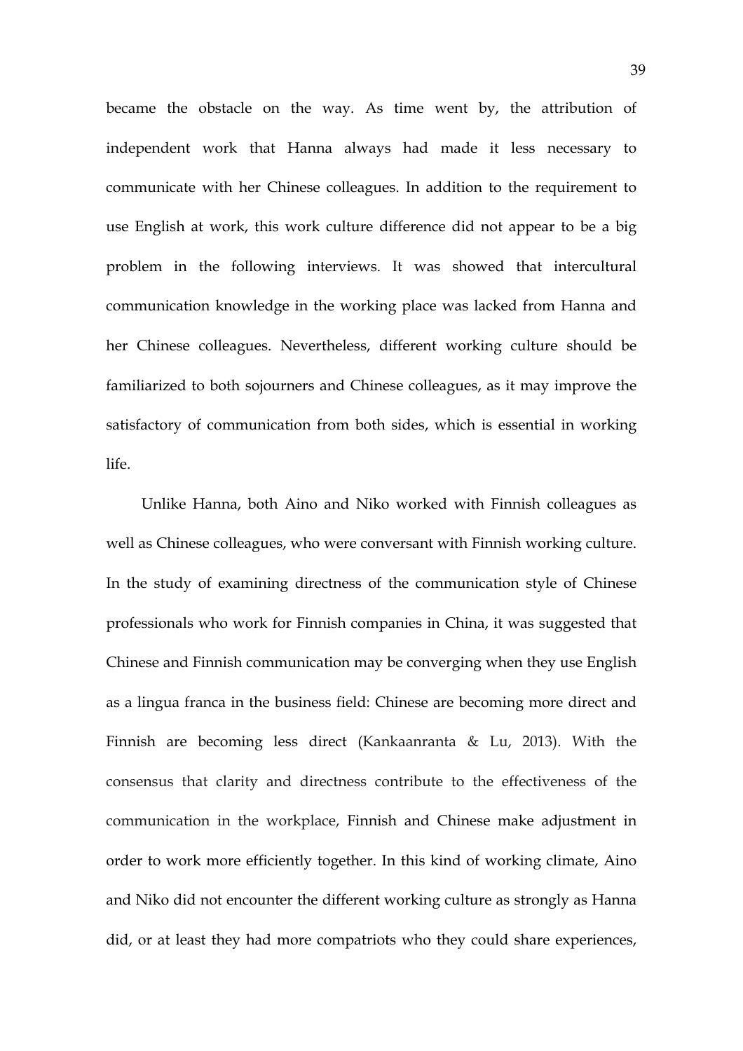became the obstacle on the way. As time went by, the attribution of independent work that Hanna always had made it less necessary to communicate with her Chinese colleagues. In addition to the requirement to use English at work, this work culture difference did not appear to be a big problem in the following interviews. It was showed that intercultural communication knowledge in the working place was lacked from Hanna and her Chinese colleagues. Nevertheless, different working culture should be familiarized to both sojourners and Chinese colleagues, as it may improve the satisfactory of communication from both sides, which is essential in working life.

Unlike Hanna, both Aino and Niko worked with Finnish colleagues as well as Chinese colleagues, who were conversant with Finnish working culture. In the study of examining directness of the communication style of Chinese professionals who work for Finnish companies in China, it was suggested that Chinese and Finnish communication may be converging when they use English as a lingua franca in the business field: Chinese are becoming more direct and Finnish are becoming less direct (Kankaanranta & Lu, 2013). With the consensus that clarity and directness contribute to the effectiveness of the communication in the workplace, Finnish and Chinese make adjustment in order to work more efficiently together. In this kind of working climate, Aino and Niko did not encounter the different working culture as strongly as Hanna did, or at least they had more compatriots who they could share experiences,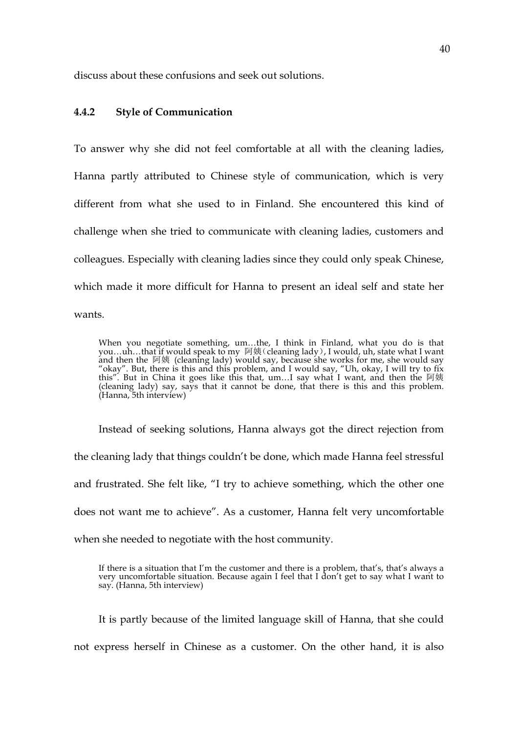discuss about these confusions and seek out solutions.

### 4.4.2 Style of Communication

To answer why she did not feel comfortable at all with the cleaning ladies, Hanna partly attributed to Chinese style of communication, which is very different from what she used to in Finland. She encountered this kind of challenge when she tried to communicate with cleaning ladies, customers and colleagues. Especially with cleaning ladies since they could only speak Chinese, which made it more difficult for Hanna to present an ideal self and state her wants.

> When you negotiate something, um…the, I think in Finland, what you do is that you…uh…that if would speak to my 阿姨（cleaning lady）, I would, uh, state what I want and then the 阿姨 (cleaning lady) would say, because she works for me, she would say "okay". But, there is this and this problem, and I would say, "Uh, okay, I will try to fix this". But in China it goes like this that, um…I say what I want, and then the 阿姨 (cleaning lady) say, says that it cannot be done, that there is this and this problem. (Hanna, 5th interview)

Instead of seeking solutions, Hanna always got the direct rejection from the cleaning lady that things couldn't be done, which made Hanna feel stressful and frustrated. She felt like, "I try to achieve something, which the other one does not want me to achieve". As a customer, Hanna felt very uncomfortable when she needed to negotiate with the host community.

> If there is a situation that I'm the customer and there is a problem, that's, that's always a very uncomfortable situation. Because again I feel that I don't get to say what I want to say. (Hanna, 5th interview)

It is partly because of the limited language skill of Hanna, that she could not express herself in Chinese as a customer. On the other hand, it is also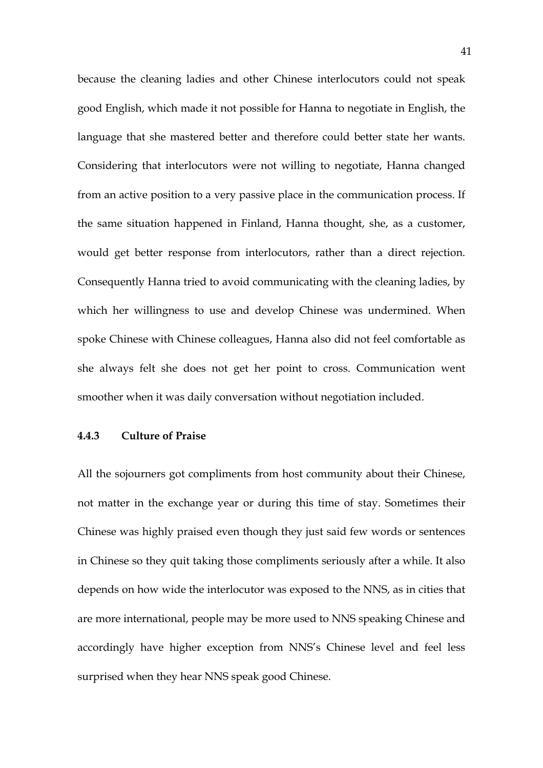because the cleaning ladies and other Chinese interlocutors could not speak good English, which made it not possible for Hanna to negotiate in English, the language that she mastered better and therefore could better state her wants. Considering that interlocutors were not willing to negotiate, Hanna changed from an active position to a very passive place in the communication process. If the same situation happened in Finland, Hanna thought, she, as a customer, would get better response from interlocutors, rather than a direct rejection. Consequently Hanna tried to avoid communicating with the cleaning ladies, by which her willingness to use and develop Chinese was undermined. When spoke Chinese with Chinese colleagues, Hanna also did not feel comfortable as she always felt she does not get her point to cross. Communication went smoother when it was daily conversation without negotiation included.

### 4.4.3 Culture of Praise

All the sojourners got compliments from host community about their Chinese, not matter in the exchange year or during this time of stay. Sometimes their Chinese was highly praised even though they just said few words or sentences in Chinese so they quit taking those compliments seriously after a while. It also depends on how wide the interlocutor was exposed to the NNS, as in cities that are more international, people may be more used to NNS speaking Chinese and accordingly have higher exception from NNS's Chinese level and feel less surprised when they hear NNS speak good Chinese.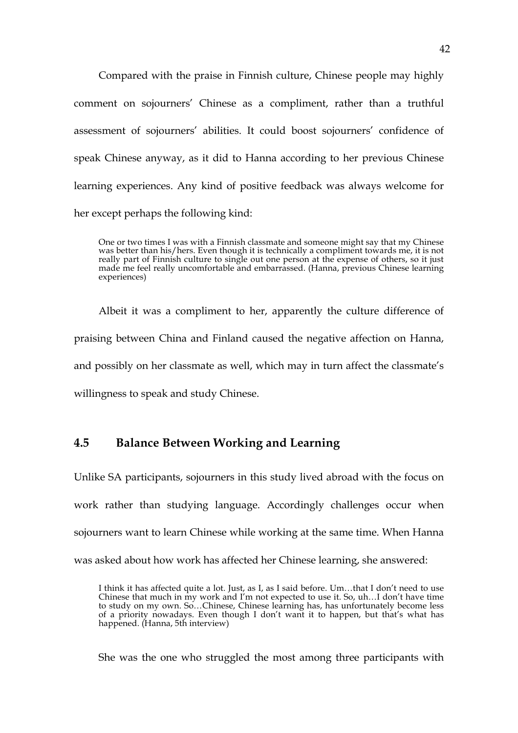Compared with the praise in Finnish culture, Chinese people may highly comment on sojourners' Chinese as a compliment, rather than a truthful assessment of sojourners' abilities. It could boost sojourners' confidence of speak Chinese anyway, as it did to Hanna according to her previous Chinese learning experiences. Any kind of positive feedback was always welcome for her except perhaps the following kind:

> One or two times I was with a Finnish classmate and someone might say that my Chinese was better than his/hers. Even though it is technically a compliment towards me, it is not really part of Finnish culture to single out one person at the expense of others, so it just made me feel really uncomfortable and embarrassed. (Hanna, previous Chinese learning experiences)

Albeit it was a compliment to her, apparently the culture difference of praising between China and Finland caused the negative affection on Hanna, and possibly on her classmate as well, which may in turn affect the classmate's willingness to speak and study Chinese.

## 4.5 Balance Between Working and Learning

Unlike SA participants, sojourners in this study lived abroad with the focus on work rather than studying language. Accordingly challenges occur when sojourners want to learn Chinese while working at the same time. When Hanna was asked about how work has affected her Chinese learning, she answered:

> I think it has affected quite a lot. Just, as I, as I said before. Um…that I don't need to use Chinese that much in my work and I'm not expected to use it. So, uh…I don't have time to study on my own. So…Chinese, Chinese learning has, has unfortunately become less of a priority nowadays. Even though I don't want it to happen, but that's what has happened. (Hanna, 5th interview)

She was the one who struggled the most among three participants with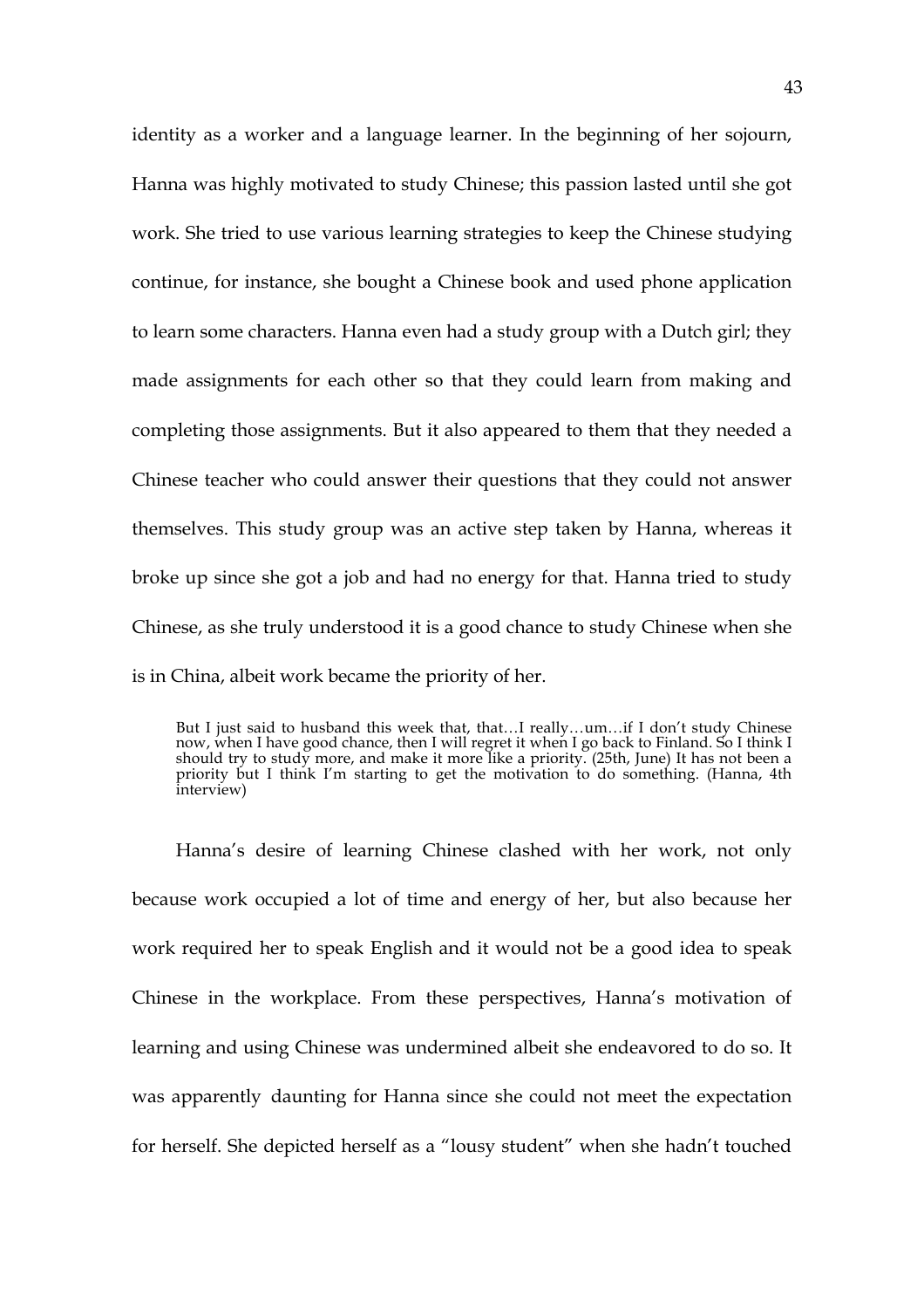identity as a worker and a language learner. In the beginning of her sojourn, Hanna was highly motivated to study Chinese; this passion lasted until she got work. She tried to use various learning strategies to keep the Chinese studying continue, for instance, she bought a Chinese book and used phone application to learn some characters. Hanna even had a study group with a Dutch girl; they made assignments for each other so that they could learn from making and completing those assignments. But it also appeared to them that they needed a Chinese teacher who could answer their questions that they could not answer themselves. This study group was an active step taken by Hanna, whereas it broke up since she got a job and had no energy for that. Hanna tried to study Chinese, as she truly understood it is a good chance to study Chinese when she is in China, albeit work became the priority of her.

> But I just said to husband this week that, that…I really…um…if I don't study Chinese now, when I have good chance, then I will regret it when I go back to Finland. So I think I should try to study more, and make it more like a priority. (25th, June) It has not been a priority but I think I'm starting to get the motivation to do something. (Hanna, 4th interview)

Hanna's desire of learning Chinese clashed with her work, not only because work occupied a lot of time and energy of her, but also because her work required her to speak English and it would not be a good idea to speak Chinese in the workplace. From these perspectives, Hanna's motivation of learning and using Chinese was undermined albeit she endeavored to do so. It was apparently daunting for Hanna since she could not meet the expectation for herself. She depicted herself as a "lousy student" when she hadn't touched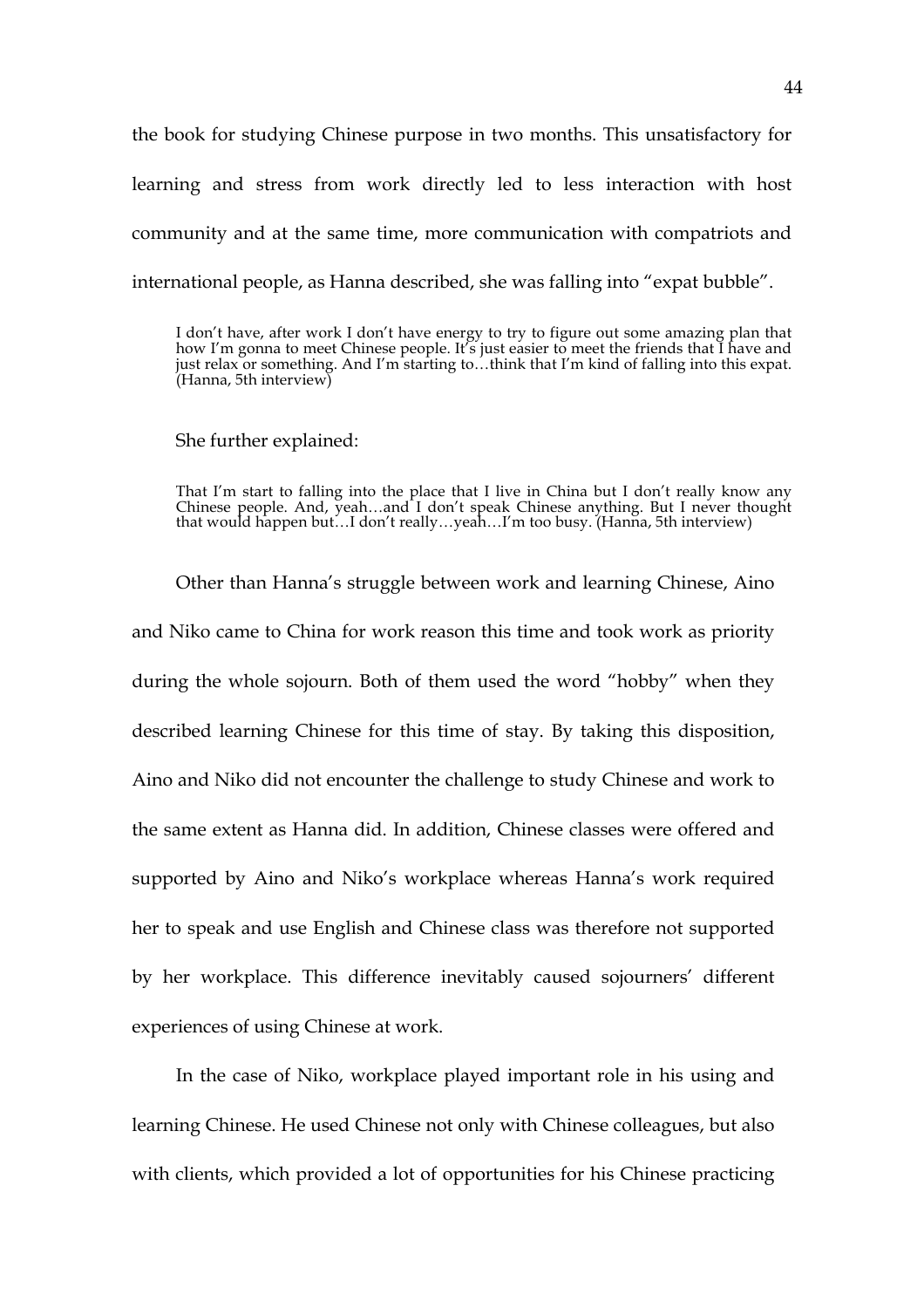the book for studying Chinese purpose in two months. This unsatisfactory for learning and stress from work directly led to less interaction with host community and at the same time, more communication with compatriots and international people, as Hanna described, she was falling into "expat bubble".

> I don't have, after work I don't have energy to try to figure out some amazing plan that how I'm gonna to meet Chinese people. It's just easier to meet the friends that I have and just relax or something. And I'm starting to…think that I'm kind of falling into this expat. (Hanna, 5th interview)

She further explained:

> That I'm start to falling into the place that I live in China but I don't really know any Chinese people. And, yeah…and I don't speak Chinese anything. But I never thought that would happen but…I don't really…yeah…I'm too busy. (Hanna, 5th interview)

Other than Hanna's struggle between work and learning Chinese, Aino and Niko came to China for work reason this time and took work as priority during the whole sojourn. Both of them used the word "hobby" when they described learning Chinese for this time of stay. By taking this disposition, Aino and Niko did not encounter the challenge to study Chinese and work to the same extent as Hanna did. In addition, Chinese classes were offered and supported by Aino and Niko's workplace whereas Hanna's work required her to speak and use English and Chinese class was therefore not supported by her workplace. This difference inevitably caused sojourners' different experiences of using Chinese at work.

In the case of Niko, workplace played important role in his using and learning Chinese. He used Chinese not only with Chinese colleagues, but also with clients, which provided a lot of opportunities for his Chinese practicing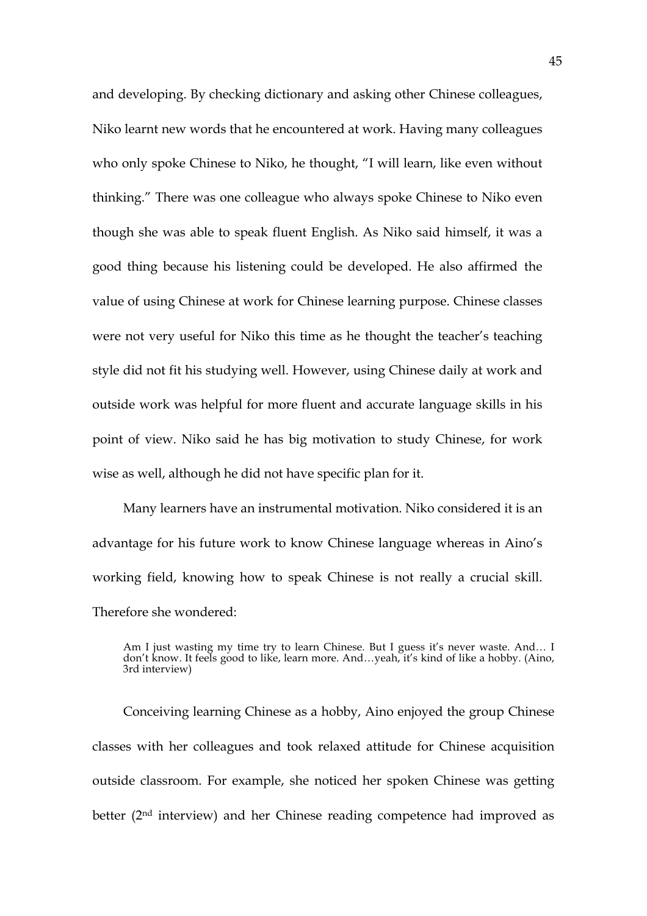and developing. By checking dictionary and asking other Chinese colleagues, Niko learnt new words that he encountered at work. Having many colleagues who only spoke Chinese to Niko, he thought, "I will learn, like even without thinking." There was one colleague who always spoke Chinese to Niko even though she was able to speak fluent English. As Niko said himself, it was a good thing because his listening could be developed. He also affirmed the value of using Chinese at work for Chinese learning purpose. Chinese classes were not very useful for Niko this time as he thought the teacher's teaching style did not fit his studying well. However, using Chinese daily at work and outside work was helpful for more fluent and accurate language skills in his point of view. Niko said he has big motivation to study Chinese, for work wise as well, although he did not have specific plan for it.

Many learners have an instrumental motivation. Niko considered it is an advantage for his future work to know Chinese language whereas in Aino's working field, knowing how to speak Chinese is not really a crucial skill. Therefore she wondered:

> Am I just wasting my time try to learn Chinese. But I guess it's never waste. And… I don't know. It feels good to like, learn more. And…yeah, it's kind of like a hobby. (Aino, 3rd interview)

Conceiving learning Chinese as a hobby, Aino enjoyed the group Chinese classes with her colleagues and took relaxed attitude for Chinese acquisition outside classroom. For example, she noticed her spoken Chinese was getting better (2nd interview) and her Chinese reading competence had improved as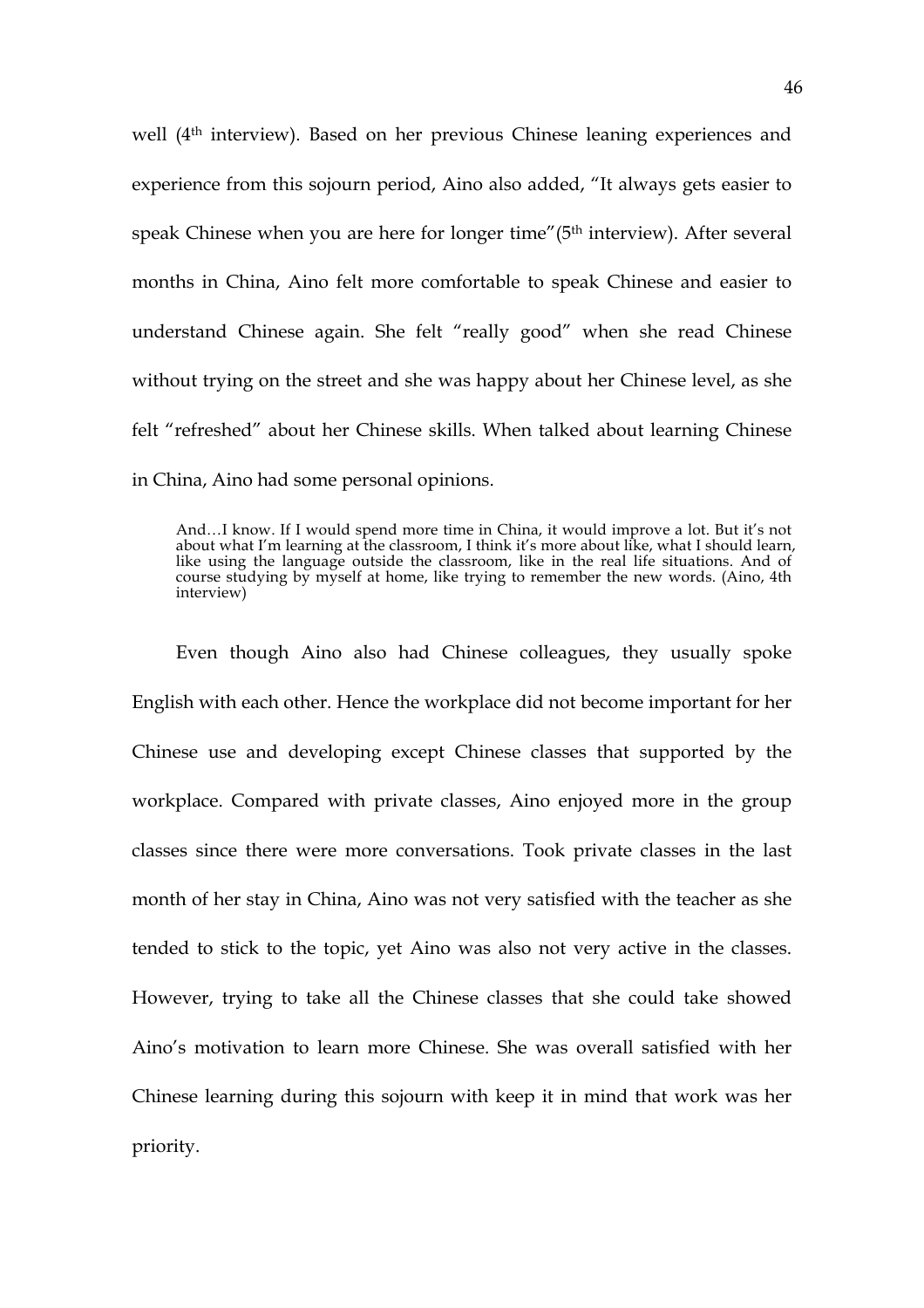well (4th interview). Based on her previous Chinese leaning experiences and experience from this sojourn period, Aino also added, "It always gets easier to speak Chinese when you are here for longer time"(5th interview). After several months in China, Aino felt more comfortable to speak Chinese and easier to understand Chinese again. She felt "really good" when she read Chinese without trying on the street and she was happy about her Chinese level, as she felt "refreshed" about her Chinese skills. When talked about learning Chinese in China, Aino had some personal opinions.

> And…I know. If I would spend more time in China, it would improve a lot. But it's not about what I'm learning at the classroom, I think it's more about like, what I should learn, like using the language outside the classroom, like in the real life situations. And of course studying by myself at home, like trying to remember the new words. (Aino, 4th interview)

Even though Aino also had Chinese colleagues, they usually spoke English with each other. Hence the workplace did not become important for her Chinese use and developing except Chinese classes that supported by the workplace. Compared with private classes, Aino enjoyed more in the group classes since there were more conversations. Took private classes in the last month of her stay in China, Aino was not very satisfied with the teacher as she tended to stick to the topic, yet Aino was also not very active in the classes. However, trying to take all the Chinese classes that she could take showed Aino's motivation to learn more Chinese. She was overall satisfied with her Chinese learning during this sojourn with keep it in mind that work was her priority.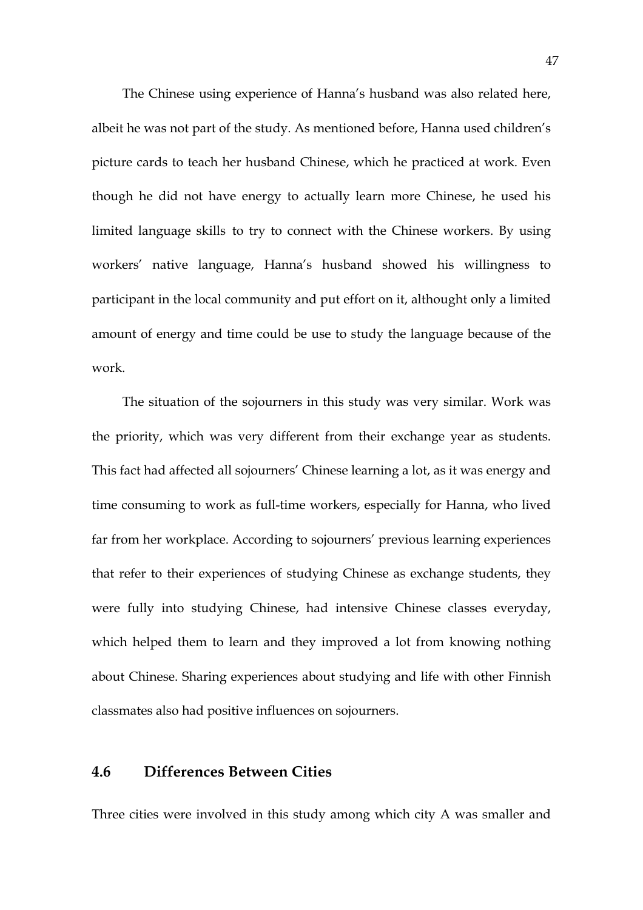The Chinese using experience of Hanna's husband was also related here, albeit he was not part of the study. As mentioned before, Hanna used children's picture cards to teach her husband Chinese, which he practiced at work. Even though he did not have energy to actually learn more Chinese, he used his limited language skills to try to connect with the Chinese workers. By using workers' native language, Hanna's husband showed his willingness to participant in the local community and put effort on it, althought only a limited amount of energy and time could be use to study the language because of the work.

The situation of the sojourners in this study was very similar. Work was the priority, which was very different from their exchange year as students. This fact had affected all sojourners' Chinese learning a lot, as it was energy and time consuming to work as full-time workers, especially for Hanna, who lived far from her workplace. According to sojourners' previous learning experiences that refer to their experiences of studying Chinese as exchange students, they were fully into studying Chinese, had intensive Chinese classes everyday, which helped them to learn and they improved a lot from knowing nothing about Chinese. Sharing experiences about studying and life with other Finnish classmates also had positive influences on sojourners.

## 4.6 Differences Between Cities

Three cities were involved in this study among which city A was smaller and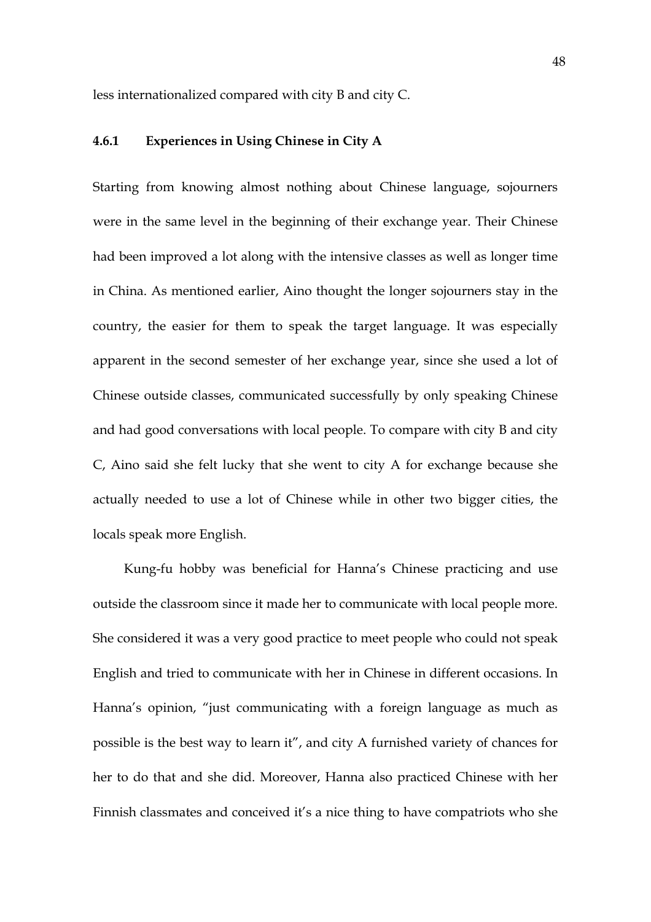less internationalized compared with city B and city C.

### 4.6.1 Experiences in Using Chinese in City A

Starting from knowing almost nothing about Chinese language, sojourners were in the same level in the beginning of their exchange year. Their Chinese had been improved a lot along with the intensive classes as well as longer time in China. As mentioned earlier, Aino thought the longer sojourners stay in the country, the easier for them to speak the target language. It was especially apparent in the second semester of her exchange year, since she used a lot of Chinese outside classes, communicated successfully by only speaking Chinese and had good conversations with local people. To compare with city B and city C, Aino said she felt lucky that she went to city A for exchange because she actually needed to use a lot of Chinese while in other two bigger cities, the locals speak more English.

Kung-fu hobby was beneficial for Hanna's Chinese practicing and use outside the classroom since it made her to communicate with local people more. She considered it was a very good practice to meet people who could not speak English and tried to communicate with her in Chinese in different occasions. In Hanna's opinion, "just communicating with a foreign language as much as possible is the best way to learn it", and city A furnished variety of chances for her to do that and she did. Moreover, Hanna also practiced Chinese with her Finnish classmates and conceived it's a nice thing to have compatriots who she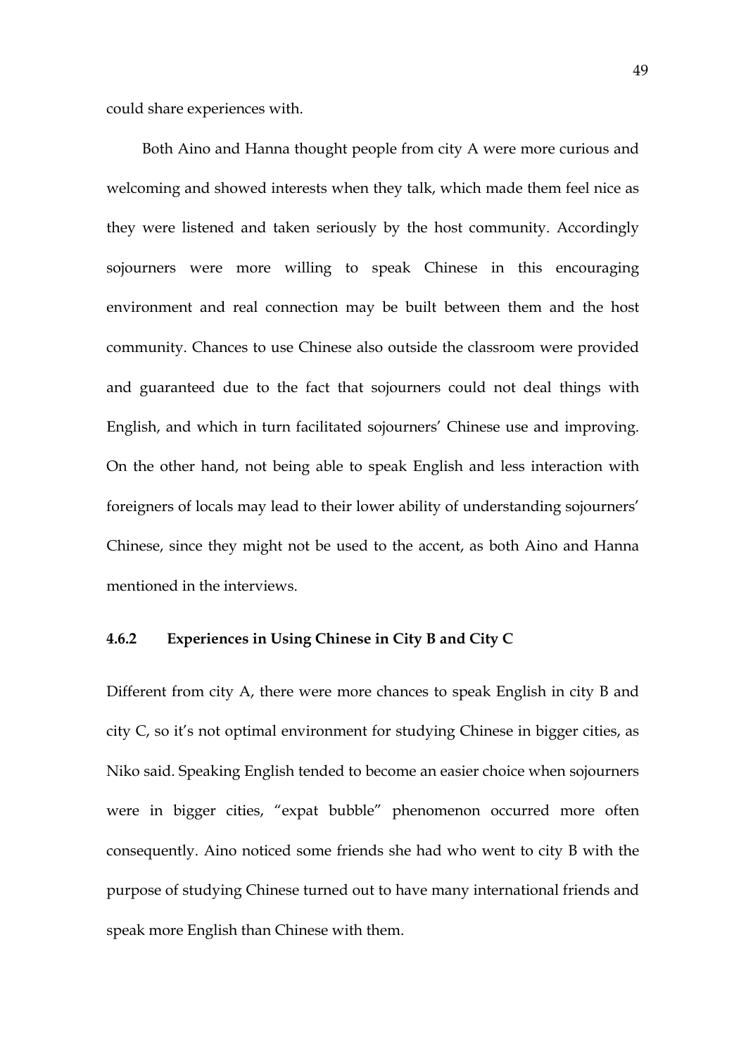could share experiences with.

Both Aino and Hanna thought people from city A were more curious and welcoming and showed interests when they talk, which made them feel nice as they were listened and taken seriously by the host community. Accordingly sojourners were more willing to speak Chinese in this encouraging environment and real connection may be built between them and the host community. Chances to use Chinese also outside the classroom were provided and guaranteed due to the fact that sojourners could not deal things with English, and which in turn facilitated sojourners' Chinese use and improving. On the other hand, not being able to speak English and less interaction with foreigners of locals may lead to their lower ability of understanding sojourners' Chinese, since they might not be used to the accent, as both Aino and Hanna mentioned in the interviews.

### 4.6.2 Experiences in Using Chinese in City B and City C

Different from city A, there were more chances to speak English in city B and city C, so it's not optimal environment for studying Chinese in bigger cities, as Niko said. Speaking English tended to become an easier choice when sojourners were in bigger cities, "expat bubble" phenomenon occurred more often consequently. Aino noticed some friends she had who went to city B with the purpose of studying Chinese turned out to have many international friends and speak more English than Chinese with them.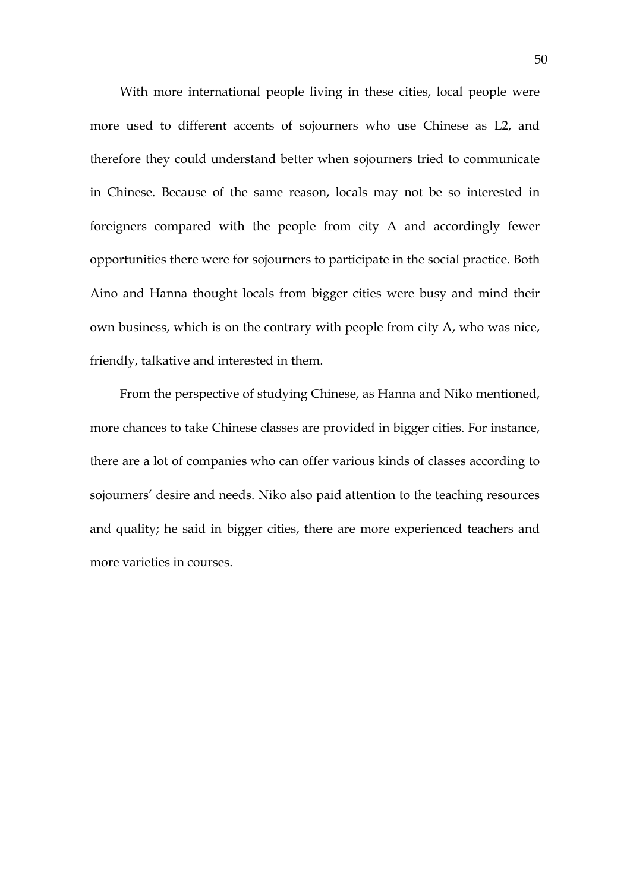With more international people living in these cities, local people were more used to different accents of sojourners who use Chinese as L2, and therefore they could understand better when sojourners tried to communicate in Chinese. Because of the same reason, locals may not be so interested in foreigners compared with the people from city A and accordingly fewer opportunities there were for sojourners to participate in the social practice. Both Aino and Hanna thought locals from bigger cities were busy and mind their own business, which is on the contrary with people from city A, who was nice, friendly, talkative and interested in them.

From the perspective of studying Chinese, as Hanna and Niko mentioned, more chances to take Chinese classes are provided in bigger cities. For instance, there are a lot of companies who can offer various kinds of classes according to sojourners' desire and needs. Niko also paid attention to the teaching resources and quality; he said in bigger cities, there are more experienced teachers and more varieties in courses.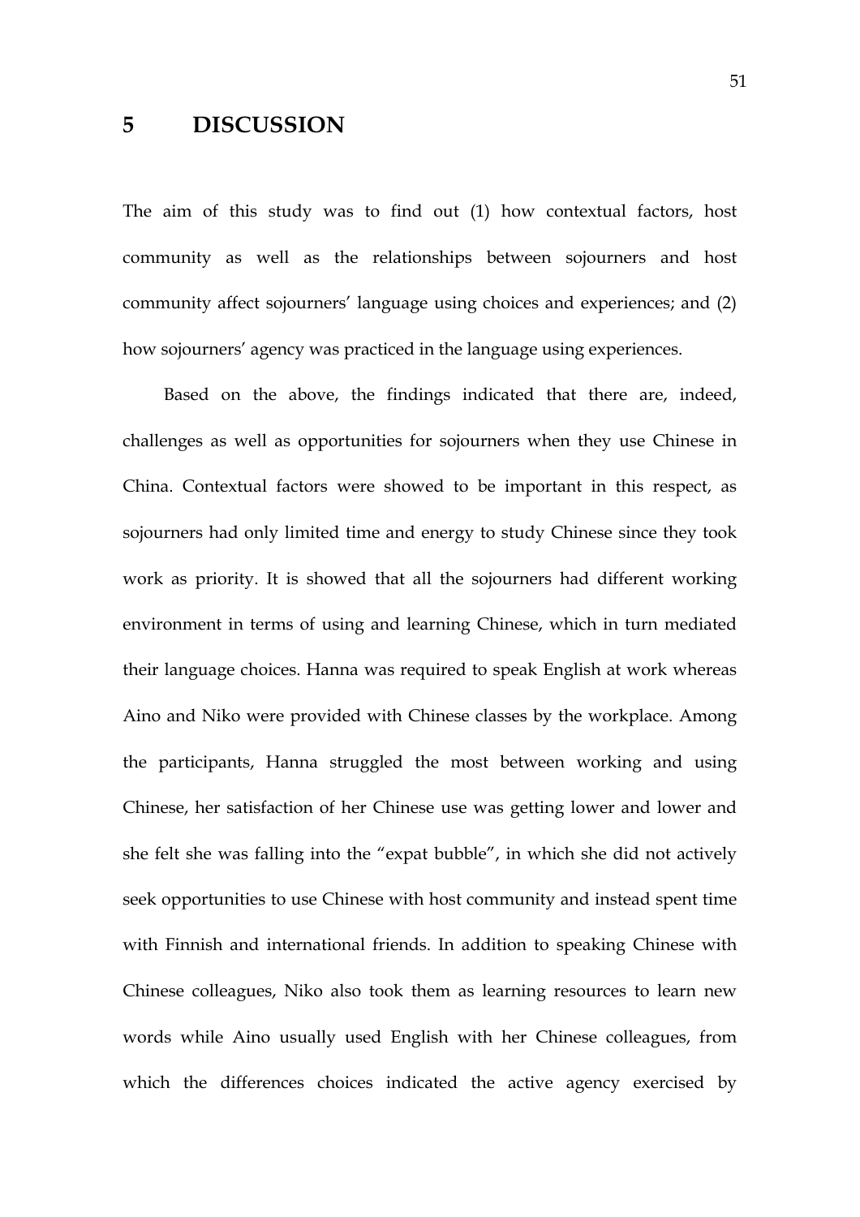# 5 DISCUSSION

The aim of this study was to find out (1) how contextual factors, host community as well as the relationships between sojourners and host community affect sojourners' language using choices and experiences; and (2) how sojourners' agency was practiced in the language using experiences.

Based on the above, the findings indicated that there are, indeed, challenges as well as opportunities for sojourners when they use Chinese in China. Contextual factors were showed to be important in this respect, as sojourners had only limited time and energy to study Chinese since they took work as priority. It is showed that all the sojourners had different working environment in terms of using and learning Chinese, which in turn mediated their language choices. Hanna was required to speak English at work whereas Aino and Niko were provided with Chinese classes by the workplace. Among the participants, Hanna struggled the most between working and using Chinese, her satisfaction of her Chinese use was getting lower and lower and she felt she was falling into the "expat bubble", in which she did not actively seek opportunities to use Chinese with host community and instead spent time with Finnish and international friends. In addition to speaking Chinese with Chinese colleagues, Niko also took them as learning resources to learn new words while Aino usually used English with her Chinese colleagues, from which the differences choices indicated the active agency exercised by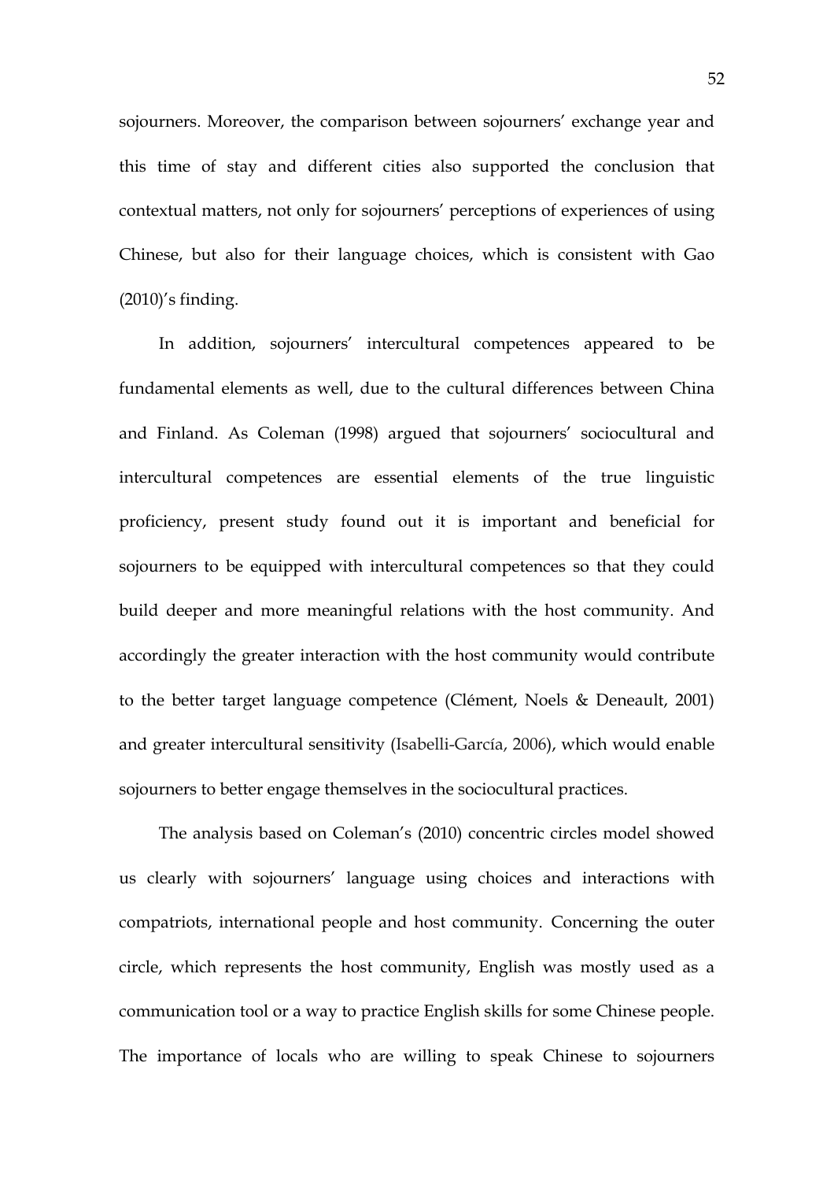sojourners. Moreover, the comparison between sojourners' exchange year and this time of stay and different cities also supported the conclusion that contextual matters, not only for sojourners' perceptions of experiences of using Chinese, but also for their language choices, which is consistent with Gao (2010)'s finding.

In addition, sojourners' intercultural competences appeared to be fundamental elements as well, due to the cultural differences between China and Finland. As Coleman (1998) argued that sojourners' sociocultural and intercultural competences are essential elements of the true linguistic proficiency, present study found out it is important and beneficial for sojourners to be equipped with intercultural competences so that they could build deeper and more meaningful relations with the host community. And accordingly the greater interaction with the host community would contribute to the better target language competence (Clément, Noels & Deneault, 2001) and greater intercultural sensitivity (Isabelli-García, 2006), which would enable sojourners to better engage themselves in the sociocultural practices.

The analysis based on Coleman's (2010) concentric circles model showed us clearly with sojourners' language using choices and interactions with compatriots, international people and host community. Concerning the outer circle, which represents the host community, English was mostly used as a communication tool or a way to practice English skills for some Chinese people. The importance of locals who are willing to speak Chinese to sojourners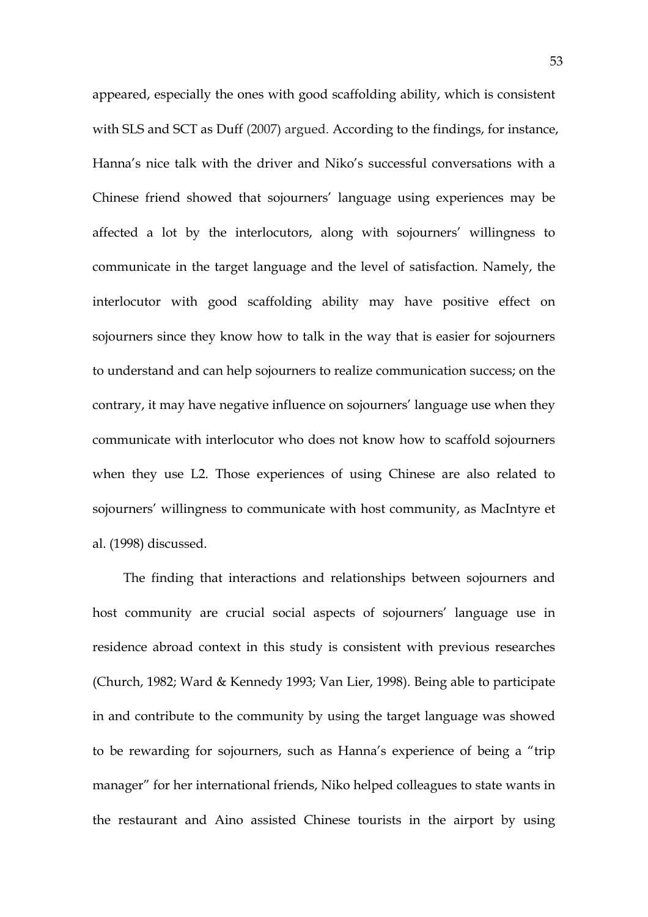appeared, especially the ones with good scaffolding ability, which is consistent with SLS and SCT as Duff (2007) argued. According to the findings, for instance, Hanna's nice talk with the driver and Niko's successful conversations with a Chinese friend showed that sojourners' language using experiences may be affected a lot by the interlocutors, along with sojourners' willingness to communicate in the target language and the level of satisfaction. Namely, the interlocutor with good scaffolding ability may have positive effect on sojourners since they know how to talk in the way that is easier for sojourners to understand and can help sojourners to realize communication success; on the contrary, it may have negative influence on sojourners' language use when they communicate with interlocutor who does not know how to scaffold sojourners when they use L2. Those experiences of using Chinese are also related to sojourners' willingness to communicate with host community, as MacIntyre et al. (1998) discussed.

The finding that interactions and relationships between sojourners and host community are crucial social aspects of sojourners' language use in residence abroad context in this study is consistent with previous researches (Church, 1982; Ward & Kennedy 1993; Van Lier, 1998). Being able to participate in and contribute to the community by using the target language was showed to be rewarding for sojourners, such as Hanna's experience of being a "trip manager" for her international friends, Niko helped colleagues to state wants in the restaurant and Aino assisted Chinese tourists in the airport by using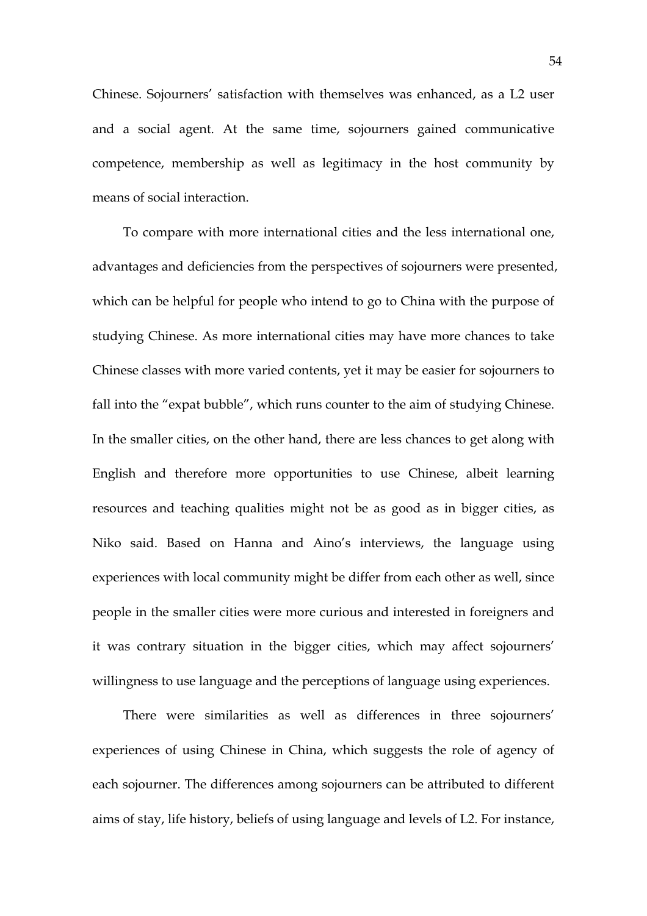Chinese. Sojourners' satisfaction with themselves was enhanced, as a L2 user and a social agent. At the same time, sojourners gained communicative competence, membership as well as legitimacy in the host community by means of social interaction.

To compare with more international cities and the less international one, advantages and deficiencies from the perspectives of sojourners were presented, which can be helpful for people who intend to go to China with the purpose of studying Chinese. As more international cities may have more chances to take Chinese classes with more varied contents, yet it may be easier for sojourners to fall into the "expat bubble", which runs counter to the aim of studying Chinese. In the smaller cities, on the other hand, there are less chances to get along with English and therefore more opportunities to use Chinese, albeit learning resources and teaching qualities might not be as good as in bigger cities, as Niko said. Based on Hanna and Aino's interviews, the language using experiences with local community might be differ from each other as well, since people in the smaller cities were more curious and interested in foreigners and it was contrary situation in the bigger cities, which may affect sojourners' willingness to use language and the perceptions of language using experiences.

There were similarities as well as differences in three sojourners' experiences of using Chinese in China, which suggests the role of agency of each sojourner. The differences among sojourners can be attributed to different aims of stay, life history, beliefs of using language and levels of L2. For instance,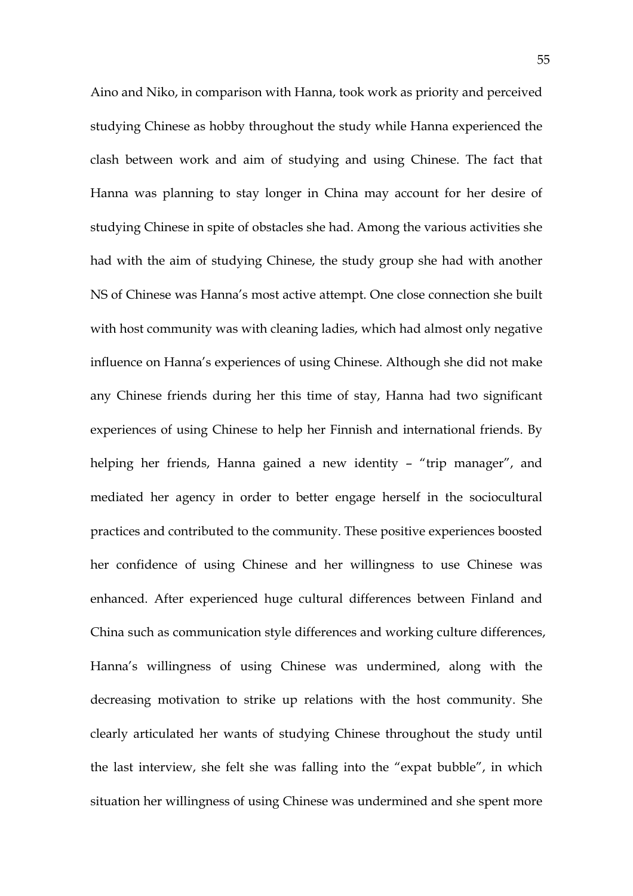Aino and Niko, in comparison with Hanna, took work as priority and perceived studying Chinese as hobby throughout the study while Hanna experienced the clash between work and aim of studying and using Chinese. The fact that Hanna was planning to stay longer in China may account for her desire of studying Chinese in spite of obstacles she had. Among the various activities she had with the aim of studying Chinese, the study group she had with another NS of Chinese was Hanna's most active attempt. One close connection she built with host community was with cleaning ladies, which had almost only negative influence on Hanna's experiences of using Chinese. Although she did not make any Chinese friends during her this time of stay, Hanna had two significant experiences of using Chinese to help her Finnish and international friends. By helping her friends, Hanna gained a new identity – "trip manager", and mediated her agency in order to better engage herself in the sociocultural practices and contributed to the community. These positive experiences boosted her confidence of using Chinese and her willingness to use Chinese was enhanced. After experienced huge cultural differences between Finland and China such as communication style differences and working culture differences, Hanna's willingness of using Chinese was undermined, along with the decreasing motivation to strike up relations with the host community. She clearly articulated her wants of studying Chinese throughout the study until the last interview, she felt she was falling into the "expat bubble", in which situation her willingness of using Chinese was undermined and she spent more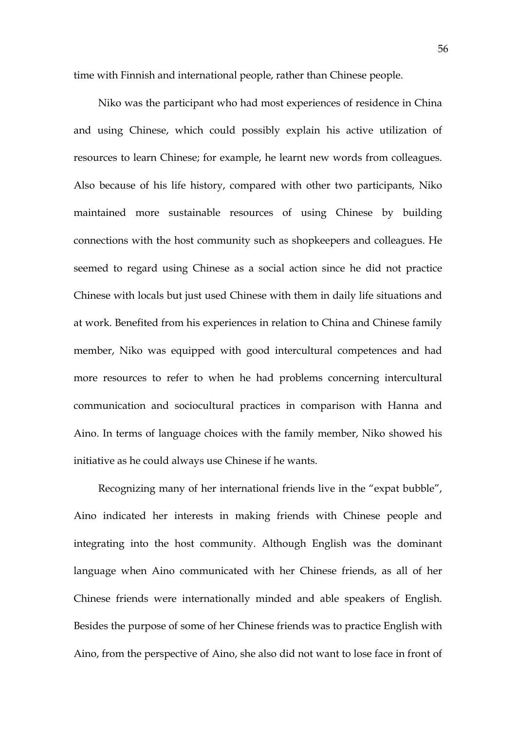time with Finnish and international people, rather than Chinese people.

Niko was the participant who had most experiences of residence in China and using Chinese, which could possibly explain his active utilization of resources to learn Chinese; for example, he learnt new words from colleagues. Also because of his life history, compared with other two participants, Niko maintained more sustainable resources of using Chinese by building connections with the host community such as shopkeepers and colleagues. He seemed to regard using Chinese as a social action since he did not practice Chinese with locals but just used Chinese with them in daily life situations and at work. Benefited from his experiences in relation to China and Chinese family member, Niko was equipped with good intercultural competences and had more resources to refer to when he had problems concerning intercultural communication and sociocultural practices in comparison with Hanna and Aino. In terms of language choices with the family member, Niko showed his initiative as he could always use Chinese if he wants.

Recognizing many of her international friends live in the "expat bubble", Aino indicated her interests in making friends with Chinese people and integrating into the host community. Although English was the dominant language when Aino communicated with her Chinese friends, as all of her Chinese friends were internationally minded and able speakers of English. Besides the purpose of some of her Chinese friends was to practice English with Aino, from the perspective of Aino, she also did not want to lose face in front of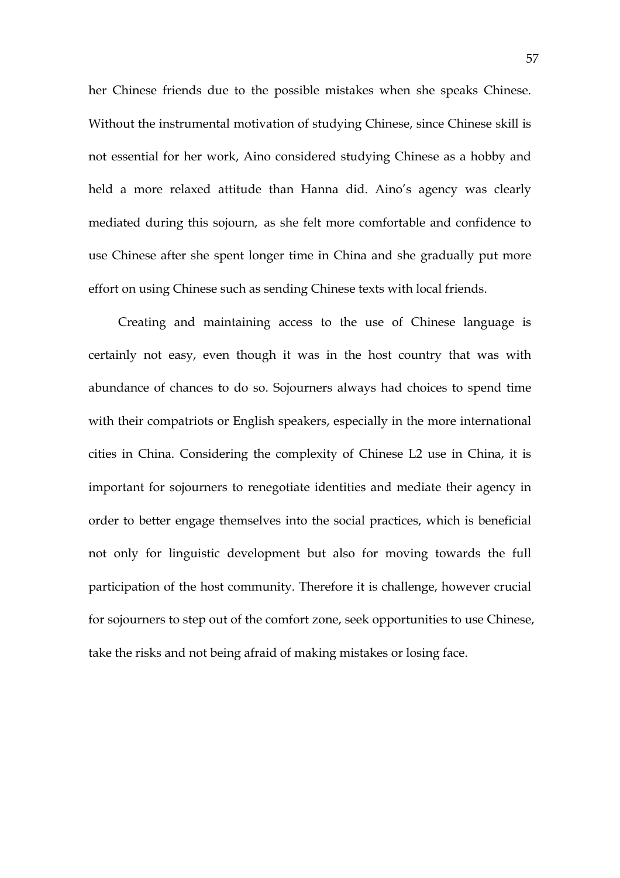her Chinese friends due to the possible mistakes when she speaks Chinese. Without the instrumental motivation of studying Chinese, since Chinese skill is not essential for her work, Aino considered studying Chinese as a hobby and held a more relaxed attitude than Hanna did. Aino's agency was clearly mediated during this sojourn, as she felt more comfortable and confidence to use Chinese after she spent longer time in China and she gradually put more effort on using Chinese such as sending Chinese texts with local friends.

Creating and maintaining access to the use of Chinese language is certainly not easy, even though it was in the host country that was with abundance of chances to do so. Sojourners always had choices to spend time with their compatriots or English speakers, especially in the more international cities in China. Considering the complexity of Chinese L2 use in China, it is important for sojourners to renegotiate identities and mediate their agency in order to better engage themselves into the social practices, which is beneficial not only for linguistic development but also for moving towards the full participation of the host community. Therefore it is challenge, however crucial for sojourners to step out of the comfort zone, seek opportunities to use Chinese, take the risks and not being afraid of making mistakes or losing face.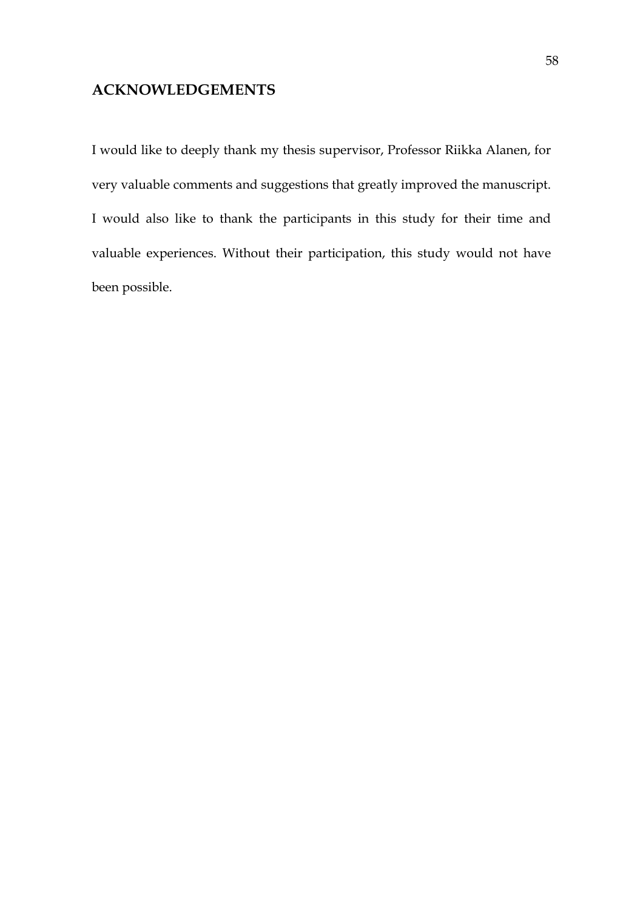## ACKNOWLEDGEMENTS

I would like to deeply thank my thesis supervisor, Professor Riikka Alanen, for very valuable comments and suggestions that greatly improved the manuscript. I would also like to thank the participants in this study for their time and valuable experiences. Without their participation, this study would not have been possible.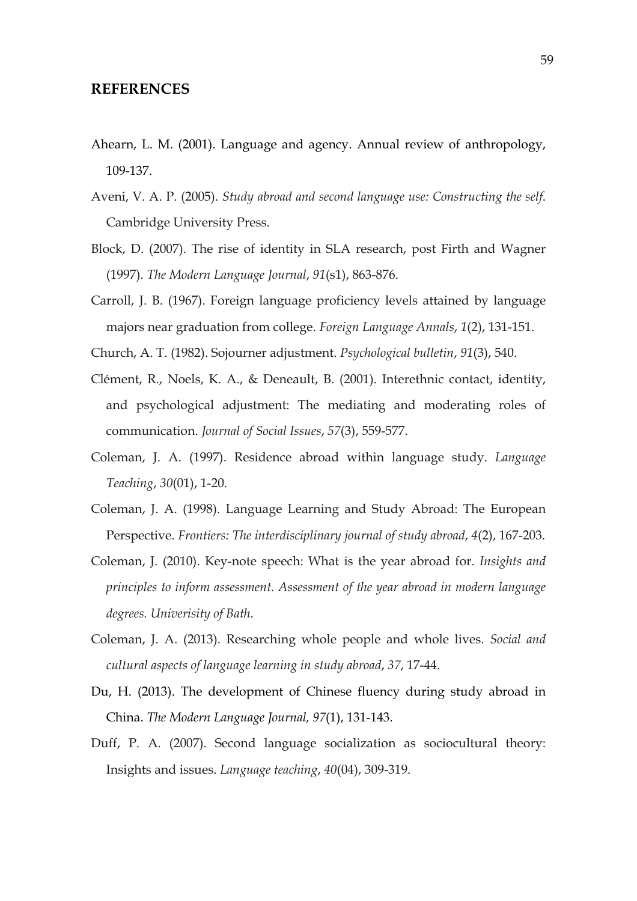## REFERENCES

Ahearn, L. M. (2001). Language and agency. Annual review of anthropology, 109-137.

Aveni, V. A. P. (2005). *Study abroad and second language use: Constructing the self*. Cambridge University Press.

Block, D. (2007). The rise of identity in SLA research, post Firth and Wagner (1997). *The Modern Language Journal*, *91*(s1), 863-876.

Carroll, J. B. (1967). Foreign language proficiency levels attained by language majors near graduation from college. *Foreign Language Annals*, *1*(2), 131-151.

Church, A. T. (1982). Sojourner adjustment. *Psychological bulletin*, *91*(3), 540.

Clément, R., Noels, K. A., & Deneault, B. (2001). Interethnic contact, identity, and psychological adjustment: The mediating and moderating roles of communication. *Journal of Social Issues*, *57*(3), 559-577.

Coleman, J. A. (1997). Residence abroad within language study. *Language Teaching*, *30*(01), 1-20.

Coleman, J. A. (1998). Language Learning and Study Abroad: The European Perspective. *Frontiers: The interdisciplinary journal of study abroad*, *4*(2), 167-203.

Coleman, J. (2010). Key-note speech: What is the year abroad for. *Insights and principles to inform assessment. Assessment of the year abroad in modern language degrees. Univerisity of Bath.*

Coleman, J. A. (2013). Researching whole people and whole lives. *Social and cultural aspects of language learning in study abroad*, *37*, 17-44.

Du, H. (2013). The development of Chinese fluency during study abroad in China. *The Modern Language Journal, 97*(1), 131-143.

Duff, P. A. (2007). Second language socialization as sociocultural theory: Insights and issues. *Language teaching*, *40*(04), 309-319.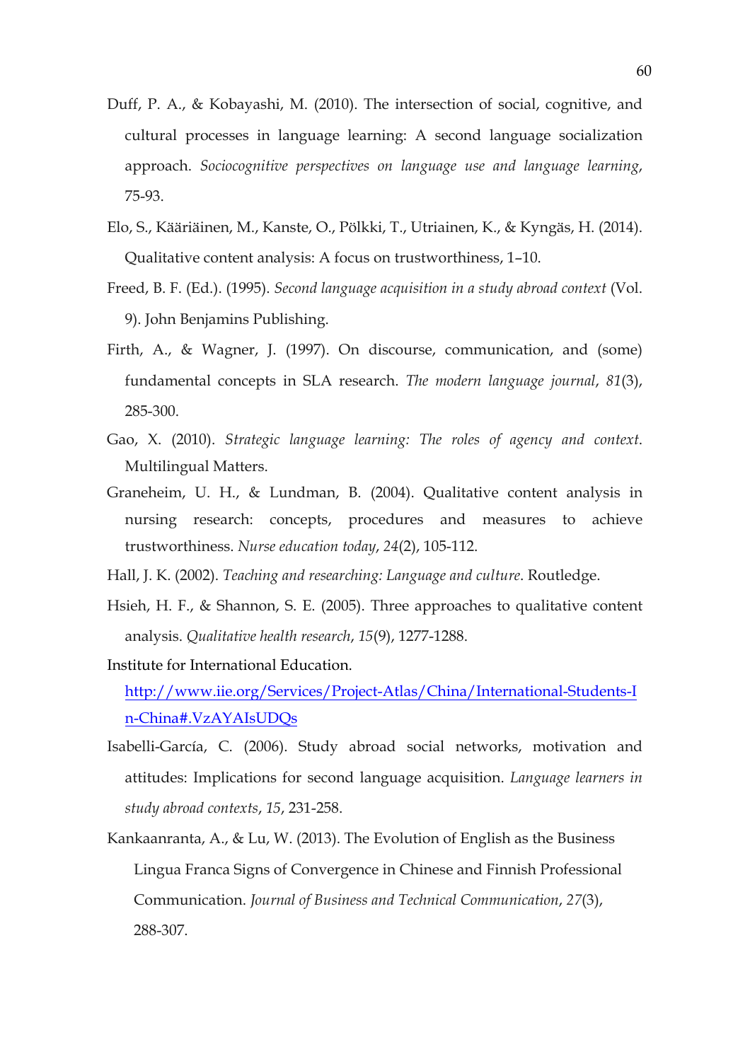Duff, P. A., & Kobayashi, M. (2010). The intersection of social, cognitive, and cultural processes in language learning: A second language socialization approach. *Sociocognitive perspectives on language use and language learning*, 75-93.

Elo, S., Kääriäinen, M., Kanste, O., Pölkki, T., Utriainen, K., & Kyngäs, H. (2014). Qualitative content analysis: A focus on trustworthiness, 1–10.

Freed, B. F. (Ed.). (1995). *Second language acquisition in a study abroad context* (Vol. 9). John Benjamins Publishing.

Firth, A., & Wagner, J. (1997). On discourse, communication, and (some) fundamental concepts in SLA research. *The modern language journal*, *81*(3), 285-300.

Gao, X. (2010). *Strategic language learning: The roles of agency and context*. Multilingual Matters.

Graneheim, U. H., & Lundman, B. (2004). Qualitative content analysis in nursing research: concepts, procedures and measures to achieve trustworthiness. *Nurse education today*, *24*(2), 105-112.

Hall, J. K. (2002). *Teaching and researching: Language and culture*. Routledge.

Hsieh, H. F., & Shannon, S. E. (2005). Three approaches to qualitative content analysis. *Qualitative health research*, *15*(9), 1277-1288.

Institute for International Education. http://www.iie.org/Services/Project-Atlas/China/International-Students-In-China#.VzAYAIsUDQs

Isabelli-García, C. (2006). Study abroad social networks, motivation and attitudes: Implications for second language acquisition. *Language learners in study abroad contexts*, *15*, 231-258.

Kankaanranta, A., & Lu, W. (2013). The Evolution of English as the Business Lingua Franca Signs of Convergence in Chinese and Finnish Professional Communication. *Journal of Business and Technical Communication*, *27*(3), 288-307.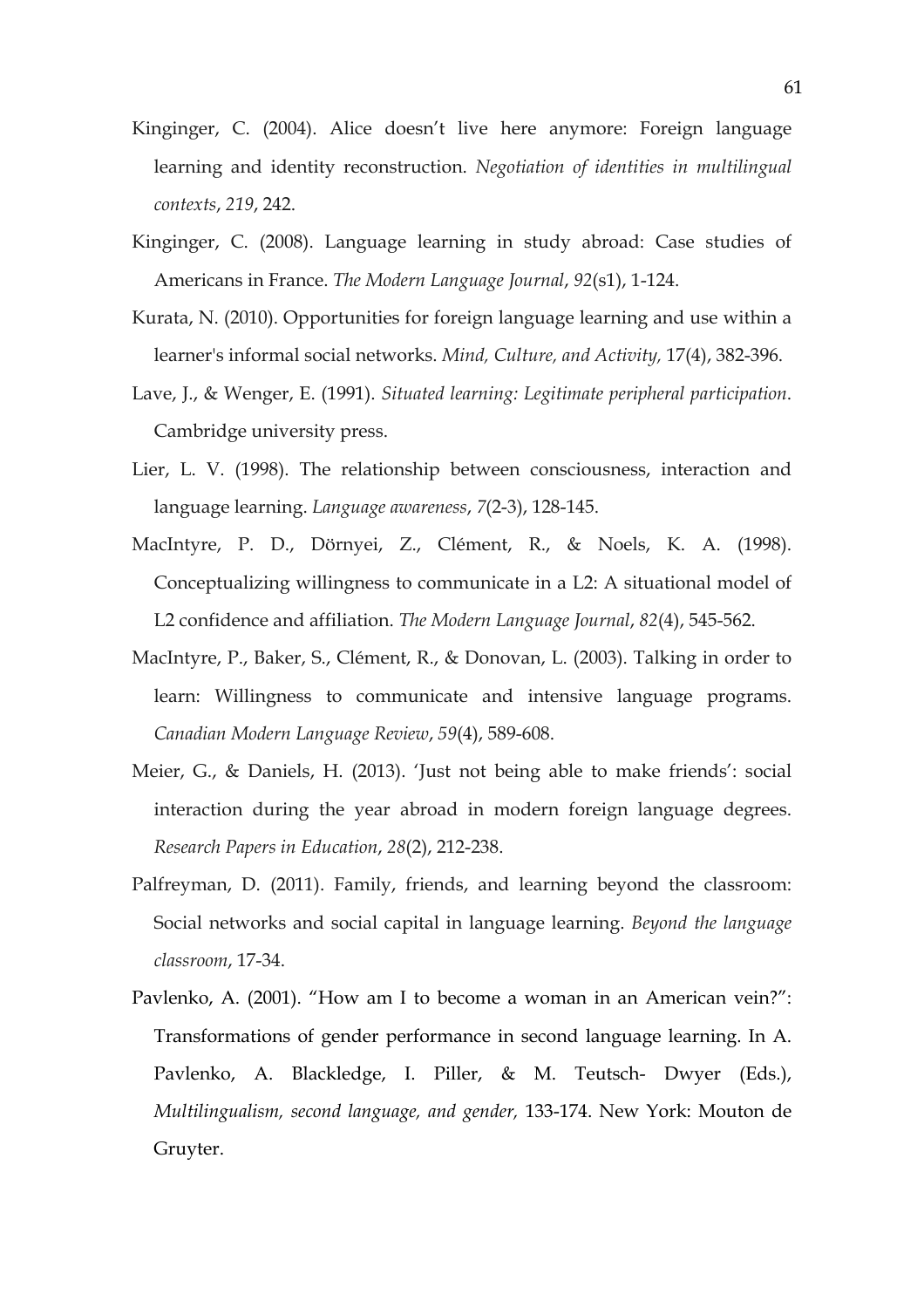Kinginger, C. (2004). Alice doesn't live here anymore: Foreign language learning and identity reconstruction. *Negotiation of identities in multilingual contexts*, *219*, 242.

Kinginger, C. (2008). Language learning in study abroad: Case studies of Americans in France. *The Modern Language Journal*, *92*(s1), 1-124.

Kurata, N. (2010). Opportunities for foreign language learning and use within a learner's informal social networks. *Mind, Culture, and Activity,* 17(4), 382-396.

Lave, J., & Wenger, E. (1991). *Situated learning: Legitimate peripheral participation*. Cambridge university press.

Lier, L. V. (1998). The relationship between consciousness, interaction and language learning. *Language awareness*, *7*(2-3), 128-145.

MacIntyre, P. D., Dörnyei, Z., Clément, R., & Noels, K. A. (1998). Conceptualizing willingness to communicate in a L2: A situational model of L2 confidence and affiliation. *The Modern Language Journal*, *82*(4), 545-562.

MacIntyre, P., Baker, S., Clément, R., & Donovan, L. (2003). Talking in order to learn: Willingness to communicate and intensive language programs. *Canadian Modern Language Review*, *59*(4), 589-608.

Meier, G., & Daniels, H. (2013). 'Just not being able to make friends': social interaction during the year abroad in modern foreign language degrees. *Research Papers in Education*, *28*(2), 212-238.

Palfreyman, D. (2011). Family, friends, and learning beyond the classroom: Social networks and social capital in language learning. *Beyond the language classroom*, 17-34.

Pavlenko, A. (2001). "How am I to become a woman in an American vein?": Transformations of gender performance in second language learning. In A. Pavlenko, A. Blackledge, I. Piller, & M. Teutsch- Dwyer (Eds.), *Multilingualism, second language, and gender,* 133-174. New York: Mouton de Gruyter.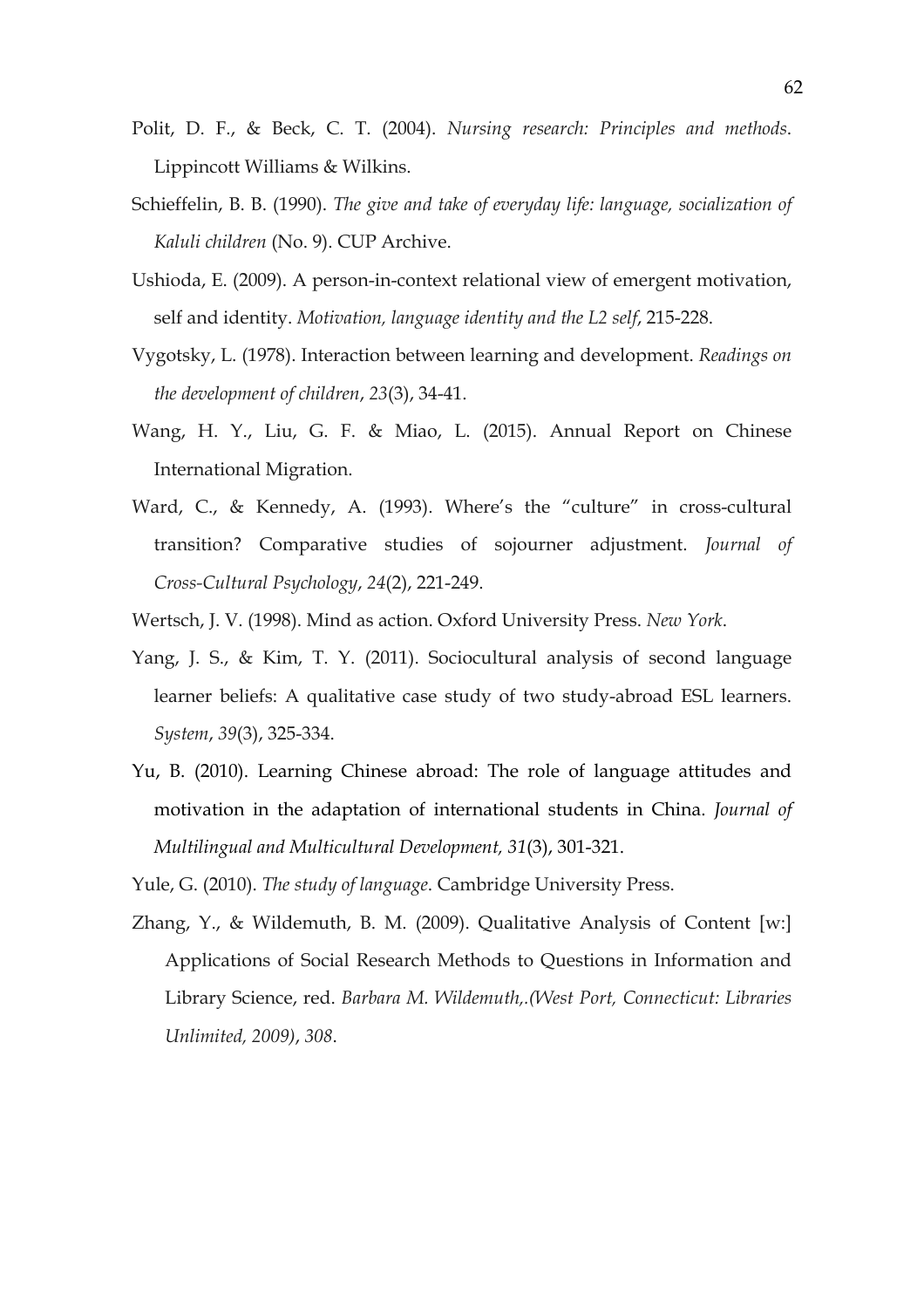Polit, D. F., & Beck, C. T. (2004). *Nursing research: Principles and methods*. Lippincott Williams & Wilkins.

Schieffelin, B. B. (1990). *The give and take of everyday life: language, socialization of Kaluli children* (No. 9). CUP Archive.

Ushioda, E. (2009). A person-in-context relational view of emergent motivation, self and identity. *Motivation, language identity and the L2 self*, 215-228.

Vygotsky, L. (1978). Interaction between learning and development. *Readings on the development of children*, *23*(3), 34-41.

Wang, H. Y., Liu, G. F. & Miao, L. (2015). Annual Report on Chinese International Migration.

Ward, C., & Kennedy, A. (1993). Where's the "culture" in cross-cultural transition? Comparative studies of sojourner adjustment. *Journal of Cross-Cultural Psychology*, *24*(2), 221-249.

Wertsch, J. V. (1998). Mind as action. Oxford University Press. *New York*.

Yang, J. S., & Kim, T. Y. (2011). Sociocultural analysis of second language learner beliefs: A qualitative case study of two study-abroad ESL learners. *System*, *39*(3), 325-334.

Yu, B. (2010). Learning Chinese abroad: The role of language attitudes and motivation in the adaptation of international students in China. *Journal of Multilingual and Multicultural Development, 31*(3), 301-321.

Yule, G. (2010). *The study of language*. Cambridge University Press.

Zhang, Y., & Wildemuth, B. M. (2009). Qualitative Analysis of Content [w:] Applications of Social Research Methods to Questions in Information and Library Science, red. *Barbara M. Wildemuth,.(West Port, Connecticut: Libraries Unlimited, 2009)*, *308*.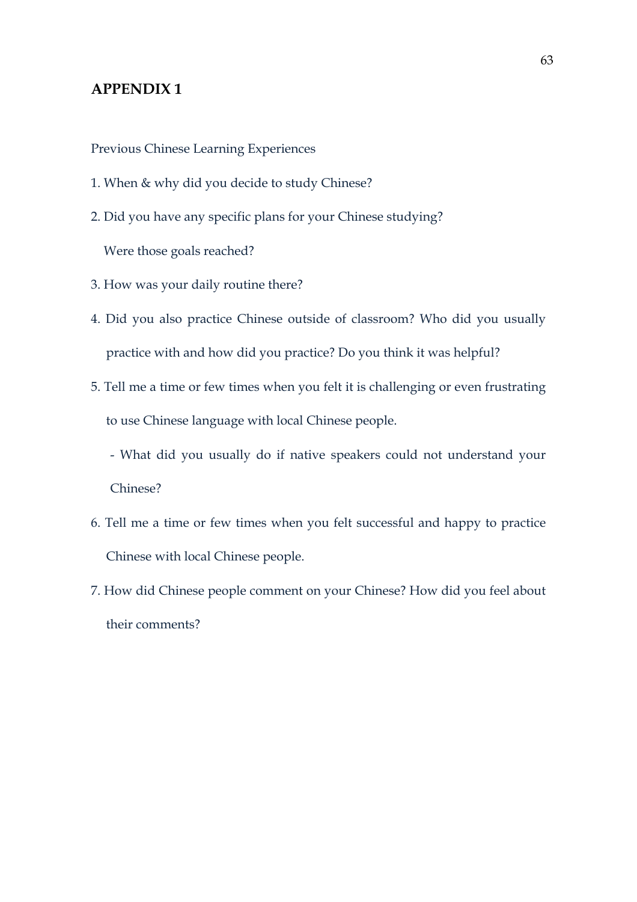# APPENDIX 1

Previous Chinese Learning Experiences

1. When & why did you decide to study Chinese?
2. Did you have any specific plans for your Chinese studying?

   Were those goals reached?
3. How was your daily routine there?
4. Did you also practice Chinese outside of classroom? Who did you usually practice with and how did you practice? Do you think it was helpful?
5. Tell me a time or few times when you felt it is challenging or even frustrating to use Chinese language with local Chinese people.
   - What did you usually do if native speakers could not understand your Chinese?
6. Tell me a time or few times when you felt successful and happy to practice Chinese with local Chinese people.
7. How did Chinese people comment on your Chinese? How did you feel about their comments?